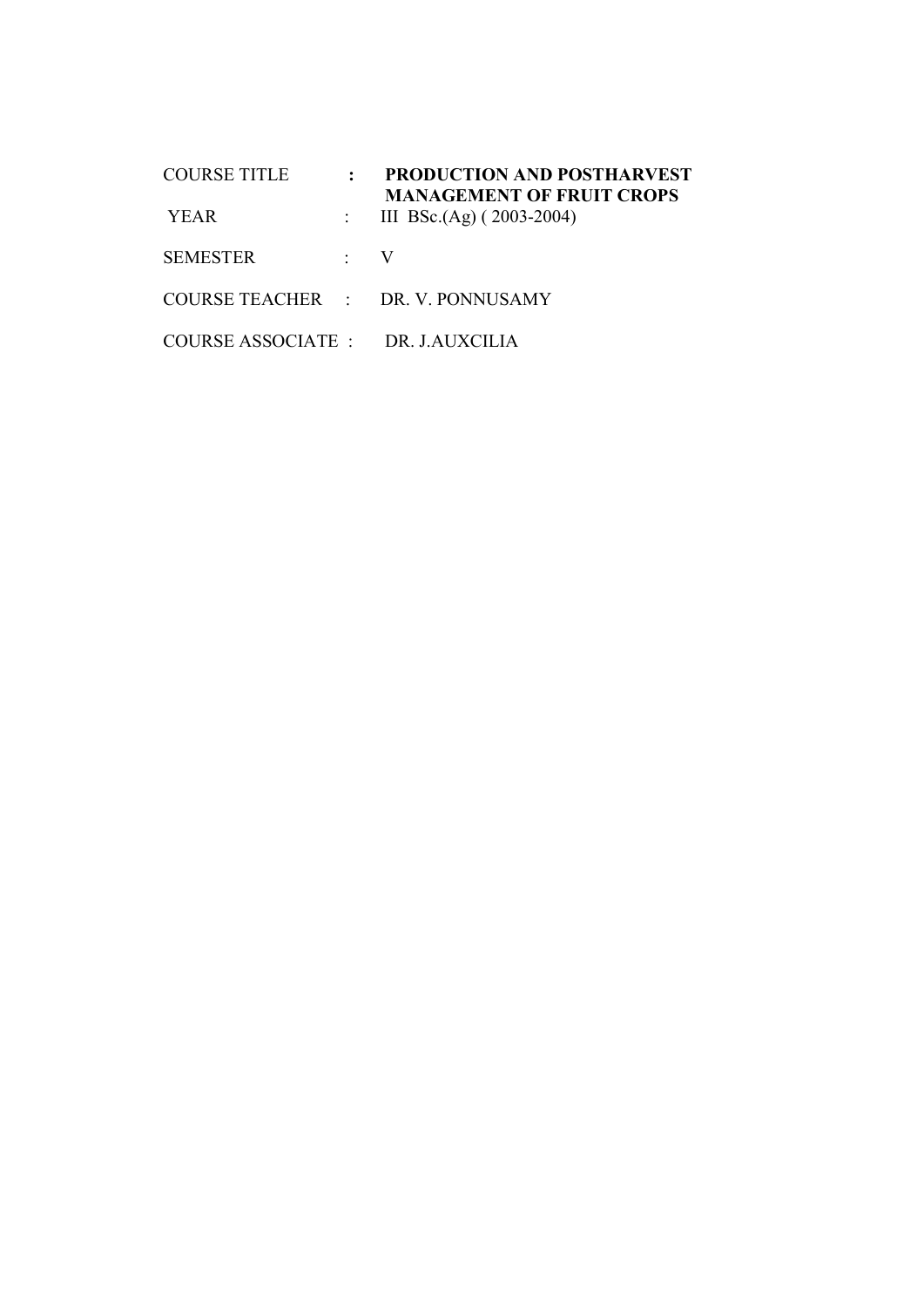| | | |
|---|---|---|
| COURSE TITLE | : | **PRODUCTION AND POSTHARVEST MANAGEMENT OF FRUIT CROPS** |
| YEAR | : | III BSc.(Ag) ( 2003-2004) |
| SEMESTER | : | V |
| COURSE TEACHER | : | DR. V. PONNUSAMY |
| COURSE ASSOCIATE | : | DR. J.AUXCILIA |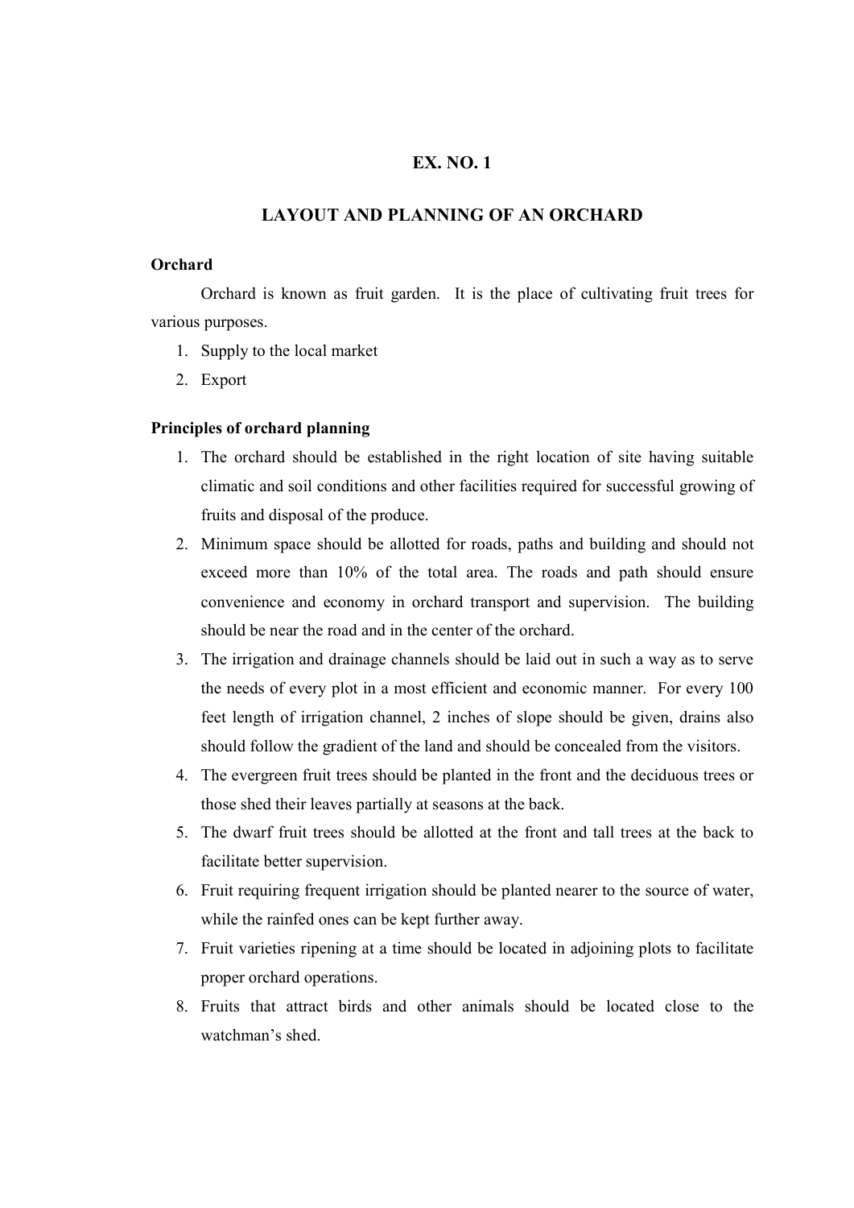## EX. NO. 1

## LAYOUT AND PLANNING OF AN ORCHARD

**Orchard**

Orchard is known as fruit garden. It is the place of cultivating fruit trees for various purposes.

1. Supply to the local market
2. Export

**Principles of orchard planning**

1. The orchard should be established in the right location of site having suitable climatic and soil conditions and other facilities required for successful growing of fruits and disposal of the produce.
2. Minimum space should be allotted for roads, paths and building and should not exceed more than 10% of the total area. The roads and path should ensure convenience and economy in orchard transport and supervision. The building should be near the road and in the center of the orchard.
3. The irrigation and drainage channels should be laid out in such a way as to serve the needs of every plot in a most efficient and economic manner. For every 100 feet length of irrigation channel, 2 inches of slope should be given, drains also should follow the gradient of the land and should be concealed from the visitors.
4. The evergreen fruit trees should be planted in the front and the deciduous trees or those shed their leaves partially at seasons at the back.
5. The dwarf fruit trees should be allotted at the front and tall trees at the back to facilitate better supervision.
6. Fruit requiring frequent irrigation should be planted nearer to the source of water, while the rainfed ones can be kept further away.
7. Fruit varieties ripening at a time should be located in adjoining plots to facilitate proper orchard operations.
8. Fruits that attract birds and other animals should be located close to the watchman's shed.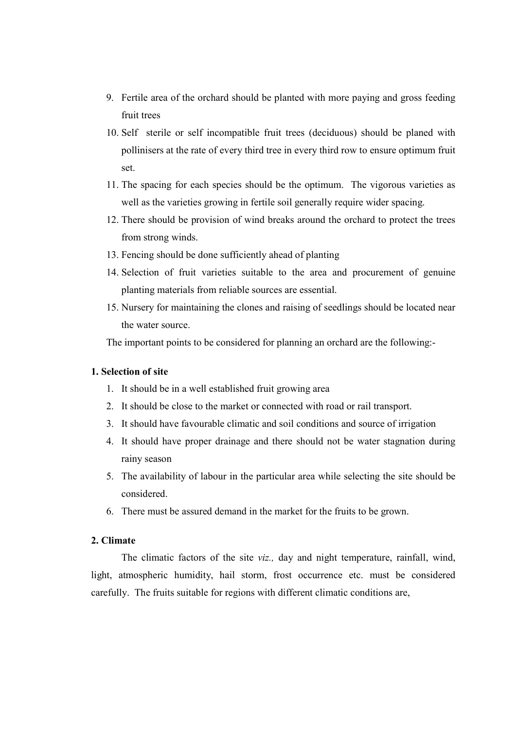9. Fertile area of the orchard should be planted with more paying and gross feeding fruit trees
10. Self sterile or self incompatible fruit trees (deciduous) should be planed with pollinisers at the rate of every third tree in every third row to ensure optimum fruit set.
11. The spacing for each species should be the optimum. The vigorous varieties as well as the varieties growing in fertile soil generally require wider spacing.
12. There should be provision of wind breaks around the orchard to protect the trees from strong winds.
13. Fencing should be done sufficiently ahead of planting
14. Selection of fruit varieties suitable to the area and procurement of genuine planting materials from reliable sources are essential.
15. Nursery for maintaining the clones and raising of seedlings should be located near the water source.

The important points to be considered for planning an orchard are the following:-

**1. Selection of site**

1. It should be in a well established fruit growing area
2. It should be close to the market or connected with road or rail transport.
3. It should have favourable climatic and soil conditions and source of irrigation
4. It should have proper drainage and there should not be water stagnation during rainy season
5. The availability of labour in the particular area while selecting the site should be considered.
6. There must be assured demand in the market for the fruits to be grown.

**2. Climate**

The climatic factors of the site *viz.,* day and night temperature, rainfall, wind, light, atmospheric humidity, hail storm, frost occurrence etc. must be considered carefully. The fruits suitable for regions with different climatic conditions are,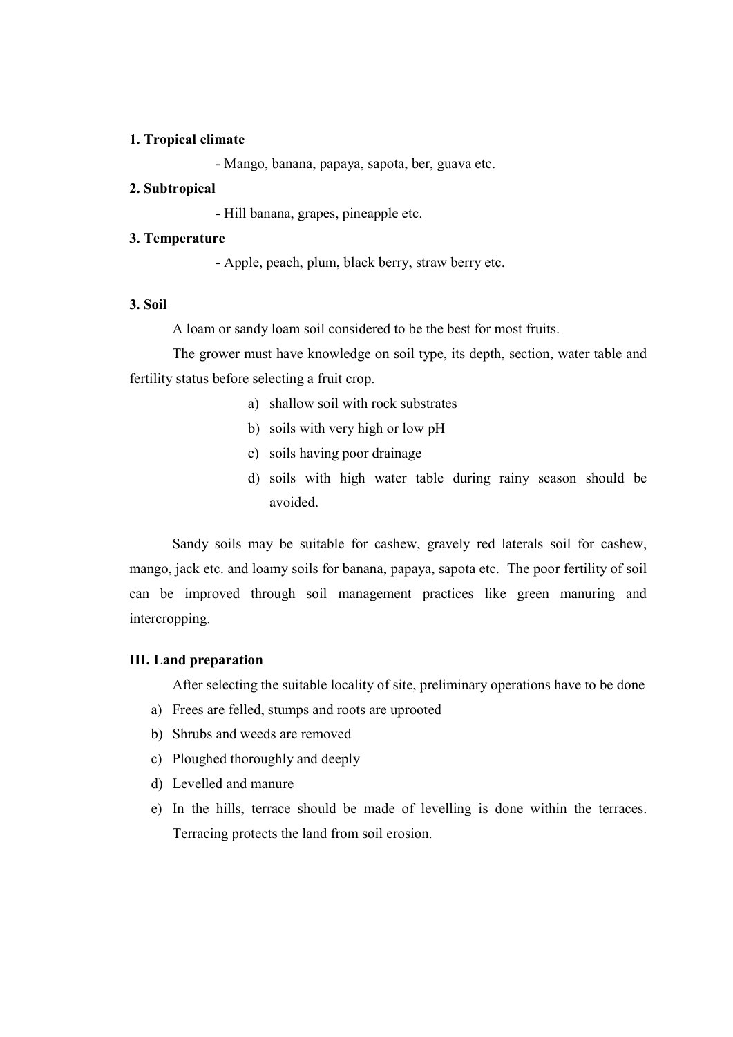**1. Tropical climate**

- Mango, banana, papaya, sapota, ber, guava etc.

**2. Subtropical**

- Hill banana, grapes, pineapple etc.

**3. Temperature**

- Apple, peach, plum, black berry, straw berry etc.

**3. Soil**

A loam or sandy loam soil considered to be the best for most fruits.

The grower must have knowledge on soil type, its depth, section, water table and fertility status before selecting a fruit crop.

a) shallow soil with rock substrates
b) soils with very high or low pH
c) soils having poor drainage
d) soils with high water table during rainy season should be avoided.

Sandy soils may be suitable for cashew, gravely red laterals soil for cashew, mango, jack etc. and loamy soils for banana, papaya, sapota etc. The poor fertility of soil can be improved through soil management practices like green manuring and intercropping.

**III. Land preparation**

After selecting the suitable locality of site, preliminary operations have to be done

a) Frees are felled, stumps and roots are uprooted
b) Shrubs and weeds are removed
c) Ploughed thoroughly and deeply
d) Levelled and manure
e) In the hills, terrace should be made of levelling is done within the terraces. Terracing protects the land from soil erosion.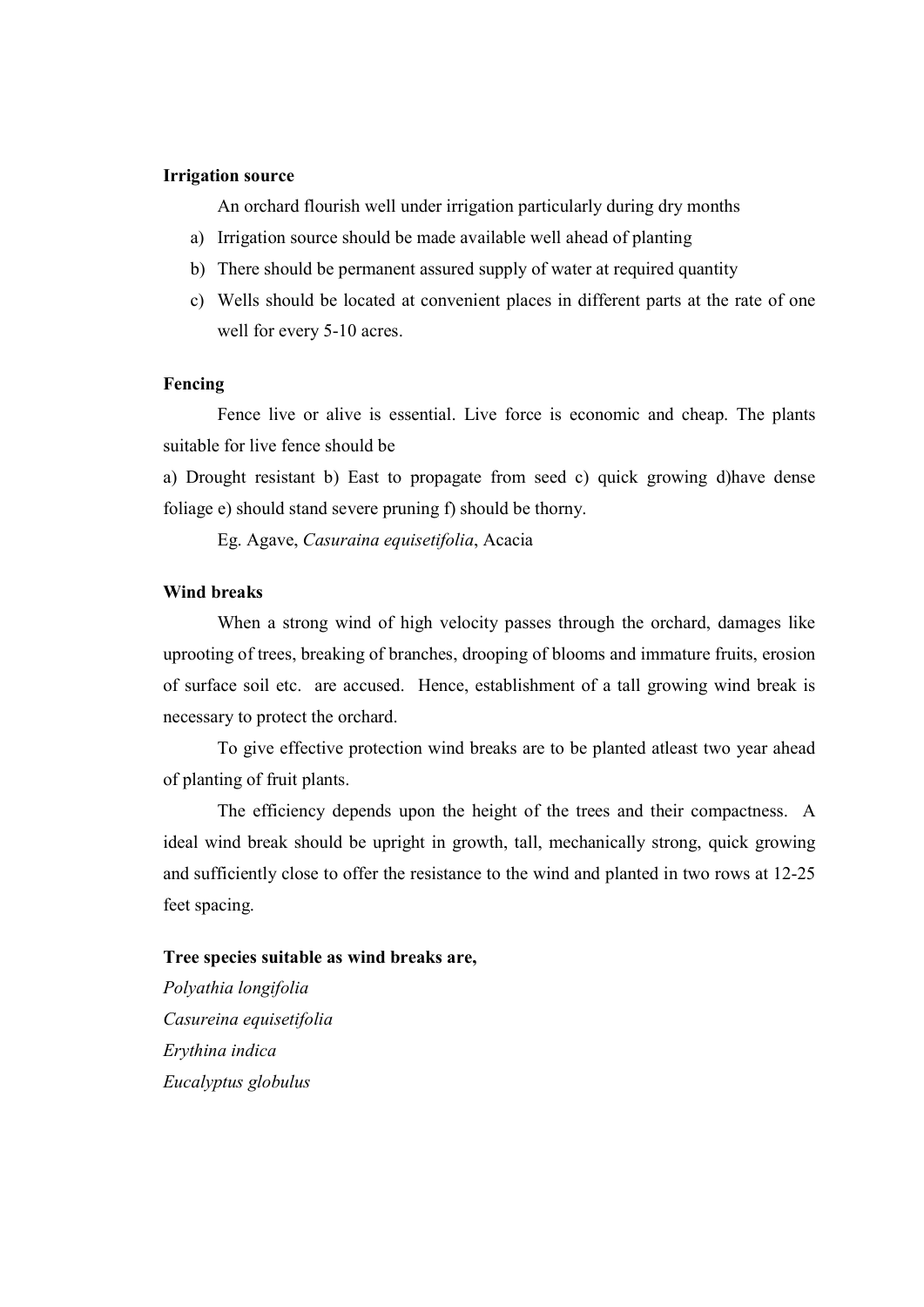**Irrigation source**

An orchard flourish well under irrigation particularly during dry months

a) Irrigation source should be made available well ahead of planting
b) There should be permanent assured supply of water at required quantity
c) Wells should be located at convenient places in different parts at the rate of one well for every 5-10 acres.

**Fencing**

Fence live or alive is essential. Live force is economic and cheap. The plants suitable for live fence should be

a) Drought resistant b) East to propagate from seed c) quick growing d)have dense foliage e) should stand severe pruning f) should be thorny.

Eg. Agave, *Casuraina equisetifolia*, Acacia

**Wind breaks**

When a strong wind of high velocity passes through the orchard, damages like uprooting of trees, breaking of branches, drooping of blooms and immature fruits, erosion of surface soil etc. are accused. Hence, establishment of a tall growing wind break is necessary to protect the orchard.

To give effective protection wind breaks are to be planted atleast two year ahead of planting of fruit plants.

The efficiency depends upon the height of the trees and their compactness. A ideal wind break should be upright in growth, tall, mechanically strong, quick growing and sufficiently close to offer the resistance to the wind and planted in two rows at 12-25 feet spacing.

**Tree species suitable as wind breaks are,**

*Polyathia longifolia*
*Casureina equisetifolia*
*Erythina indica*
*Eucalyptus globulus*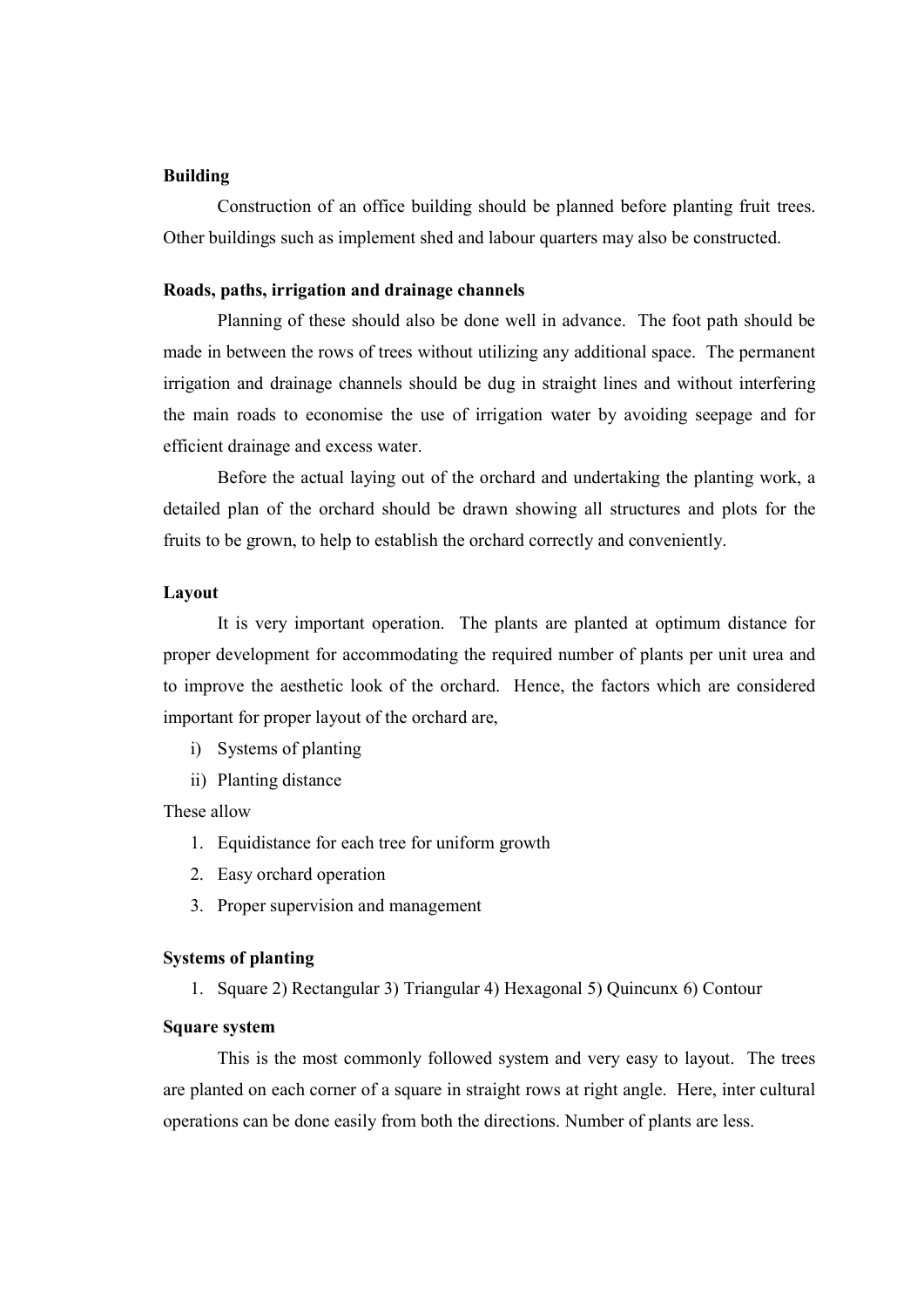**Building**

Construction of an office building should be planned before planting fruit trees. Other buildings such as implement shed and labour quarters may also be constructed.

**Roads, paths, irrigation and drainage channels**

Planning of these should also be done well in advance. The foot path should be made in between the rows of trees without utilizing any additional space. The permanent irrigation and drainage channels should be dug in straight lines and without interfering the main roads to economise the use of irrigation water by avoiding seepage and for efficient drainage and excess water.

Before the actual laying out of the orchard and undertaking the planting work, a detailed plan of the orchard should be drawn showing all structures and plots for the fruits to be grown, to help to establish the orchard correctly and conveniently.

**Layout**

It is very important operation. The plants are planted at optimum distance for proper development for accommodating the required number of plants per unit urea and to improve the aesthetic look of the orchard. Hence, the factors which are considered important for proper layout of the orchard are,

i) Systems of planting
ii) Planting distance

These allow

1. Equidistance for each tree for uniform growth
2. Easy orchard operation
3. Proper supervision and management

**Systems of planting**

1. Square 2) Rectangular 3) Triangular 4) Hexagonal 5) Quincunx 6) Contour

**Square system**

This is the most commonly followed system and very easy to layout. The trees are planted on each corner of a square in straight rows at right angle. Here, inter cultural operations can be done easily from both the directions. Number of plants are less.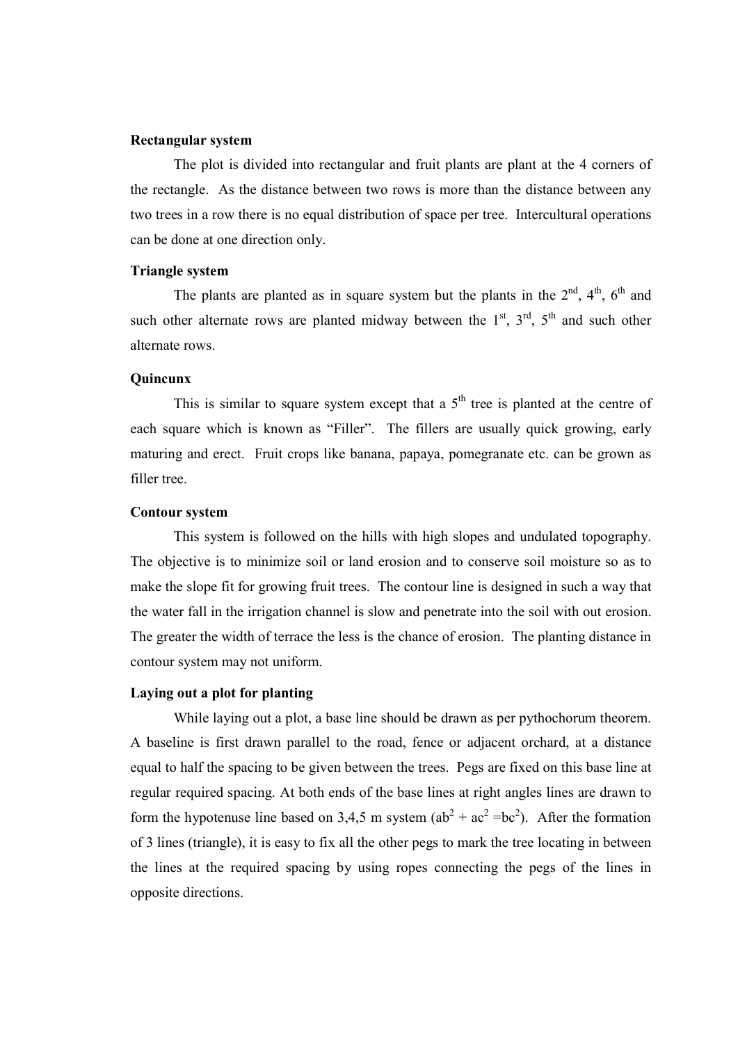**Rectangular system**

The plot is divided into rectangular and fruit plants are plant at the 4 corners of the rectangle. As the distance between two rows is more than the distance between any two trees in a row there is no equal distribution of space per tree. Intercultural operations can be done at one direction only.

**Triangle system**

The plants are planted as in square system but the plants in the $2^{nd}$, $4^{th}$, $6^{th}$ and such other alternate rows are planted midway between the $1^{st}$, $3^{rd}$, $5^{th}$ and such other alternate rows.

**Quincunx**

This is similar to square system except that a $5^{th}$ tree is planted at the centre of each square which is known as "Filler". The fillers are usually quick growing, early maturing and erect. Fruit crops like banana, papaya, pomegranate etc. can be grown as filler tree.

**Contour system**

This system is followed on the hills with high slopes and undulated topography. The objective is to minimize soil or land erosion and to conserve soil moisture so as to make the slope fit for growing fruit trees. The contour line is designed in such a way that the water fall in the irrigation channel is slow and penetrate into the soil with out erosion. The greater the width of terrace the less is the chance of erosion. The planting distance in contour system may not uniform.

**Laying out a plot for planting**

While laying out a plot, a base line should be drawn as per pythochorum theorem. A baseline is first drawn parallel to the road, fence or adjacent orchard, at a distance equal to half the spacing to be given between the trees. Pegs are fixed on this base line at regular required spacing. At both ends of the base lines at right angles lines are drawn to form the hypotenuse line based on 3,4,5 m system ($ab^2 + ac^2 = bc^2$). After the formation of 3 lines (triangle), it is easy to fix all the other pegs to mark the tree locating in between the lines at the required spacing by using ropes connecting the pegs of the lines in opposite directions.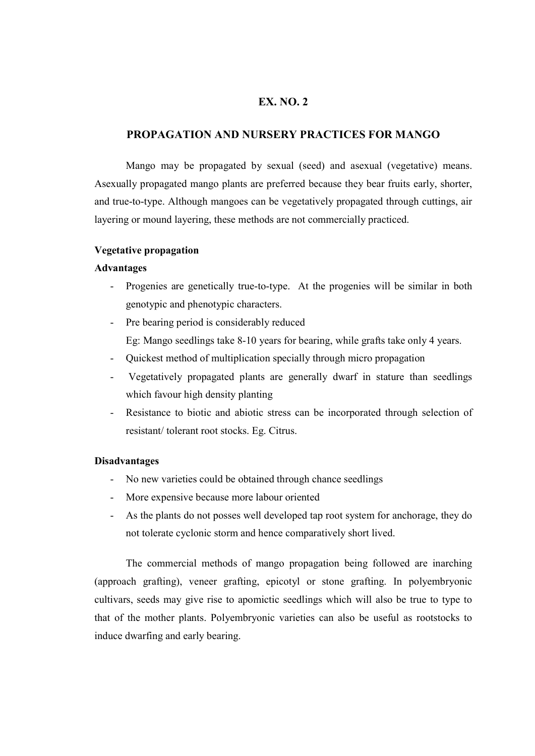## EX. NO. 2

## PROPAGATION AND NURSERY PRACTICES FOR MANGO

Mango may be propagated by sexual (seed) and asexual (vegetative) means. Asexually propagated mango plants are preferred because they bear fruits early, shorter, and true-to-type. Although mangoes can be vegetatively propagated through cuttings, air layering or mound layering, these methods are not commercially practiced.

**Vegetative propagation**

**Advantages**

- Progenies are genetically true-to-type. At the progenies will be similar in both genotypic and phenotypic characters.
- Pre bearing period is considerably reduced
  Eg: Mango seedlings take 8-10 years for bearing, while grafts take only 4 years.
- Quickest method of multiplication specially through micro propagation
- Vegetatively propagated plants are generally dwarf in stature than seedlings which favour high density planting
- Resistance to biotic and abiotic stress can be incorporated through selection of resistant/ tolerant root stocks. Eg. Citrus.

**Disadvantages**

- No new varieties could be obtained through chance seedlings
- More expensive because more labour oriented
- As the plants do not posses well developed tap root system for anchorage, they do not tolerate cyclonic storm and hence comparatively short lived.

The commercial methods of mango propagation being followed are inarching (approach grafting), veneer grafting, epicotyl or stone grafting. In polyembryonic cultivars, seeds may give rise to apomictic seedlings which will also be true to type to that of the mother plants. Polyembryonic varieties can also be useful as rootstocks to induce dwarfing and early bearing.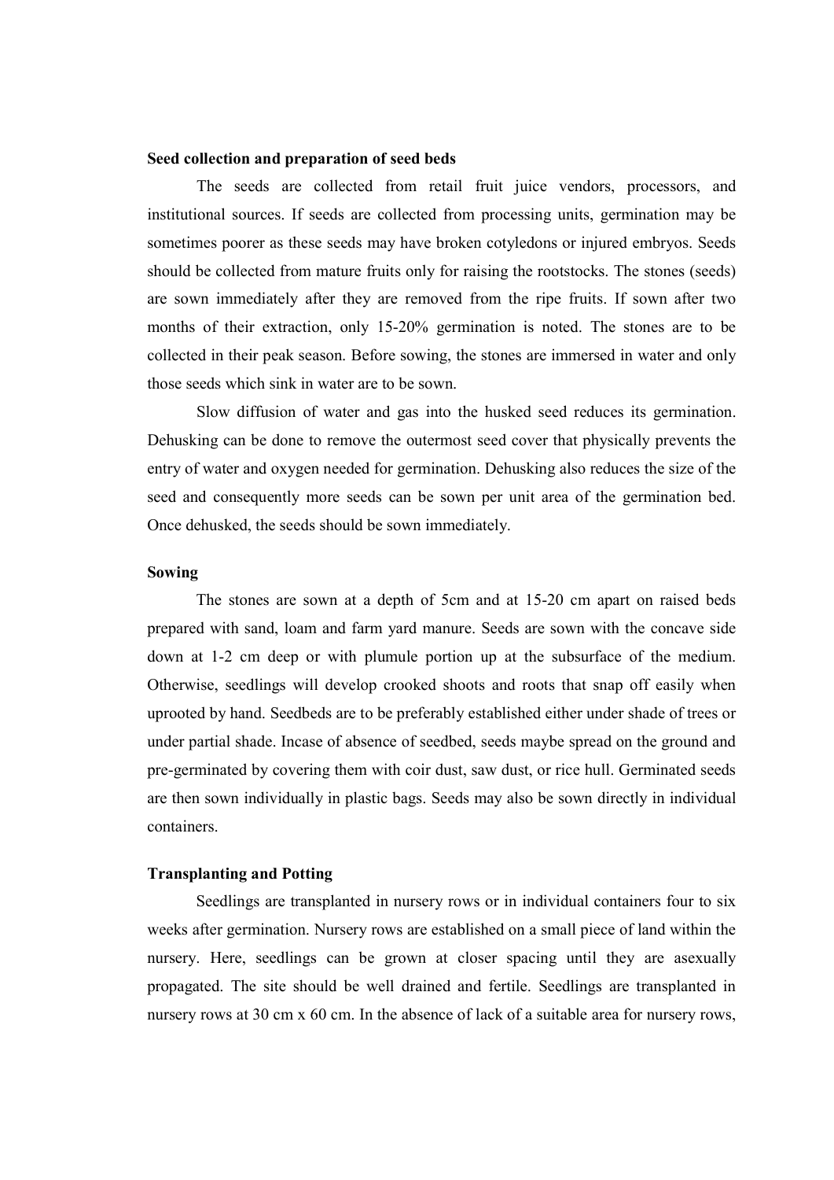**Seed collection and preparation of seed beds**

The seeds are collected from retail fruit juice vendors, processors, and institutional sources. If seeds are collected from processing units, germination may be sometimes poorer as these seeds may have broken cotyledons or injured embryos. Seeds should be collected from mature fruits only for raising the rootstocks. The stones (seeds) are sown immediately after they are removed from the ripe fruits. If sown after two months of their extraction, only 15-20% germination is noted. The stones are to be collected in their peak season. Before sowing, the stones are immersed in water and only those seeds which sink in water are to be sown.

Slow diffusion of water and gas into the husked seed reduces its germination. Dehusking can be done to remove the outermost seed cover that physically prevents the entry of water and oxygen needed for germination. Dehusking also reduces the size of the seed and consequently more seeds can be sown per unit area of the germination bed. Once dehusked, the seeds should be sown immediately.

**Sowing**

The stones are sown at a depth of 5cm and at 15-20 cm apart on raised beds prepared with sand, loam and farm yard manure. Seeds are sown with the concave side down at 1-2 cm deep or with plumule portion up at the subsurface of the medium. Otherwise, seedlings will develop crooked shoots and roots that snap off easily when uprooted by hand. Seedbeds are to be preferably established either under shade of trees or under partial shade. Incase of absence of seedbed, seeds maybe spread on the ground and pre-germinated by covering them with coir dust, saw dust, or rice hull. Germinated seeds are then sown individually in plastic bags. Seeds may also be sown directly in individual containers.

**Transplanting and Potting**

Seedlings are transplanted in nursery rows or in individual containers four to six weeks after germination. Nursery rows are established on a small piece of land within the nursery. Here, seedlings can be grown at closer spacing until they are asexually propagated. The site should be well drained and fertile. Seedlings are transplanted in nursery rows at 30 cm x 60 cm. In the absence of lack of a suitable area for nursery rows,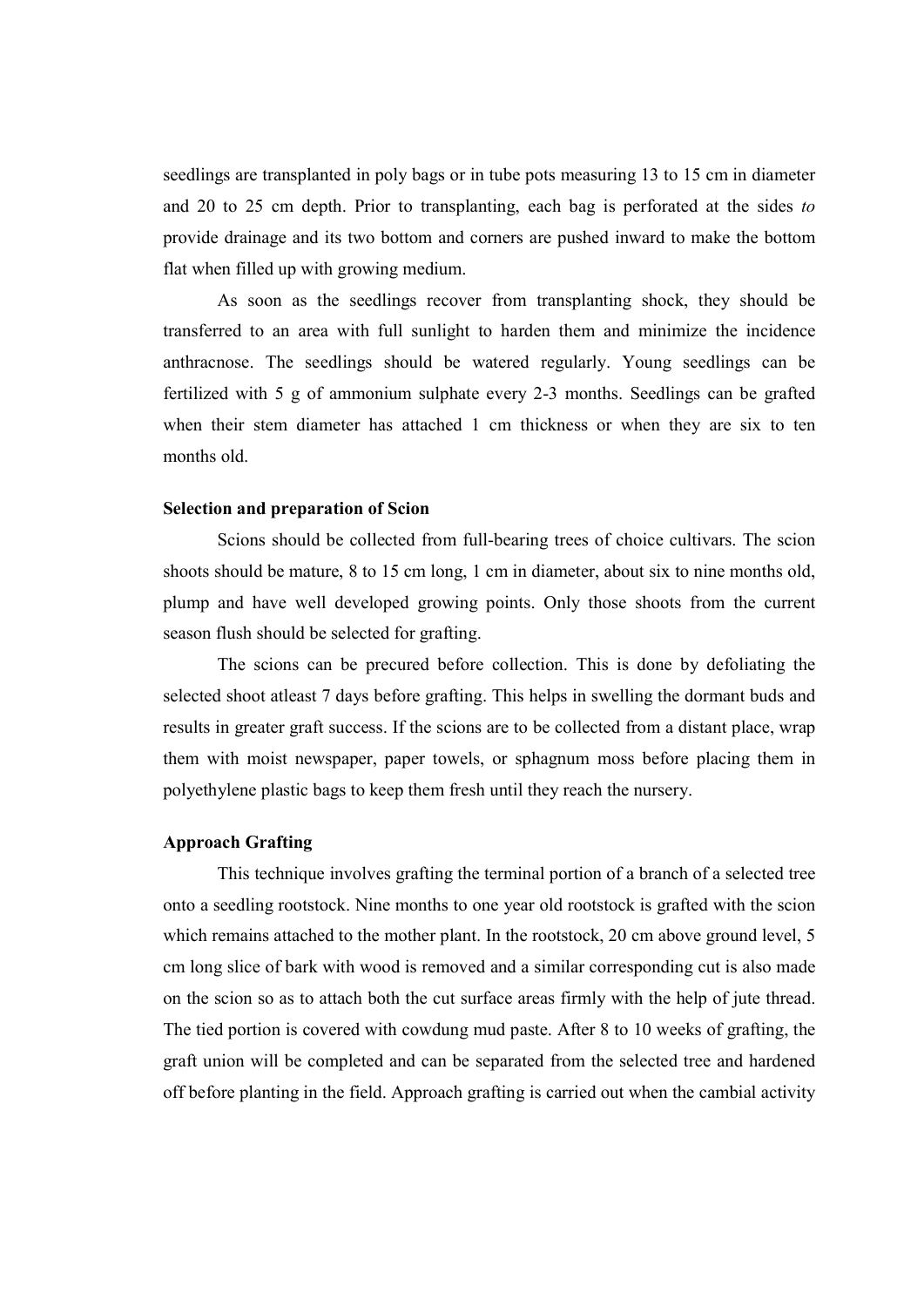seedlings are transplanted in poly bags or in tube pots measuring 13 to 15 cm in diameter and 20 to 25 cm depth. Prior to transplanting, each bag is perforated at the sides *to* provide drainage and its two bottom and corners are pushed inward to make the bottom flat when filled up with growing medium.

As soon as the seedlings recover from transplanting shock, they should be transferred to an area with full sunlight to harden them and minimize the incidence anthracnose. The seedlings should be watered regularly. Young seedlings can be fertilized with 5 g of ammonium sulphate every 2-3 months. Seedlings can be grafted when their stem diameter has attached 1 cm thickness or when they are six to ten months old.

**Selection and preparation of Scion**

Scions should be collected from full-bearing trees of choice cultivars. The scion shoots should be mature, 8 to 15 cm long, 1 cm in diameter, about six to nine months old, plump and have well developed growing points. Only those shoots from the current season flush should be selected for grafting.

The scions can be precured before collection. This is done by defoliating the selected shoot atleast 7 days before grafting. This helps in swelling the dormant buds and results in greater graft success. If the scions are to be collected from a distant place, wrap them with moist newspaper, paper towels, or sphagnum moss before placing them in polyethylene plastic bags to keep them fresh until they reach the nursery.

**Approach Grafting**

This technique involves grafting the terminal portion of a branch of a selected tree onto a seedling rootstock. Nine months to one year old rootstock is grafted with the scion which remains attached to the mother plant. In the rootstock, 20 cm above ground level, 5 cm long slice of bark with wood is removed and a similar corresponding cut is also made on the scion so as to attach both the cut surface areas firmly with the help of jute thread. The tied portion is covered with cowdung mud paste. After 8 to 10 weeks of grafting, the graft union will be completed and can be separated from the selected tree and hardened off before planting in the field. Approach grafting is carried out when the cambial activity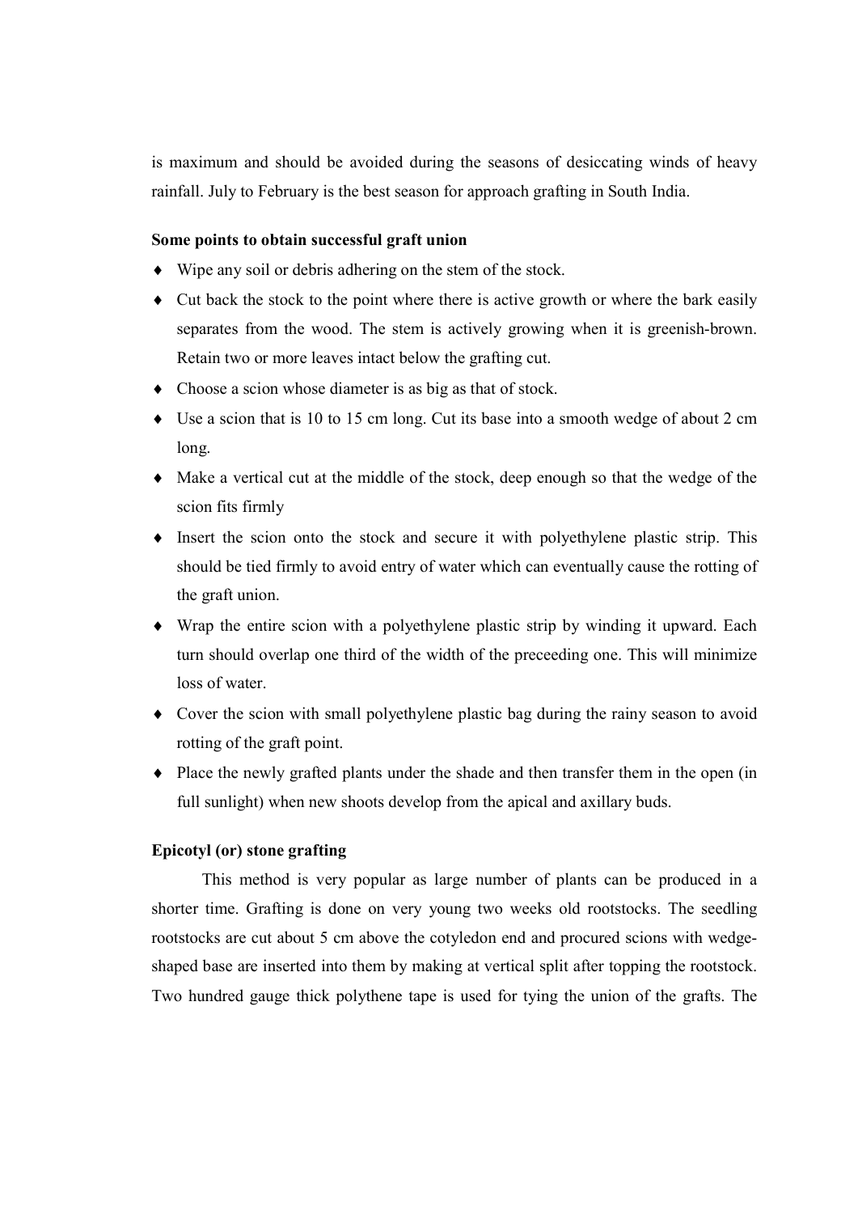is maximum and should be avoided during the seasons of desiccating winds of heavy rainfall. July to February is the best season for approach grafting in South India.

**Some points to obtain successful graft union**

- Wipe any soil or debris adhering on the stem of the stock.
- Cut back the stock to the point where there is active growth or where the bark easily separates from the wood. The stem is actively growing when it is greenish-brown. Retain two or more leaves intact below the grafting cut.
- Choose a scion whose diameter is as big as that of stock.
- Use a scion that is 10 to 15 cm long. Cut its base into a smooth wedge of about 2 cm long.
- Make a vertical cut at the middle of the stock, deep enough so that the wedge of the scion fits firmly
- Insert the scion onto the stock and secure it with polyethylene plastic strip. This should be tied firmly to avoid entry of water which can eventually cause the rotting of the graft union.
- Wrap the entire scion with a polyethylene plastic strip by winding it upward. Each turn should overlap one third of the width of the preceeding one. This will minimize loss of water.
- Cover the scion with small polyethylene plastic bag during the rainy season to avoid rotting of the graft point.
- Place the newly grafted plants under the shade and then transfer them in the open (in full sunlight) when new shoots develop from the apical and axillary buds.

**Epicotyl (or) stone grafting**

This method is very popular as large number of plants can be produced in a shorter time. Grafting is done on very young two weeks old rootstocks. The seedling rootstocks are cut about 5 cm above the cotyledon end and procured scions with wedge-shaped base are inserted into them by making at vertical split after topping the rootstock. Two hundred gauge thick polythene tape is used for tying the union of the grafts. The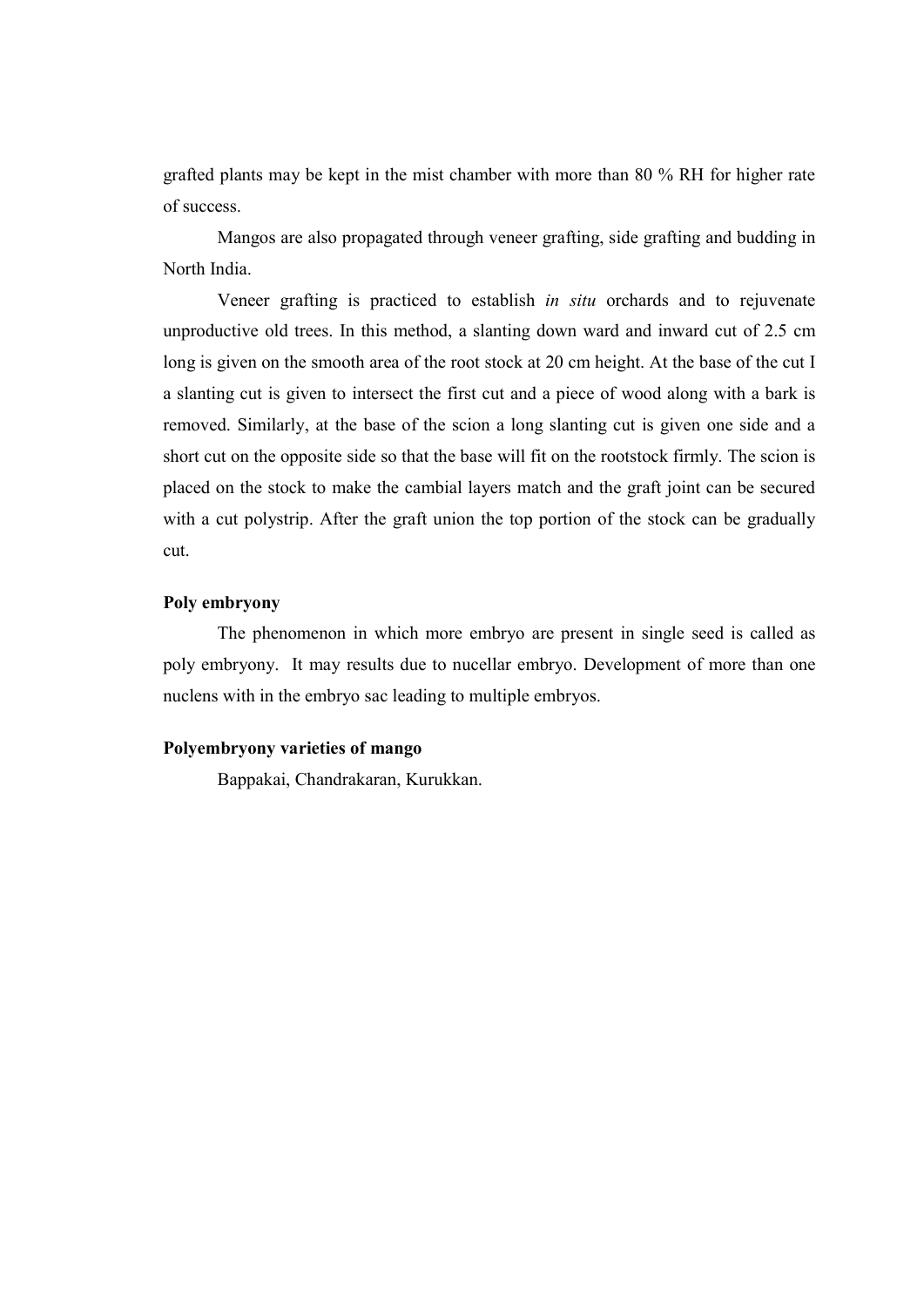grafted plants may be kept in the mist chamber with more than 80 % RH for higher rate of success.

Mangos are also propagated through veneer grafting, side grafting and budding in North India.

Veneer grafting is practiced to establish *in situ* orchards and to rejuvenate unproductive old trees. In this method, a slanting down ward and inward cut of 2.5 cm long is given on the smooth area of the root stock at 20 cm height. At the base of the cut I a slanting cut is given to intersect the first cut and a piece of wood along with a bark is removed. Similarly, at the base of the scion a long slanting cut is given one side and a short cut on the opposite side so that the base will fit on the rootstock firmly. The scion is placed on the stock to make the cambial layers match and the graft joint can be secured with a cut polystrip. After the graft union the top portion of the stock can be gradually cut.

**Poly embryony**

The phenomenon in which more embryo are present in single seed is called as poly embryony. It may results due to nucellar embryo. Development of more than one nuclens with in the embryo sac leading to multiple embryos.

**Polyembryony varieties of mango**

Bappakai, Chandrakaran, Kurukkan.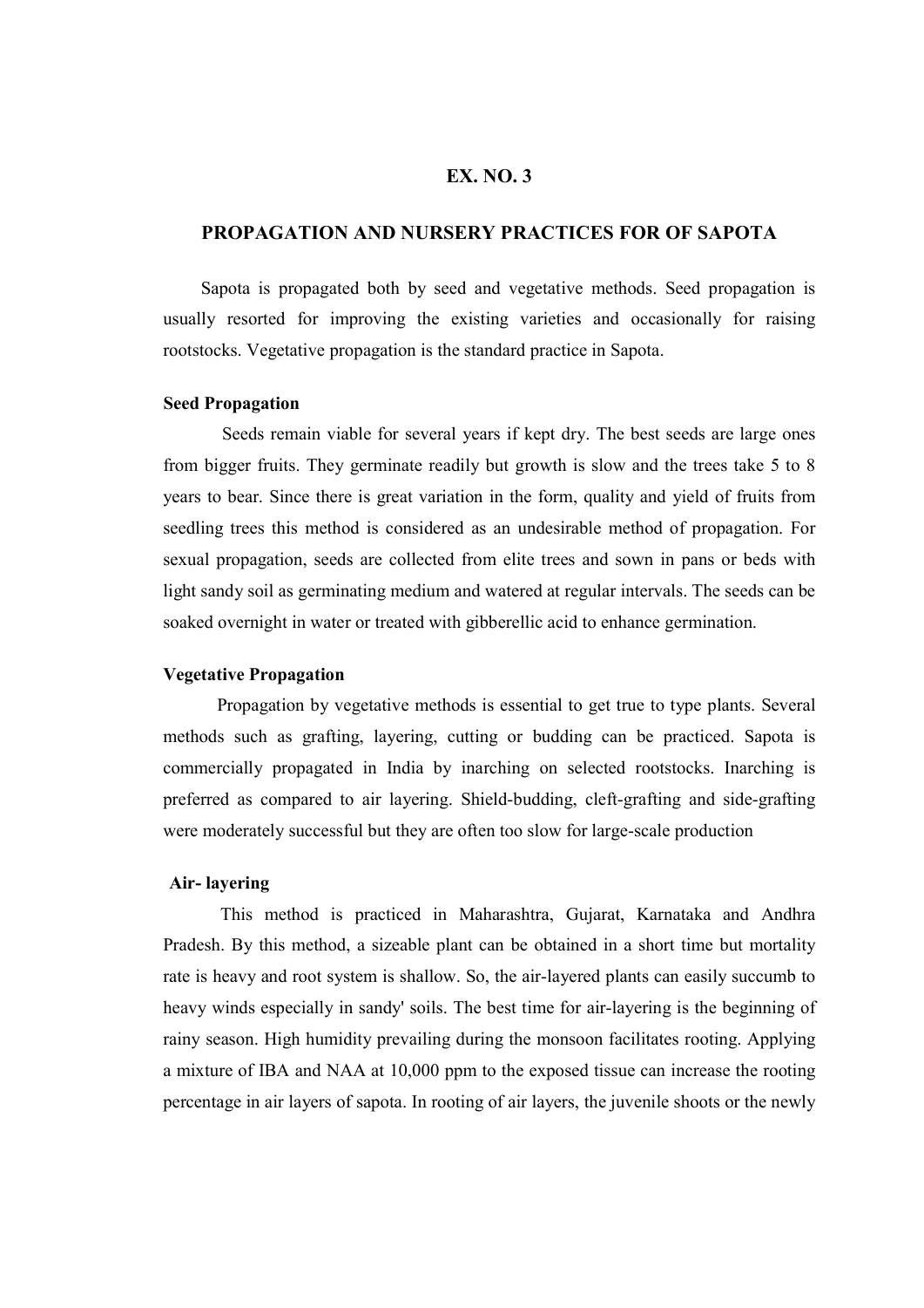## EX. NO. 3

## PROPAGATION AND NURSERY PRACTICES FOR OF SAPOTA

Sapota is propagated both by seed and vegetative methods. Seed propagation is usually resorted for improving the existing varieties and occasionally for raising rootstocks. Vegetative propagation is the standard practice in Sapota.

### Seed Propagation

Seeds remain viable for several years if kept dry. The best seeds are large ones from bigger fruits. They germinate readily but growth is slow and the trees take 5 to 8 years to bear. Since there is great variation in the form, quality and yield of fruits from seedling trees this method is considered as an undesirable method of propagation. For sexual propagation, seeds are collected from elite trees and sown in pans or beds with light sandy soil as germinating medium and watered at regular intervals. The seeds can be soaked overnight in water or treated with gibberellic acid to enhance germination.

### Vegetative Propagation

Propagation by vegetative methods is essential to get true to type plants. Several methods such as grafting, layering, cutting or budding can be practiced. Sapota is commercially propagated in India by inarching on selected rootstocks. Inarching is preferred as compared to air layering. Shield-budding, cleft-grafting and side-grafting were moderately successful but they are often too slow for large-scale production

### Air- layering

This method is practiced in Maharashtra, Gujarat, Karnataka and Andhra Pradesh. By this method, a sizeable plant can be obtained in a short time but mortality rate is heavy and root system is shallow. So, the air-layered plants can easily succumb to heavy winds especially in sandy' soils. The best time for air-layering is the beginning of rainy season. High humidity prevailing during the monsoon facilitates rooting. Applying a mixture of IBA and NAA at 10,000 ppm to the exposed tissue can increase the rooting percentage in air layers of sapota. In rooting of air layers, the juvenile shoots or the newly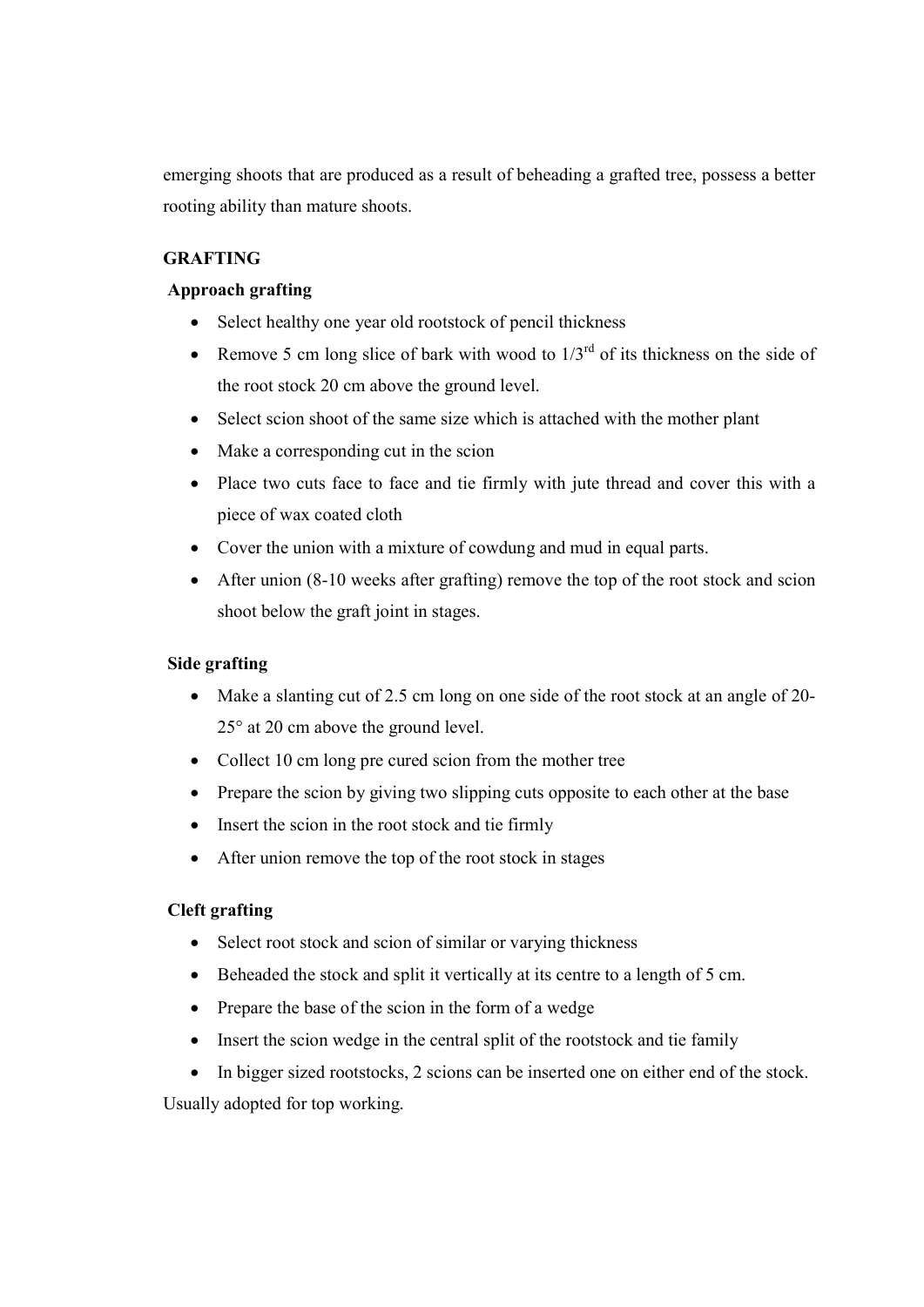emerging shoots that are produced as a result of beheading a grafted tree, possess a better rooting ability than mature shoots.

## GRAFTING

### Approach grafting

- Select healthy one year old rootstock of pencil thickness
- Remove 5 cm long slice of bark with wood to 1/3rd of its thickness on the side of the root stock 20 cm above the ground level.
- Select scion shoot of the same size which is attached with the mother plant
- Make a corresponding cut in the scion
- Place two cuts face to face and tie firmly with jute thread and cover this with a piece of wax coated cloth
- Cover the union with a mixture of cowdung and mud in equal parts.
- After union (8-10 weeks after grafting) remove the top of the root stock and scion shoot below the graft joint in stages.

### Side grafting

- Make a slanting cut of 2.5 cm long on one side of the root stock at an angle of 20-25° at 20 cm above the ground level.
- Collect 10 cm long pre cured scion from the mother tree
- Prepare the scion by giving two slipping cuts opposite to each other at the base
- Insert the scion in the root stock and tie firmly
- After union remove the top of the root stock in stages

### Cleft grafting

- Select root stock and scion of similar or varying thickness
- Beheaded the stock and split it vertically at its centre to a length of 5 cm.
- Prepare the base of the scion in the form of a wedge
- Insert the scion wedge in the central split of the rootstock and tie family
- In bigger sized rootstocks, 2 scions can be inserted one on either end of the stock.

Usually adopted for top working.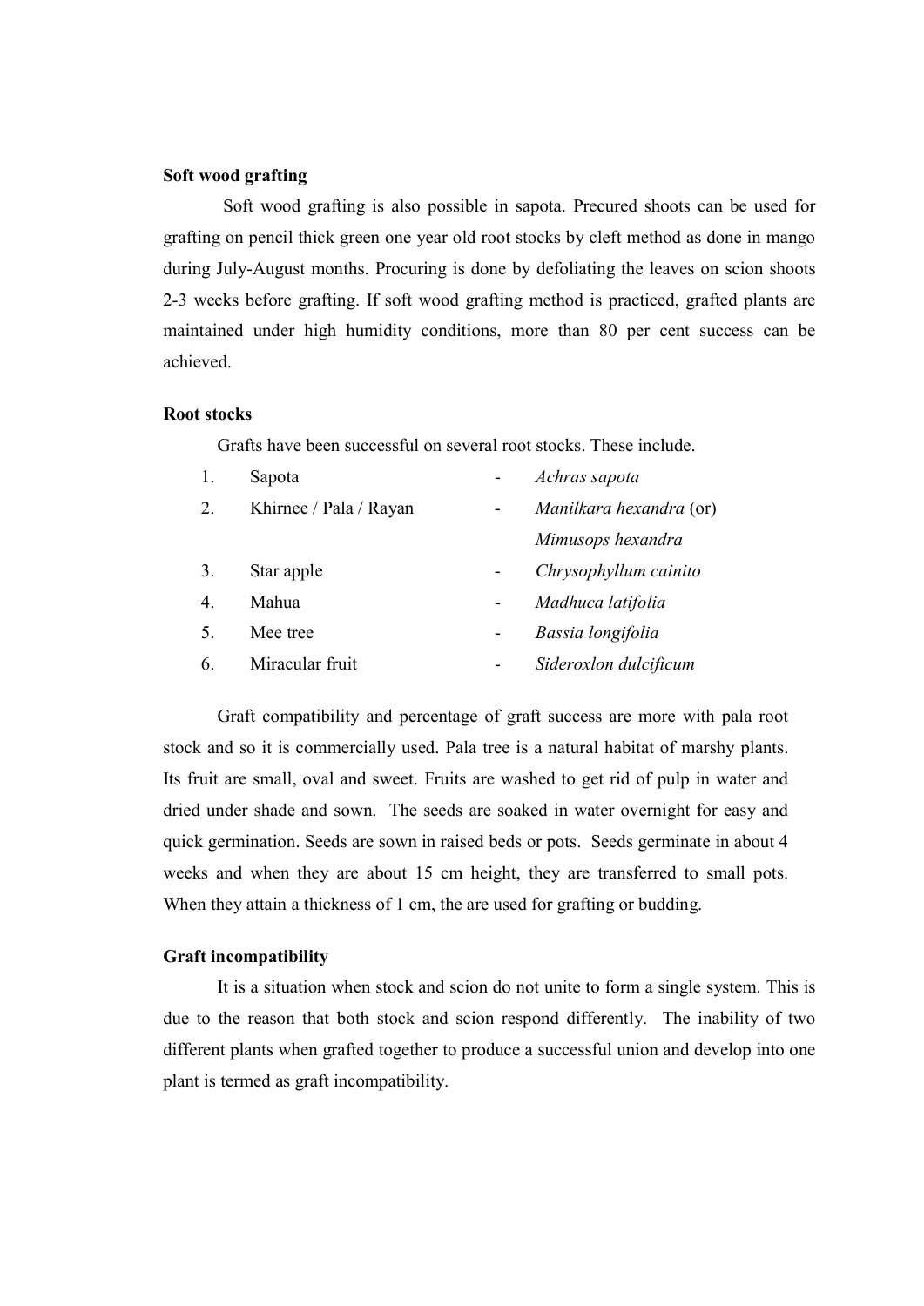**Soft wood grafting**

Soft wood grafting is also possible in sapota. Precured shoots can be used for grafting on pencil thick green one year old root stocks by cleft method as done in mango during July-August months. Procuring is done by defoliating the leaves on scion shoots 2-3 weeks before grafting. If soft wood grafting method is practiced, grafted plants are maintained under high humidity conditions, more than 80 per cent success can be achieved.

**Root stocks**

Grafts have been successful on several root stocks. These include.

| | | | |
|---|---|---|---|
| 1. | Sapota | - | *Achras sapota* |
| 2. | Khirnee / Pala / Rayan | - | *Manilkara hexandra* (or) *Mimusops hexandra* |
| 3. | Star apple | - | *Chrysophyllum cainito* |
| 4. | Mahua | - | *Madhuca latifolia* |
| 5. | Mee tree | - | *Bassia longifolia* |
| 6. | Miracular fruit | - | *Sideroxlon dulcificum* |

Graft compatibility and percentage of graft success are more with pala root stock and so it is commercially used. Pala tree is a natural habitat of marshy plants. Its fruit are small, oval and sweet. Fruits are washed to get rid of pulp in water and dried under shade and sown. The seeds are soaked in water overnight for easy and quick germination. Seeds are sown in raised beds or pots. Seeds germinate in about 4 weeks and when they are about 15 cm height, they are transferred to small pots. When they attain a thickness of 1 cm, the are used for grafting or budding.

**Graft incompatibility**

It is a situation when stock and scion do not unite to form a single system. This is due to the reason that both stock and scion respond differently. The inability of two different plants when grafted together to produce a successful union and develop into one plant is termed as graft incompatibility.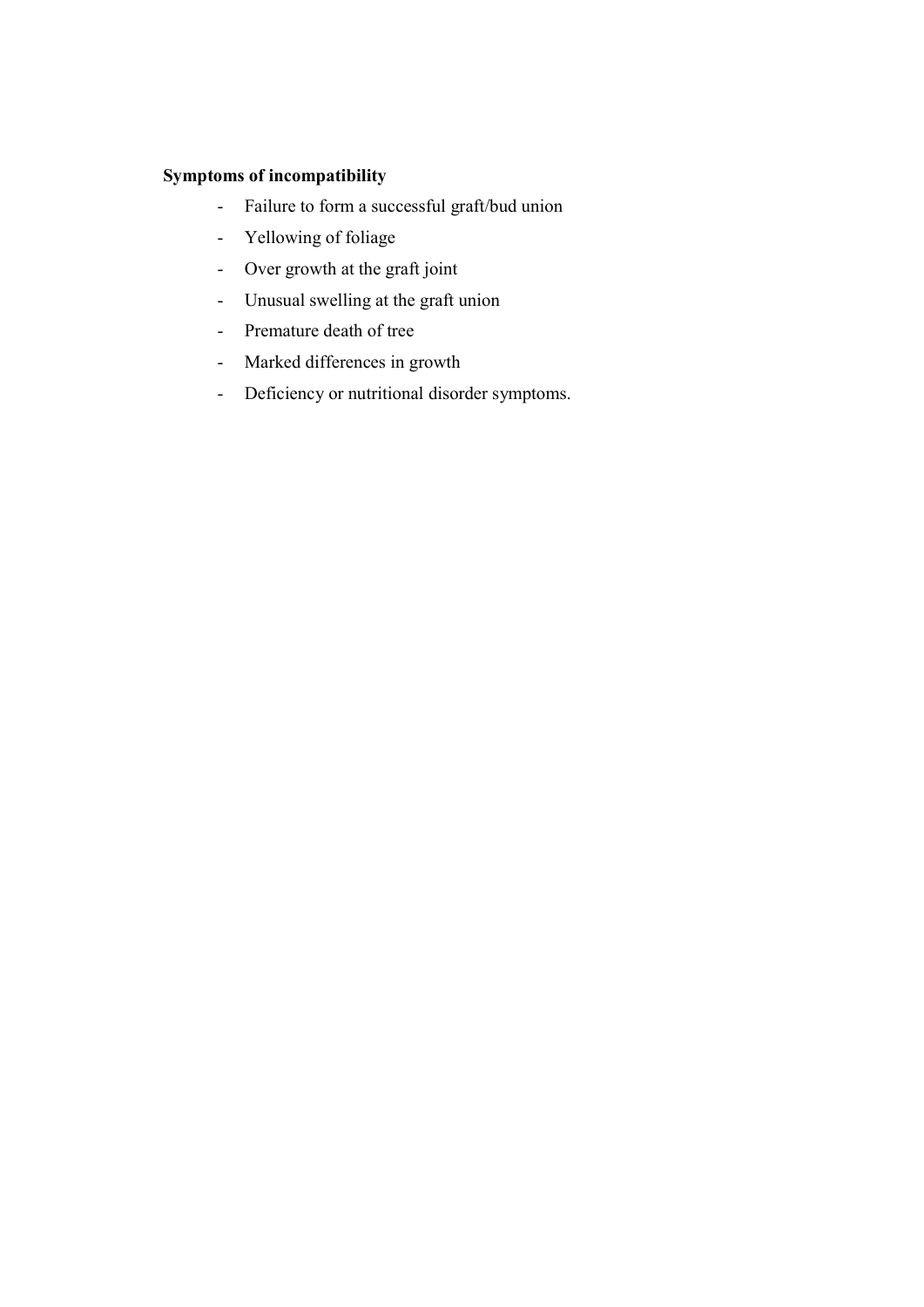**Symptoms of incompatibility**

- Failure to form a successful graft/bud union
- Yellowing of foliage
- Over growth at the graft joint
- Unusual swelling at the graft union
- Premature death of tree
- Marked differences in growth
- Deficiency or nutritional disorder symptoms.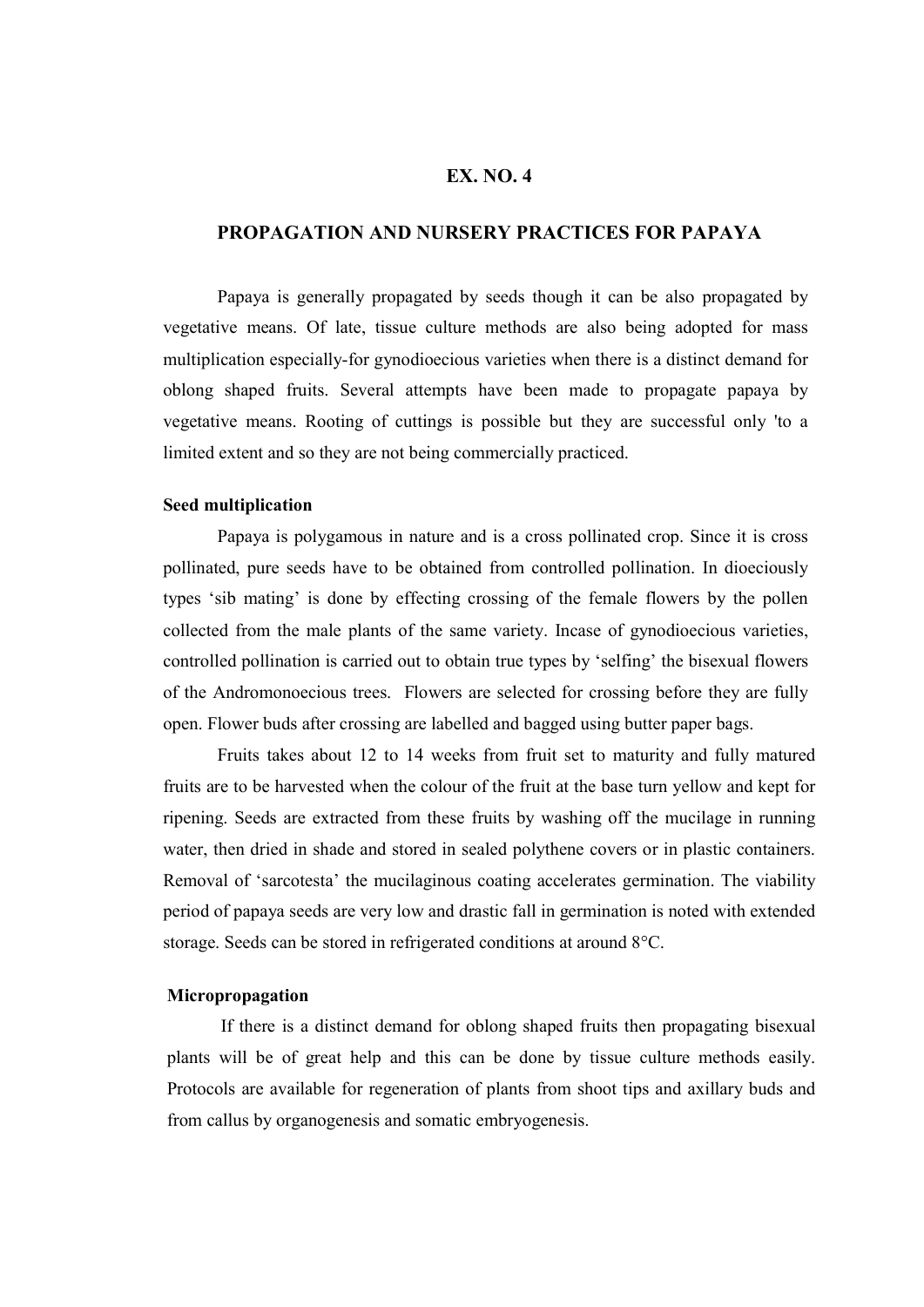# EX. NO. 4

## PROPAGATION AND NURSERY PRACTICES FOR PAPAYA

Papaya is generally propagated by seeds though it can be also propagated by vegetative means. Of late, tissue culture methods are also being adopted for mass multiplication especially-for gynodioecious varieties when there is a distinct demand for oblong shaped fruits. Several attempts have been made to propagate papaya by vegetative means. Rooting of cuttings is possible but they are successful only 'to a limited extent and so they are not being commercially practiced.

### Seed multiplication

Papaya is polygamous in nature and is a cross pollinated crop. Since it is cross pollinated, pure seeds have to be obtained from controlled pollination. In dioeciously types 'sib mating' is done by effecting crossing of the female flowers by the pollen collected from the male plants of the same variety. Incase of gynodioecious varieties, controlled pollination is carried out to obtain true types by 'selfing' the bisexual flowers of the Andromonoecious trees. Flowers are selected for crossing before they are fully open. Flower buds after crossing are labelled and bagged using butter paper bags.

Fruits takes about 12 to 14 weeks from fruit set to maturity and fully matured fruits are to be harvested when the colour of the fruit at the base turn yellow and kept for ripening. Seeds are extracted from these fruits by washing off the mucilage in running water, then dried in shade and stored in sealed polythene covers or in plastic containers. Removal of 'sarcotesta' the mucilaginous coating accelerates germination. The viability period of papaya seeds are very low and drastic fall in germination is noted with extended storage. Seeds can be stored in refrigerated conditions at around 8°C.

### Micropropagation

If there is a distinct demand for oblong shaped fruits then propagating bisexual plants will be of great help and this can be done by tissue culture methods easily. Protocols are available for regeneration of plants from shoot tips and axillary buds and from callus by organogenesis and somatic embryogenesis.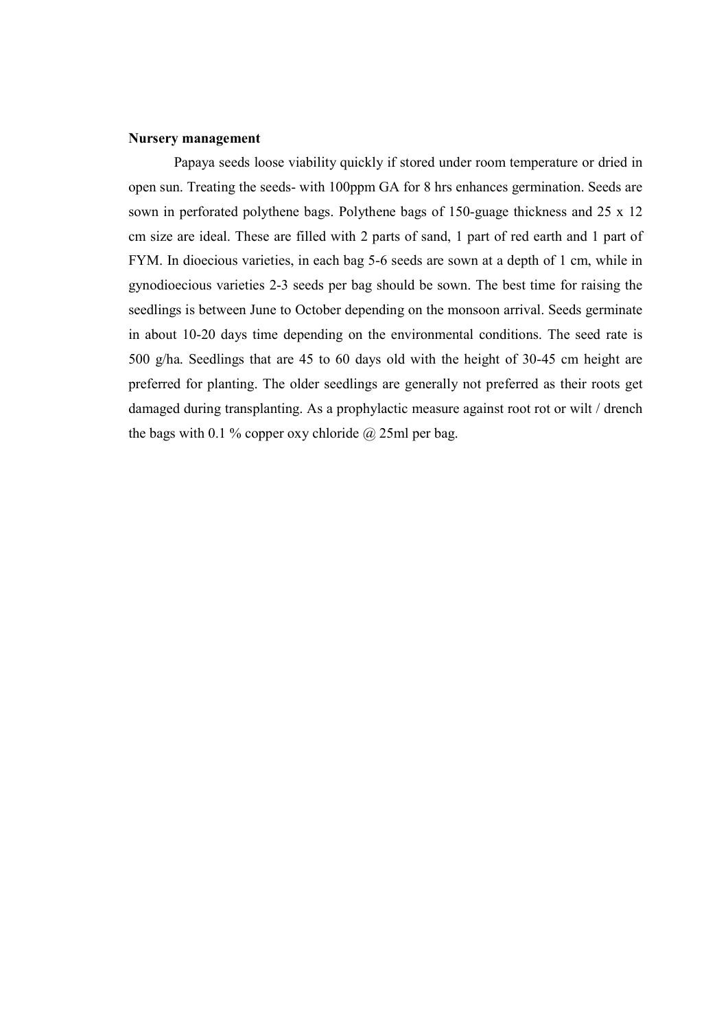**Nursery management**

Papaya seeds loose viability quickly if stored under room temperature or dried in open sun. Treating the seeds- with 100ppm GA for 8 hrs enhances germination. Seeds are sown in perforated polythene bags. Polythene bags of 150-guage thickness and 25 x 12 cm size are ideal. These are filled with 2 parts of sand, 1 part of red earth and 1 part of FYM. In dioecious varieties, in each bag 5-6 seeds are sown at a depth of 1 cm, while in gynodioecious varieties 2-3 seeds per bag should be sown. The best time for raising the seedlings is between June to October depending on the monsoon arrival. Seeds germinate in about 10-20 days time depending on the environmental conditions. The seed rate is 500 g/ha. Seedlings that are 45 to 60 days old with the height of 30-45 cm height are preferred for planting. The older seedlings are generally not preferred as their roots get damaged during transplanting. As a prophylactic measure against root rot or wilt / drench the bags with 0.1 % copper oxy chloride @ 25ml per bag.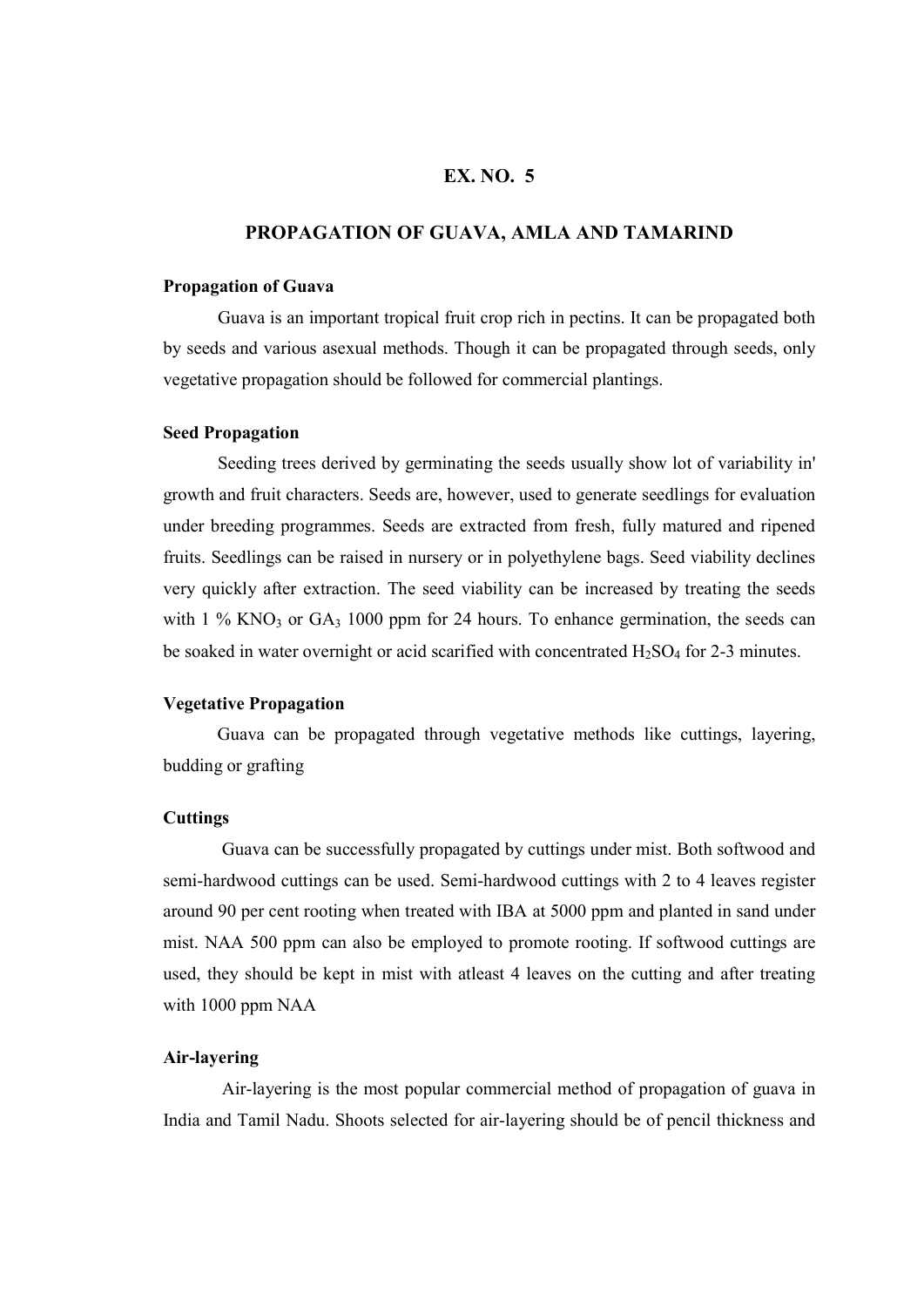## EX. NO. 5

## PROPAGATION OF GUAVA, AMLA AND TAMARIND

### Propagation of Guava

Guava is an important tropical fruit crop rich in pectins. It can be propagated both by seeds and various asexual methods. Though it can be propagated through seeds, only vegetative propagation should be followed for commercial plantings.

### Seed Propagation

Seeding trees derived by germinating the seeds usually show lot of variability in' growth and fruit characters. Seeds are, however, used to generate seedlings for evaluation under breeding programmes. Seeds are extracted from fresh, fully matured and ripened fruits. Seedlings can be raised in nursery or in polyethylene bags. Seed viability declines very quickly after extraction. The seed viability can be increased by treating the seeds with 1 % $KNO_3$ or $GA_3$ 1000 ppm for 24 hours. To enhance germination, the seeds can be soaked in water overnight or acid scarified with concentrated $H_2SO_4$ for 2-3 minutes.

### Vegetative Propagation

Guava can be propagated through vegetative methods like cuttings, layering, budding or grafting

### Cuttings

Guava can be successfully propagated by cuttings under mist. Both softwood and semi-hardwood cuttings can be used. Semi-hardwood cuttings with 2 to 4 leaves register around 90 per cent rooting when treated with IBA at 5000 ppm and planted in sand under mist. NAA 500 ppm can also be employed to promote rooting. If softwood cuttings are used, they should be kept in mist with atleast 4 leaves on the cutting and after treating with 1000 ppm NAA

### Air-layering

Air-layering is the most popular commercial method of propagation of guava in India and Tamil Nadu. Shoots selected for air-layering should be of pencil thickness and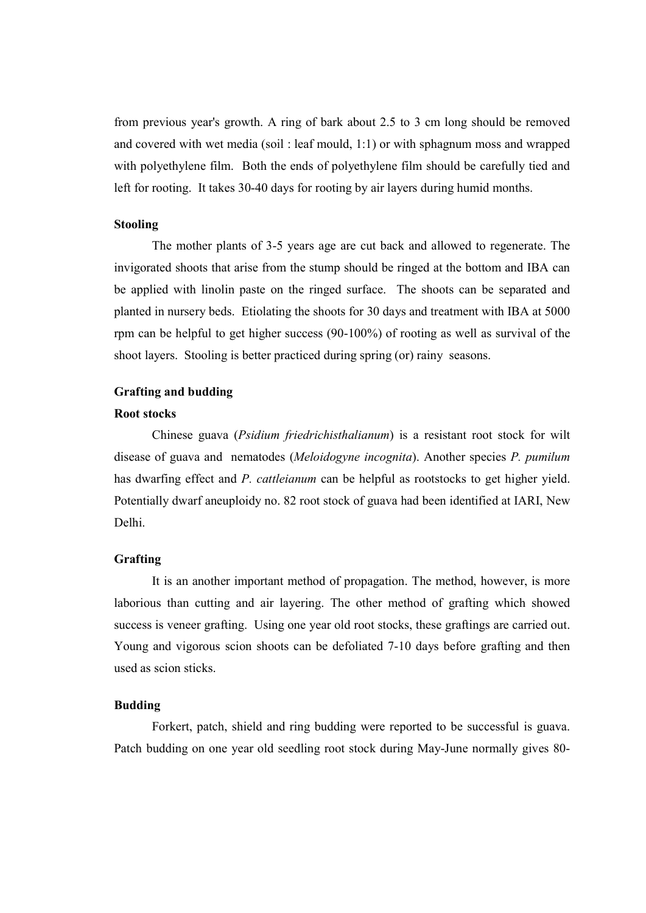from previous year's growth. A ring of bark about 2.5 to 3 cm long should be removed and covered with wet media (soil : leaf mould, 1:1) or with sphagnum moss and wrapped with polyethylene film. Both the ends of polyethylene film should be carefully tied and left for rooting. It takes 30-40 days for rooting by air layers during humid months.

**Stooling**

The mother plants of 3-5 years age are cut back and allowed to regenerate. The invigorated shoots that arise from the stump should be ringed at the bottom and IBA can be applied with linolin paste on the ringed surface. The shoots can be separated and planted in nursery beds. Etiolating the shoots for 30 days and treatment with IBA at 5000 rpm can be helpful to get higher success (90-100%) of rooting as well as survival of the shoot layers. Stooling is better practiced during spring (or) rainy seasons.

**Grafting and budding**

**Root stocks**

Chinese guava (*Psidium friedrichisthalianum*) is a resistant root stock for wilt disease of guava and nematodes (*Meloidogyne incognita*). Another species *P. pumilum* has dwarfing effect and *P. cattleianum* can be helpful as rootstocks to get higher yield. Potentially dwarf aneuploidy no. 82 root stock of guava had been identified at IARI, New Delhi.

**Grafting**

It is an another important method of propagation. The method, however, is more laborious than cutting and air layering. The other method of grafting which showed success is veneer grafting. Using one year old root stocks, these graftings are carried out. Young and vigorous scion shoots can be defoliated 7-10 days before grafting and then used as scion sticks.

**Budding**

Forkert, patch, shield and ring budding were reported to be successful is guava. Patch budding on one year old seedling root stock during May-June normally gives 80-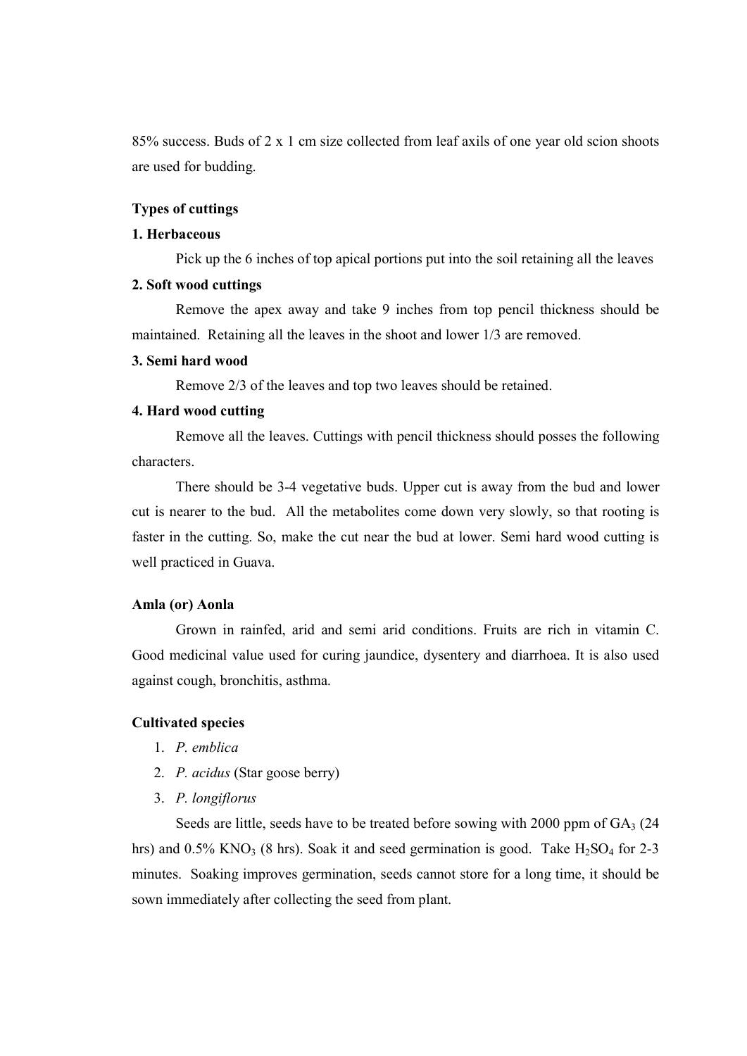85% success. Buds of 2 x 1 cm size collected from leaf axils of one year old scion shoots are used for budding.

**Types of cuttings**

**1. Herbaceous**

Pick up the 6 inches of top apical portions put into the soil retaining all the leaves

**2. Soft wood cuttings**

Remove the apex away and take 9 inches from top pencil thickness should be maintained. Retaining all the leaves in the shoot and lower 1/3 are removed.

**3. Semi hard wood**

Remove 2/3 of the leaves and top two leaves should be retained.

**4. Hard wood cutting**

Remove all the leaves. Cuttings with pencil thickness should posses the following characters.

There should be 3-4 vegetative buds. Upper cut is away from the bud and lower cut is nearer to the bud. All the metabolites come down very slowly, so that rooting is faster in the cutting. So, make the cut near the bud at lower. Semi hard wood cutting is well practiced in Guava.

**Amla (or) Aonla**

Grown in rainfed, arid and semi arid conditions. Fruits are rich in vitamin C. Good medicinal value used for curing jaundice, dysentery and diarrhoea. It is also used against cough, bronchitis, asthma.

**Cultivated species**

1. *P. emblica*
2. *P. acidus* (Star goose berry)
3. *P. longiflorus*

Seeds are little, seeds have to be treated before sowing with 2000 ppm of $GA_3$ (24 hrs) and 0.5% $KNO_3$ (8 hrs). Soak it and seed germination is good. Take $H_2SO_4$ for 2-3 minutes. Soaking improves germination, seeds cannot store for a long time, it should be sown immediately after collecting the seed from plant.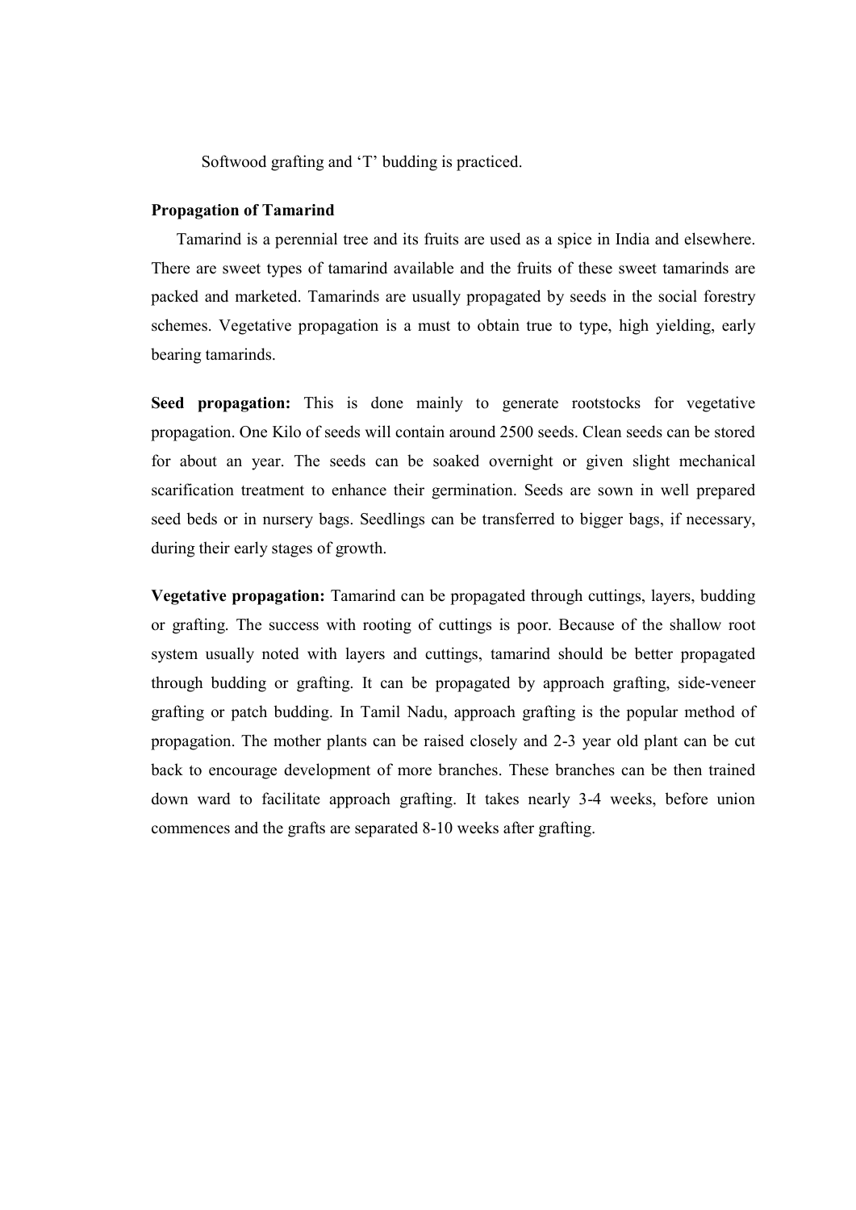Softwood grafting and 'T' budding is practiced.

**Propagation of Tamarind**

Tamarind is a perennial tree and its fruits are used as a spice in India and elsewhere. There are sweet types of tamarind available and the fruits of these sweet tamarinds are packed and marketed. Tamarinds are usually propagated by seeds in the social forestry schemes. Vegetative propagation is a must to obtain true to type, high yielding, early bearing tamarinds.

**Seed propagation:** This is done mainly to generate rootstocks for vegetative propagation. One Kilo of seeds will contain around 2500 seeds. Clean seeds can be stored for about an year. The seeds can be soaked overnight or given slight mechanical scarification treatment to enhance their germination. Seeds are sown in well prepared seed beds or in nursery bags. Seedlings can be transferred to bigger bags, if necessary, during their early stages of growth.

**Vegetative propagation:** Tamarind can be propagated through cuttings, layers, budding or grafting. The success with rooting of cuttings is poor. Because of the shallow root system usually noted with layers and cuttings, tamarind should be better propagated through budding or grafting. It can be propagated by approach grafting, side-veneer grafting or patch budding. In Tamil Nadu, approach grafting is the popular method of propagation. The mother plants can be raised closely and 2-3 year old plant can be cut back to encourage development of more branches. These branches can be then trained down ward to facilitate approach grafting. It takes nearly 3-4 weeks, before union commences and the grafts are separated 8-10 weeks after grafting.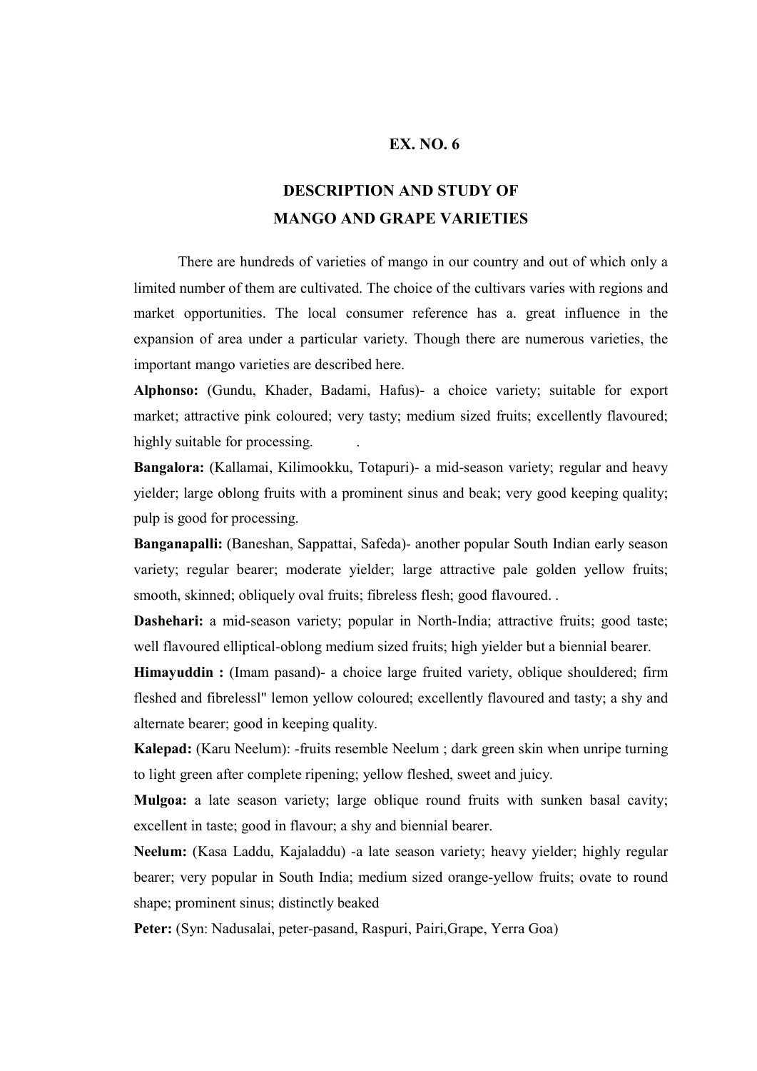# EX. NO. 6

## DESCRIPTION AND STUDY OF MANGO AND GRAPE VARIETIES

There are hundreds of varieties of mango in our country and out of which only a limited number of them are cultivated. The choice of the cultivars varies with regions and market opportunities. The local consumer reference has a. great influence in the expansion of area under a particular variety. Though there are numerous varieties, the important mango varieties are described here.

**Alphonso:** (Gundu, Khader, Badami, Hafus)- a choice variety; suitable for export market; attractive pink coloured; very tasty; medium sized fruits; excellently flavoured; highly suitable for processing. .

**Bangalora:** (Kallamai, Kilimookku, Totapuri)- a mid-season variety; regular and heavy yielder; large oblong fruits with a prominent sinus and beak; very good keeping quality; pulp is good for processing.

**Banganapalli:** (Baneshan, Sappattai, Safeda)- another popular South Indian early season variety; regular bearer; moderate yielder; large attractive pale golden yellow fruits; smooth, skinned; obliquely oval fruits; fibreless flesh; good flavoured. .

**Dashehari:** a mid-season variety; popular in North-India; attractive fruits; good taste; well flavoured elliptical-oblong medium sized fruits; high yielder but a biennial bearer.

**Himayuddin :** (Imam pasand)- a choice large fruited variety, oblique shouldered; firm fleshed and fibrelessl" lemon yellow coloured; excellently flavoured and tasty; a shy and alternate bearer; good in keeping quality.

**Kalepad:** (Karu Neelum): -fruits resemble Neelum ; dark green skin when unripe turning to light green after complete ripening; yellow fleshed, sweet and juicy.

**Mulgoa:** a late season variety; large oblique round fruits with sunken basal cavity; excellent in taste; good in flavour; a shy and biennial bearer.

**Neelum:** (Kasa Laddu, Kajaladdu) -a late season variety; heavy yielder; highly regular bearer; very popular in South India; medium sized orange-yellow fruits; ovate to round shape; prominent sinus; distinctly beaked

**Peter:** (Syn: Nadusalai, peter-pasand, Raspuri, Pairi,Grape, Yerra Goa)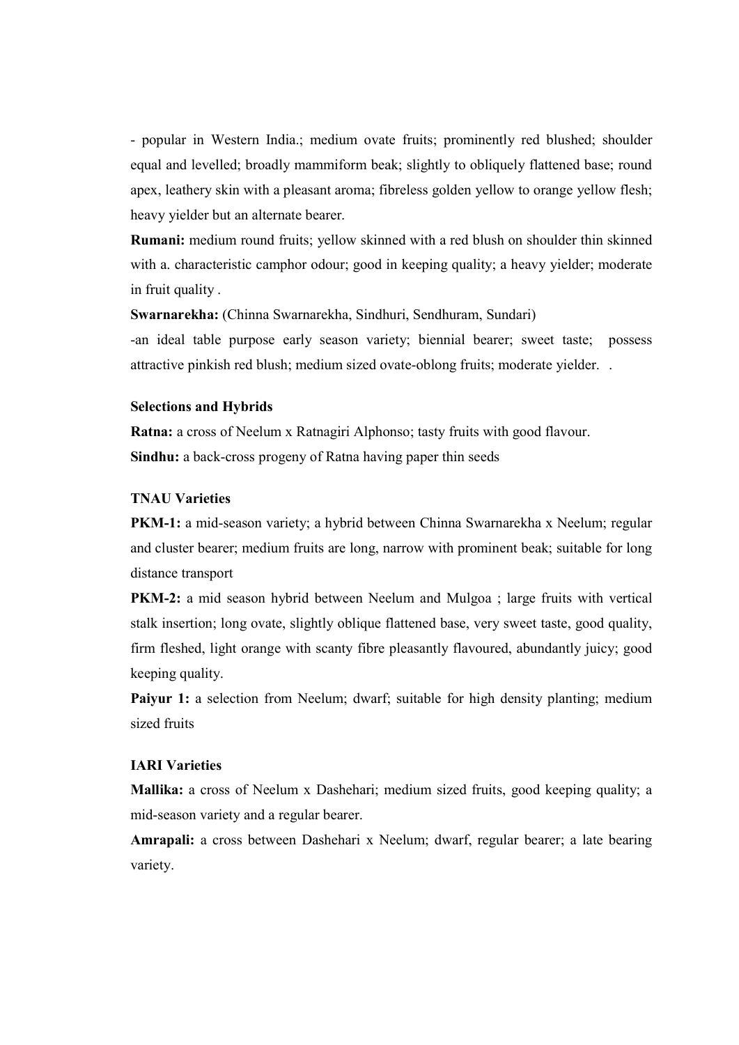- popular in Western India.; medium ovate fruits; prominently red blushed; shoulder equal and levelled; broadly mammiform beak; slightly to obliquely flattened base; round apex, leathery skin with a pleasant aroma; fibreless golden yellow to orange yellow flesh; heavy yielder but an alternate bearer.

**Rumani:** medium round fruits; yellow skinned with a red blush on shoulder thin skinned with a. characteristic camphor odour; good in keeping quality; a heavy yielder; moderate in fruit quality .

**Swarnarekha:** (Chinna Swarnarekha, Sindhuri, Sendhuram, Sundari)

-an ideal table purpose early season variety; biennial bearer; sweet taste; possess attractive pinkish red blush; medium sized ovate-oblong fruits; moderate yielder. .

**Selections and Hybrids**

**Ratna:** a cross of Neelum x Ratnagiri Alphonso; tasty fruits with good flavour.

**Sindhu:** a back-cross progeny of Ratna having paper thin seeds

**TNAU Varieties**

**PKM-1:** a mid-season variety; a hybrid between Chinna Swarnarekha x Neelum; regular and cluster bearer; medium fruits are long, narrow with prominent beak; suitable for long distance transport

**PKM-2:** a mid season hybrid between Neelum and Mulgoa ; large fruits with vertical stalk insertion; long ovate, slightly oblique flattened base, very sweet taste, good quality, firm fleshed, light orange with scanty fibre pleasantly flavoured, abundantly juicy; good keeping quality.

**Paiyur 1:** a selection from Neelum; dwarf; suitable for high density planting; medium sized fruits

**IARI Varieties**

**Mallika:** a cross of Neelum x Dashehari; medium sized fruits, good keeping quality; a mid-season variety and a regular bearer.

**Amrapali:** a cross between Dashehari x Neelum; dwarf, regular bearer; a late bearing variety.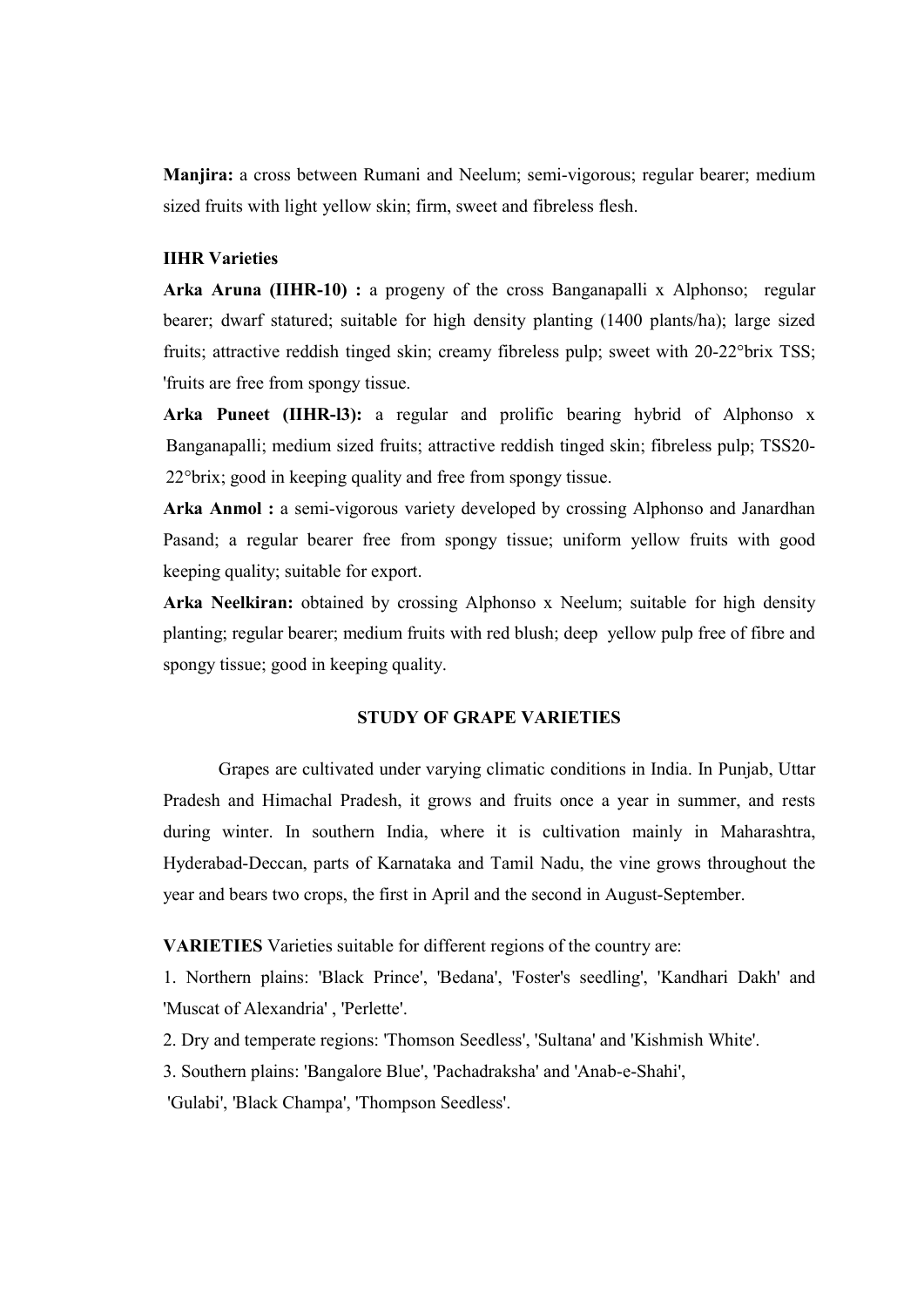**Manjira:** a cross between Rumani and Neelum; semi-vigorous; regular bearer; medium sized fruits with light yellow skin; firm, sweet and fibreless flesh.

**IIHR Varieties**

**Arka Aruna (IIHR-10) :** a progeny of the cross Banganapalli x Alphonso; regular bearer; dwarf statured; suitable for high density planting (1400 plants/ha); large sized fruits; attractive reddish tinged skin; creamy fibreless pulp; sweet with 20-22°brix TSS; 'fruits are free from spongy tissue.

**Arka Puneet (IIHR-l3):** a regular and prolific bearing hybrid of Alphonso x Banganapalli; medium sized fruits; attractive reddish tinged skin; fibreless pulp; TSS20-22°brix; good in keeping quality and free from spongy tissue.

**Arka Anmol :** a semi-vigorous variety developed by crossing Alphonso and Janardhan Pasand; a regular bearer free from spongy tissue; uniform yellow fruits with good keeping quality; suitable for export.

**Arka Neelkiran:** obtained by crossing Alphonso x Neelum; suitable for high density planting; regular bearer; medium fruits with red blush; deep yellow pulp free of fibre and spongy tissue; good in keeping quality.

## STUDY OF GRAPE VARIETIES

Grapes are cultivated under varying climatic conditions in India. In Punjab, Uttar Pradesh and Himachal Pradesh, it grows and fruits once a year in summer, and rests during winter. In southern India, where it is cultivation mainly in Maharashtra, Hyderabad-Deccan, parts of Karnataka and Tamil Nadu, the vine grows throughout the year and bears two crops, the first in April and the second in August-September.

**VARIETIES** Varieties suitable for different regions of the country are:

1. Northern plains: 'Black Prince', 'Bedana', 'Foster's seedling', 'Kandhari Dakh' and 'Muscat of Alexandria' , 'Perlette'.
2. Dry and temperate regions: 'Thomson Seedless', 'Sultana' and 'Kishmish White'.
3. Southern plains: 'Bangalore Blue', 'Pachadraksha' and 'Anab-e-Shahi', 'Gulabi', 'Black Champa', 'Thompson Seedless'.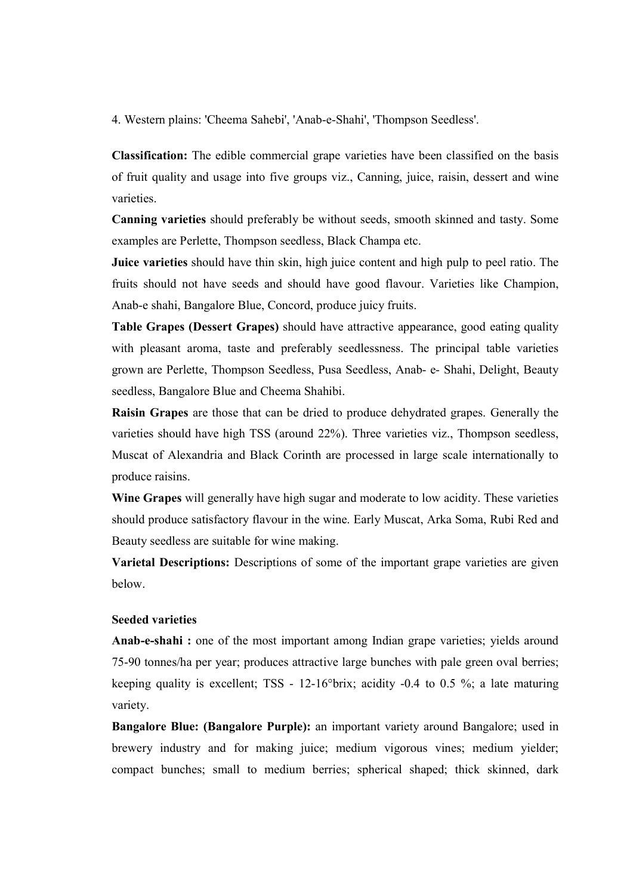4. Western plains: 'Cheema Sahebi', 'Anab-e-Shahi', 'Thompson Seedless'.

**Classification:** The edible commercial grape varieties have been classified on the basis of fruit quality and usage into five groups viz., Canning, juice, raisin, dessert and wine varieties.

**Canning varieties** should preferably be without seeds, smooth skinned and tasty. Some examples are Perlette, Thompson seedless, Black Champa etc.

**Juice varieties** should have thin skin, high juice content and high pulp to peel ratio. The fruits should not have seeds and should have good flavour. Varieties like Champion, Anab-e shahi, Bangalore Blue, Concord, produce juicy fruits.

**Table Grapes (Dessert Grapes)** should have attractive appearance, good eating quality with pleasant aroma, taste and preferably seedlessness. The principal table varieties grown are Perlette, Thompson Seedless, Pusa Seedless, Anab- e- Shahi, Delight, Beauty seedless, Bangalore Blue and Cheema Shahibi.

**Raisin Grapes** are those that can be dried to produce dehydrated grapes. Generally the varieties should have high TSS (around 22%). Three varieties viz., Thompson seedless, Muscat of Alexandria and Black Corinth are processed in large scale internationally to produce raisins.

**Wine Grapes** will generally have high sugar and moderate to low acidity. These varieties should produce satisfactory flavour in the wine. Early Muscat, Arka Soma, Rubi Red and Beauty seedless are suitable for wine making.

**Varietal Descriptions:** Descriptions of some of the important grape varieties are given below.

**Seeded varieties**

**Anab-e-shahi :** one of the most important among Indian grape varieties; yields around 75-90 tonnes/ha per year; produces attractive large bunches with pale green oval berries; keeping quality is excellent; TSS - 12-16°brix; acidity -0.4 to 0.5 %; a late maturing variety.

**Bangalore Blue: (Bangalore Purple):** an important variety around Bangalore; used in brewery industry and for making juice; medium vigorous vines; medium yielder; compact bunches; small to medium berries; spherical shaped; thick skinned, dark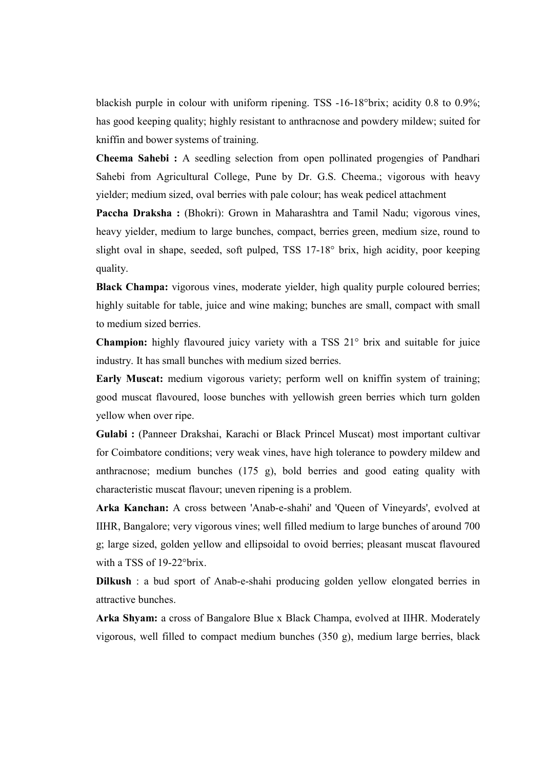blackish purple in colour with uniform ripening. TSS -16-18°brix; acidity 0.8 to 0.9%; has good keeping quality; highly resistant to anthracnose and powdery mildew; suited for kniffin and bower systems of training.

**Cheema Sahebi :** A seedling selection from open pollinated progengies of Pandhari Sahebi from Agricultural College, Pune by Dr. G.S. Cheema.; vigorous with heavy yielder; medium sized, oval berries with pale colour; has weak pedicel attachment

**Paccha Draksha :** (Bhokri): Grown in Maharashtra and Tamil Nadu; vigorous vines, heavy yielder, medium to large bunches, compact, berries green, medium size, round to slight oval in shape, seeded, soft pulped, TSS 17-18° brix, high acidity, poor keeping quality.

**Black Champa:** vigorous vines, moderate yielder, high quality purple coloured berries; highly suitable for table, juice and wine making; bunches are small, compact with small to medium sized berries.

**Champion:** highly flavoured juicy variety with a TSS 21° brix and suitable for juice industry. It has small bunches with medium sized berries.

**Early Muscat:** medium vigorous variety; perform well on kniffin system of training; good muscat flavoured, loose bunches with yellowish green berries which turn golden yellow when over ripe.

**Gulabi :** (Panneer Drakshai, Karachi or Black Princel Muscat) most important cultivar for Coimbatore conditions; very weak vines, have high tolerance to powdery mildew and anthracnose; medium bunches (175 g), bold berries and good eating quality with characteristic muscat flavour; uneven ripening is a problem.

**Arka Kanchan:** A cross between 'Anab-e-shahi' and 'Queen of Vineyards', evolved at IIHR, Bangalore; very vigorous vines; well filled medium to large bunches of around 700 g; large sized, golden yellow and ellipsoidal to ovoid berries; pleasant muscat flavoured with a TSS of 19-22°brix.

**Dilkush** : a bud sport of Anab-e-shahi producing golden yellow elongated berries in attractive bunches.

**Arka Shyam:** a cross of Bangalore Blue x Black Champa, evolved at IIHR. Moderately vigorous, well filled to compact medium bunches (350 g), medium large berries, black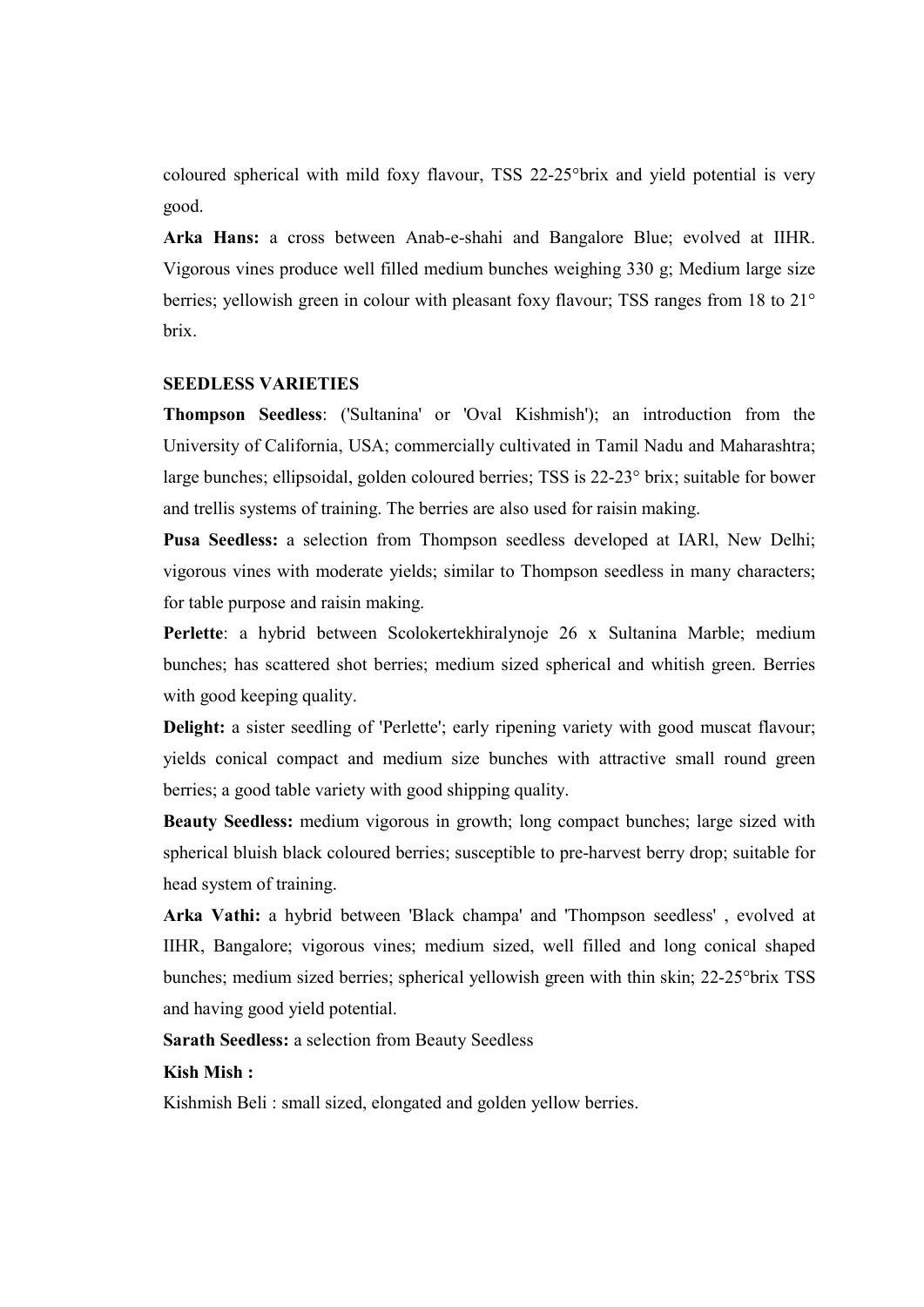coloured spherical with mild foxy flavour, TSS 22-25°brix and yield potential is very good.

**Arka Hans:** a cross between Anab-e-shahi and Bangalore Blue; evolved at IIHR. Vigorous vines produce well filled medium bunches weighing 330 g; Medium large size berries; yellowish green in colour with pleasant foxy flavour; TSS ranges from 18 to 21° brix.

### SEEDLESS VARIETIES

**Thompson Seedless**: ('Sultanina' or 'Oval Kishmish'); an introduction from the University of California, USA; commercially cultivated in Tamil Nadu and Maharashtra; large bunches; ellipsoidal, golden coloured berries; TSS is 22-23° brix; suitable for bower and trellis systems of training. The berries are also used for raisin making.

**Pusa Seedless:** a selection from Thompson seedless developed at IARl, New Delhi; vigorous vines with moderate yields; similar to Thompson seedless in many characters; for table purpose and raisin making.

**Perlette**: a hybrid between Scolokertekhiralynoje 26 x Sultanina Marble; medium bunches; has scattered shot berries; medium sized spherical and whitish green. Berries with good keeping quality.

**Delight:** a sister seedling of 'Perlette'; early ripening variety with good muscat flavour; yields conical compact and medium size bunches with attractive small round green berries; a good table variety with good shipping quality.

**Beauty Seedless:** medium vigorous in growth; long compact bunches; large sized with spherical bluish black coloured berries; susceptible to pre-harvest berry drop; suitable for head system of training.

**Arka Vathi:** a hybrid between 'Black champa' and 'Thompson seedless' , evolved at IIHR, Bangalore; vigorous vines; medium sized, well filled and long conical shaped bunches; medium sized berries; spherical yellowish green with thin skin; 22-25°brix TSS and having good yield potential.

**Sarath Seedless:** a selection from Beauty Seedless

**Kish Mish :**

Kishmish Beli : small sized, elongated and golden yellow berries.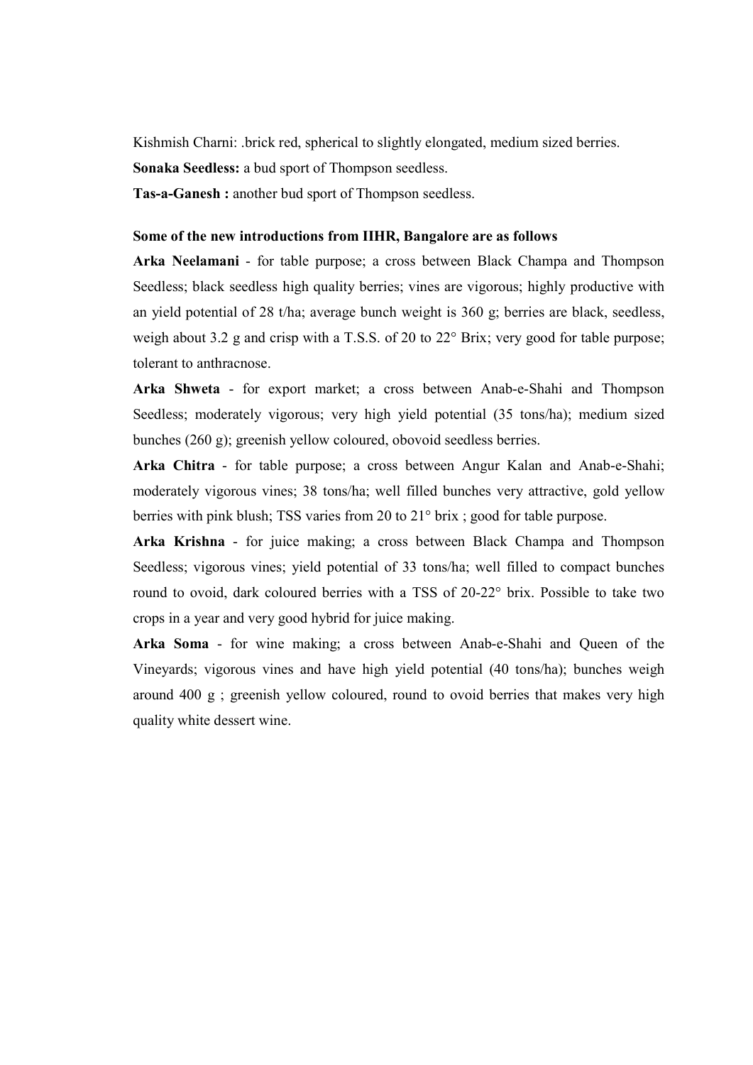Kishmish Charni: .brick red, spherical to slightly elongated, medium sized berries.

**Sonaka Seedless:** a bud sport of Thompson seedless.

**Tas-a-Ganesh :** another bud sport of Thompson seedless.

**Some of the new introductions from IIHR, Bangalore are as follows**

**Arka Neelamani** - for table purpose; a cross between Black Champa and Thompson Seedless; black seedless high quality berries; vines are vigorous; highly productive with an yield potential of 28 t/ha; average bunch weight is 360 g; berries are black, seedless, weigh about 3.2 g and crisp with a T.S.S. of 20 to 22° Brix; very good for table purpose; tolerant to anthracnose.

**Arka Shweta** - for export market; a cross between Anab-e-Shahi and Thompson Seedless; moderately vigorous; very high yield potential (35 tons/ha); medium sized bunches (260 g); greenish yellow coloured, obovoid seedless berries.

**Arka Chitra** - for table purpose; a cross between Angur Kalan and Anab-e-Shahi; moderately vigorous vines; 38 tons/ha; well filled bunches very attractive, gold yellow berries with pink blush; TSS varies from 20 to 21° brix ; good for table purpose.

**Arka Krishna** - for juice making; a cross between Black Champa and Thompson Seedless; vigorous vines; yield potential of 33 tons/ha; well filled to compact bunches round to ovoid, dark coloured berries with a TSS of 20-22° brix. Possible to take two crops in a year and very good hybrid for juice making.

**Arka Soma** - for wine making; a cross between Anab-e-Shahi and Queen of the Vineyards; vigorous vines and have high yield potential (40 tons/ha); bunches weigh around 400 g ; greenish yellow coloured, round to ovoid berries that makes very high quality white dessert wine.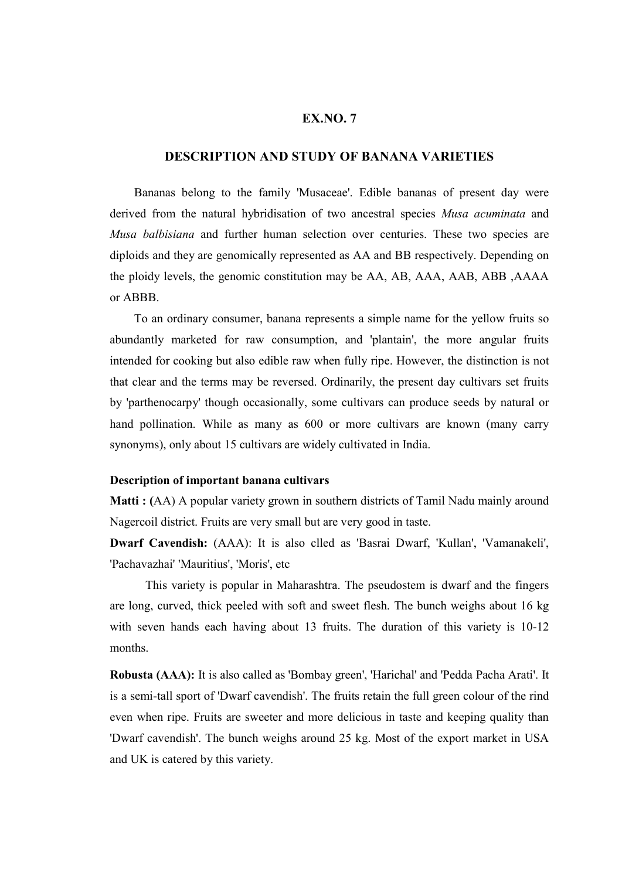## EX.NO. 7

## DESCRIPTION AND STUDY OF BANANA VARIETIES

Bananas belong to the family 'Musaceae'. Edible bananas of present day were derived from the natural hybridisation of two ancestral species *Musa acuminata* and *Musa balbisiana* and further human selection over centuries. These two species are diploids and they are genomically represented as AA and BB respectively. Depending on the ploidy levels, the genomic constitution may be AA, AB, AAA, AAB, ABB ,AAAA or ABBB.

To an ordinary consumer, banana represents a simple name for the yellow fruits so abundantly marketed for raw consumption, and 'plantain', the more angular fruits intended for cooking but also edible raw when fully ripe. However, the distinction is not that clear and the terms may be reversed. Ordinarily, the present day cultivars set fruits by 'parthenocarpy' though occasionally, some cultivars can produce seeds by natural or hand pollination. While as many as 600 or more cultivars are known (many carry synonyms), only about 15 cultivars are widely cultivated in India.

**Description of important banana cultivars**

**Matti : (**AA) A popular variety grown in southern districts of Tamil Nadu mainly around Nagercoil district. Fruits are very small but are very good in taste.

**Dwarf Cavendish:** (AAA): It is also clled as 'Basrai Dwarf, 'Kullan', 'Vamanakeli', 'Pachavazhai' 'Mauritius', 'Moris', etc

This variety is popular in Maharashtra. The pseudostem is dwarf and the fingers are long, curved, thick peeled with soft and sweet flesh. The bunch weighs about 16 kg with seven hands each having about 13 fruits. The duration of this variety is 10-12 months.

**Robusta (AAA):** It is also called as 'Bombay green', 'Harichal' and 'Pedda Pacha Arati'. It is a semi-tall sport of 'Dwarf cavendish'. The fruits retain the full green colour of the rind even when ripe. Fruits are sweeter and more delicious in taste and keeping quality than 'Dwarf cavendish'. The bunch weighs around 25 kg. Most of the export market in USA and UK is catered by this variety.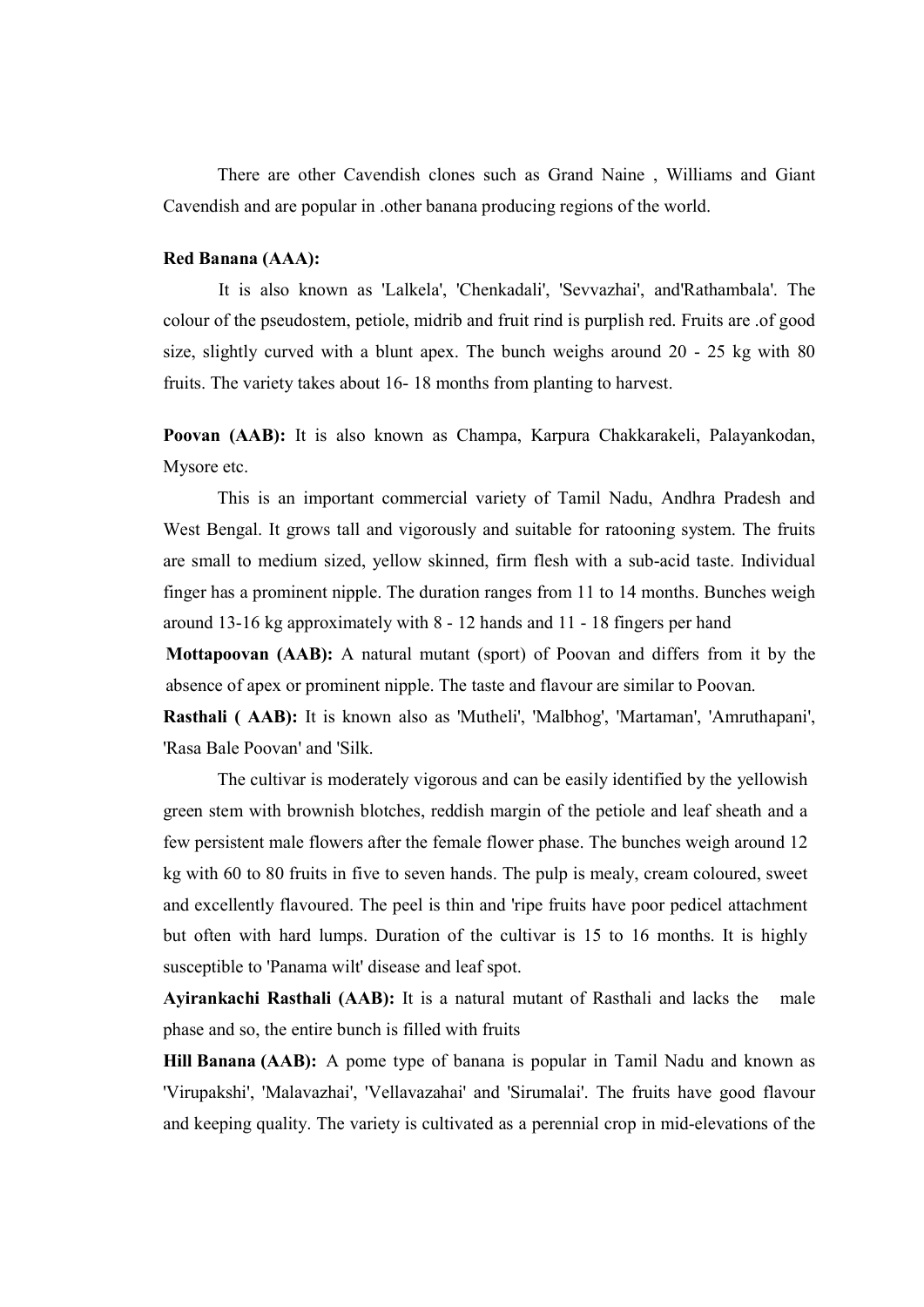There are other Cavendish clones such as Grand Naine , Williams and Giant Cavendish and are popular in .other banana producing regions of the world.

**Red Banana (AAA):**

It is also known as 'Lalkela', 'Chenkadali', 'Sevvazhai', and'Rathambala'. The colour of the pseudostem, petiole, midrib and fruit rind is purplish red. Fruits are .of good size, slightly curved with a blunt apex. The bunch weighs around 20 - 25 kg with 80 fruits. The variety takes about 16- 18 months from planting to harvest.

**Poovan (AAB):** It is also known as Champa, Karpura Chakkarakeli, Palayankodan, Mysore etc.

This is an important commercial variety of Tamil Nadu, Andhra Pradesh and West Bengal. It grows tall and vigorously and suitable for ratooning system. The fruits are small to medium sized, yellow skinned, firm flesh with a sub-acid taste. Individual finger has a prominent nipple. The duration ranges from 11 to 14 months. Bunches weigh around 13-16 kg approximately with 8 - 12 hands and 11 - 18 fingers per hand

**Mottapoovan (AAB):** A natural mutant (sport) of Poovan and differs from it by the absence of apex or prominent nipple. The taste and flavour are similar to Poovan.

**Rasthali ( AAB):** It is known also as 'Mutheli', 'Malbhog', 'Martaman', 'Amruthapani', 'Rasa Bale Poovan' and 'Silk.

The cultivar is moderately vigorous and can be easily identified by the yellowish green stem with brownish blotches, reddish margin of the petiole and leaf sheath and a few persistent male flowers after the female flower phase. The bunches weigh around 12 kg with 60 to 80 fruits in five to seven hands. The pulp is mealy, cream coloured, sweet and excellently flavoured. The peel is thin and 'ripe fruits have poor pedicel attachment but often with hard lumps. Duration of the cultivar is 15 to 16 months. It is highly susceptible to 'Panama wilt' disease and leaf spot.

**Ayirankachi Rasthali (AAB):** It is a natural mutant of Rasthali and lacks the male phase and so, the entire bunch is filled with fruits

**Hill Banana (AAB):** A pome type of banana is popular in Tamil Nadu and known as 'Virupakshi', 'Malavazhai', 'Vellavazahai' and 'Sirumalai'. The fruits have good flavour and keeping quality. The variety is cultivated as a perennial crop in mid-elevations of the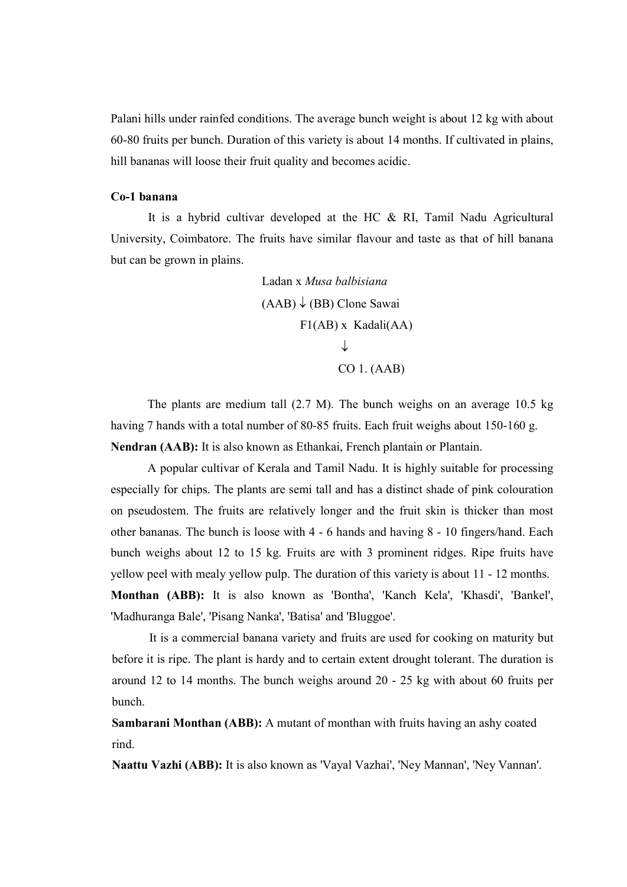Palani hills under rainfed conditions. The average bunch weight is about 12 kg with about 60-80 fruits per bunch. Duration of this variety is about 14 months. If cultivated in plains, hill bananas will loose their fruit quality and becomes acidic.

**Co-1 banana**

It is a hybrid cultivar developed at the HC & RI, Tamil Nadu Agricultural University, Coimbatore. The fruits have similar flavour and taste as that of hill banana but can be grown in plains.

Ladan x *Musa balbisiana*
(AAB) ↓ (BB) Clone Sawai
F1(AB) x Kadali(AA)
↓
CO 1. (AAB)

The plants are medium tall (2.7 M). The bunch weighs on an average 10.5 kg having 7 hands with a total number of 80-85 fruits. Each fruit weighs about 150-160 g.

**Nendran (AAB):** It is also known as Ethankai, French plantain or Plantain.

A popular cultivar of Kerala and Tamil Nadu. It is highly suitable for processing especially for chips. The plants are semi tall and has a distinct shade of pink colouration on pseudostem. The fruits are relatively longer and the fruit skin is thicker than most other bananas. The bunch is loose with 4 - 6 hands and having 8 - 10 fingers/hand. Each bunch weighs about 12 to 15 kg. Fruits are with 3 prominent ridges. Ripe fruits have yellow peel with mealy yellow pulp. The duration of this variety is about 11 - 12 months.

**Monthan (ABB):** It is also known as 'Bontha', 'Kanch Kela', 'Khasdi', 'Bankel', 'Madhuranga Bale', 'Pisang Nanka', 'Batisa' and 'Bluggoe'.

It is a commercial banana variety and fruits are used for cooking on maturity but before it is ripe. The plant is hardy and to certain extent drought tolerant. The duration is around 12 to 14 months. The bunch weighs around 20 - 25 kg with about 60 fruits per bunch.

**Sambarani Monthan (ABB):** A mutant of monthan with fruits having an ashy coated rind.

**Naattu Vazhi (ABB):** It is also known as 'Vayal Vazhai', 'Ney Mannan', 'Ney Vannan'.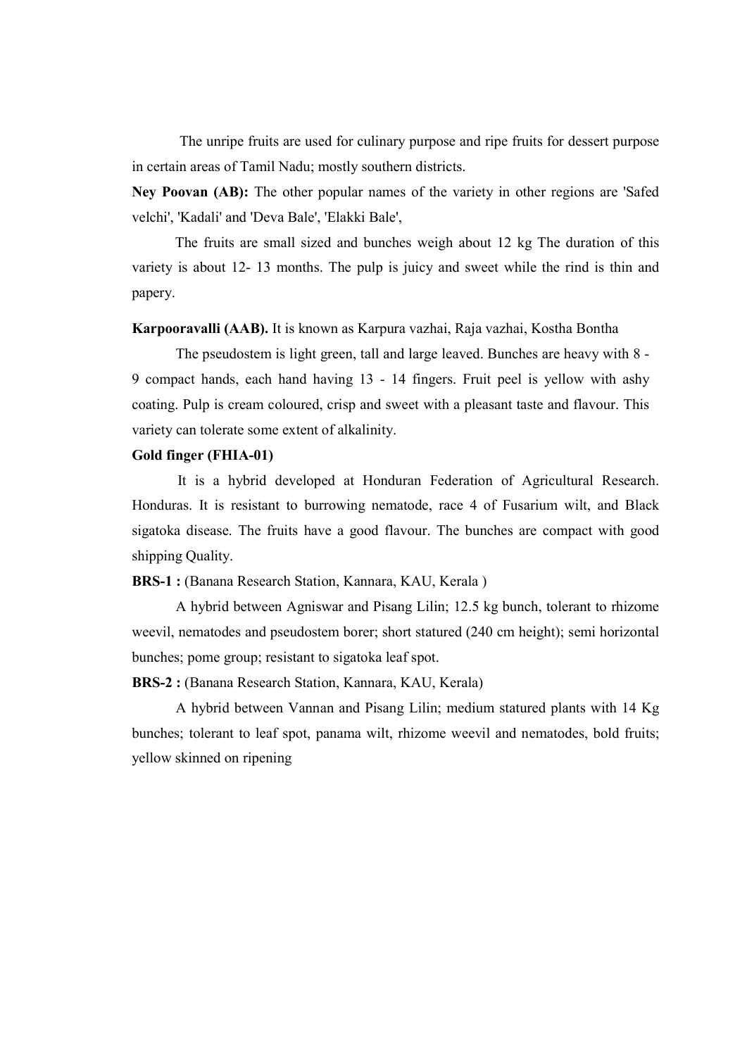The unripe fruits are used for culinary purpose and ripe fruits for dessert purpose in certain areas of Tamil Nadu; mostly southern districts.

**Ney Poovan (AB):** The other popular names of the variety in other regions are 'Safed velchi', 'Kadali' and 'Deva Bale', 'Elakki Bale',

The fruits are small sized and bunches weigh about 12 kg The duration of this variety is about 12- 13 months. The pulp is juicy and sweet while the rind is thin and papery.

**Karpooravalli (AAB).** It is known as Karpura vazhai, Raja vazhai, Kostha Bontha

The pseudostem is light green, tall and large leaved. Bunches are heavy with 8 - 9 compact hands, each hand having 13 - 14 fingers. Fruit peel is yellow with ashy coating. Pulp is cream coloured, crisp and sweet with a pleasant taste and flavour. This variety can tolerate some extent of alkalinity.

**Gold finger (FHIA-01)**

It is a hybrid developed at Honduran Federation of Agricultural Research. Honduras. It is resistant to burrowing nematode, race 4 of Fusarium wilt, and Black sigatoka disease. The fruits have a good flavour. The bunches are compact with good shipping Quality.

**BRS-1 :** (Banana Research Station, Kannara, KAU, Kerala )

A hybrid between Agniswar and Pisang Lilin; 12.5 kg bunch, tolerant to rhizome weevil, nematodes and pseudostem borer; short statured (240 cm height); semi horizontal bunches; pome group; resistant to sigatoka leaf spot.

**BRS-2 :** (Banana Research Station, Kannara, KAU, Kerala)

A hybrid between Vannan and Pisang Lilin; medium statured plants with 14 Kg bunches; tolerant to leaf spot, panama wilt, rhizome weevil and nematodes, bold fruits; yellow skinned on ripening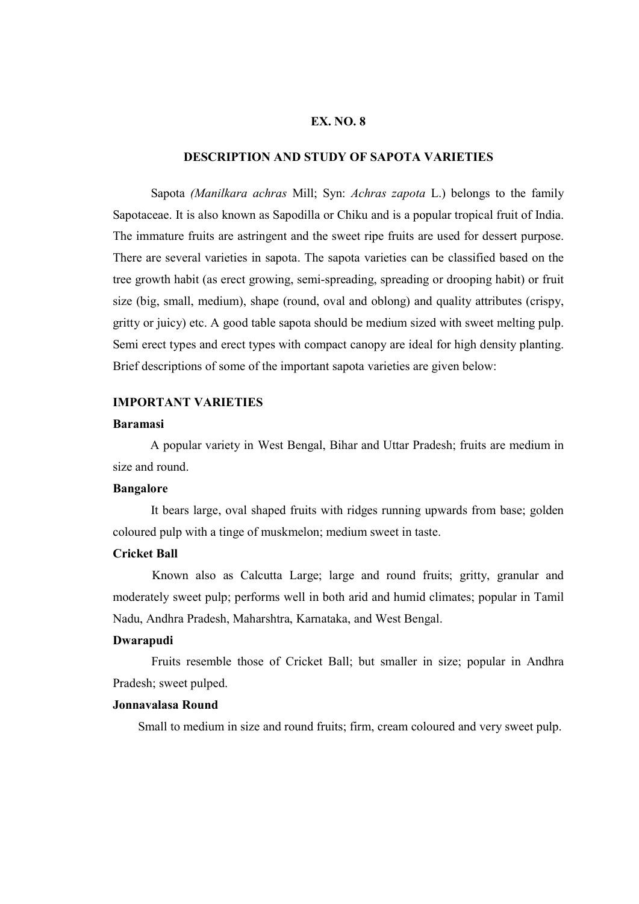## EX. NO. 8

## DESCRIPTION AND STUDY OF SAPOTA VARIETIES

Sapota *(Manilkara achras* Mill; Syn: *Achras zapota* L.) belongs to the family Sapotaceae. It is also known as Sapodilla or Chiku and is a popular tropical fruit of India. The immature fruits are astringent and the sweet ripe fruits are used for dessert purpose. There are several varieties in sapota. The sapota varieties can be classified based on the tree growth habit (as erect growing, semi-spreading, spreading or drooping habit) or fruit size (big, small, medium), shape (round, oval and oblong) and quality attributes (crispy, gritty or juicy) etc. A good table sapota should be medium sized with sweet melting pulp. Semi erect types and erect types with compact canopy are ideal for high density planting. Brief descriptions of some of the important sapota varieties are given below:

### IMPORTANT VARIETIES

**Baramasi**

A popular variety in West Bengal, Bihar and Uttar Pradesh; fruits are medium in size and round.

**Bangalore**

It bears large, oval shaped fruits with ridges running upwards from base; golden coloured pulp with a tinge of muskmelon; medium sweet in taste.

**Cricket Ball**

Known also as Calcutta Large; large and round fruits; gritty, granular and moderately sweet pulp; performs well in both arid and humid climates; popular in Tamil Nadu, Andhra Pradesh, Maharshtra, Karnataka, and West Bengal.

**Dwarapudi**

Fruits resemble those of Cricket Ball; but smaller in size; popular in Andhra Pradesh; sweet pulped.

**Jonnavalasa Round**

Small to medium in size and round fruits; firm, cream coloured and very sweet pulp.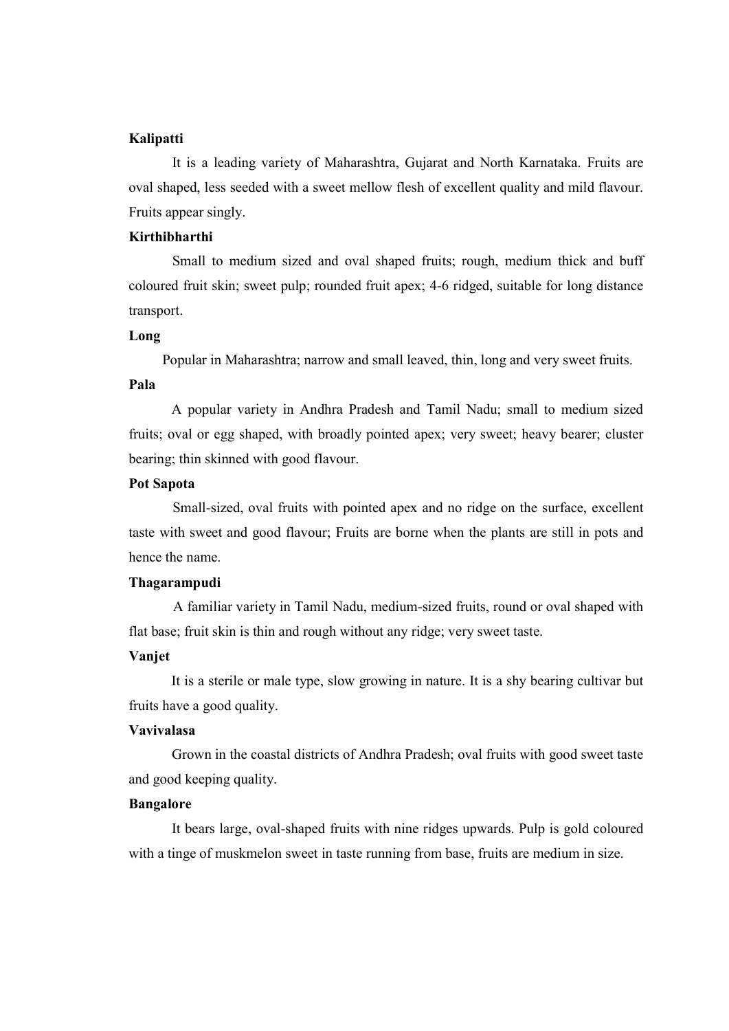**Kalipatti**

It is a leading variety of Maharashtra, Gujarat and North Karnataka. Fruits are oval shaped, less seeded with a sweet mellow flesh of excellent quality and mild flavour. Fruits appear singly.

**Kirthibharthi**

Small to medium sized and oval shaped fruits; rough, medium thick and buff coloured fruit skin; sweet pulp; rounded fruit apex; 4-6 ridged, suitable for long distance transport.

**Long**

Popular in Maharashtra; narrow and small leaved, thin, long and very sweet fruits.

**Pala**

A popular variety in Andhra Pradesh and Tamil Nadu; small to medium sized fruits; oval or egg shaped, with broadly pointed apex; very sweet; heavy bearer; cluster bearing; thin skinned with good flavour.

**Pot Sapota**

Small-sized, oval fruits with pointed apex and no ridge on the surface, excellent taste with sweet and good flavour; Fruits are borne when the plants are still in pots and hence the name.

**Thagarampudi**

A familiar variety in Tamil Nadu, medium-sized fruits, round or oval shaped with flat base; fruit skin is thin and rough without any ridge; very sweet taste.

**Vanjet**

It is a sterile or male type, slow growing in nature. It is a shy bearing cultivar but fruits have a good quality.

**Vavivalasa**

Grown in the coastal districts of Andhra Pradesh; oval fruits with good sweet taste and good keeping quality.

**Bangalore**

It bears large, oval-shaped fruits with nine ridges upwards. Pulp is gold coloured with a tinge of muskmelon sweet in taste running from base, fruits are medium in size.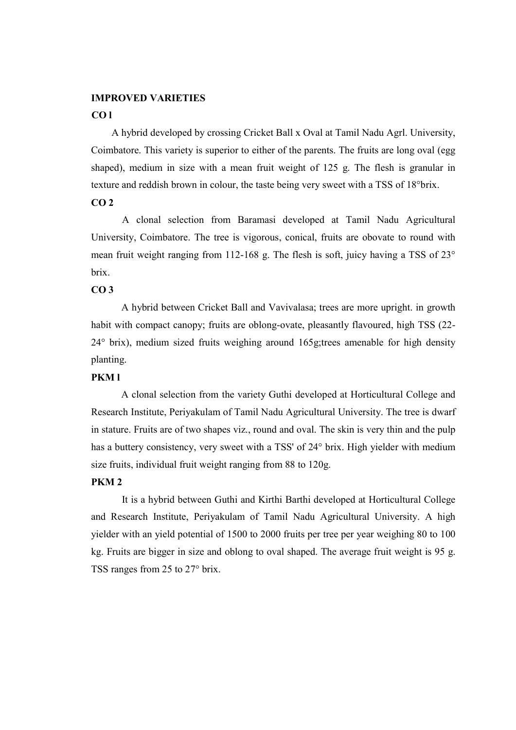## IMPROVED VARIETIES

### CO l

A hybrid developed by crossing Cricket Ball x Oval at Tamil Nadu Agrl. University, Coimbatore. This variety is superior to either of the parents. The fruits are long oval (egg shaped), medium in size with a mean fruit weight of 125 g. The flesh is granular in texture and reddish brown in colour, the taste being very sweet with a TSS of 18°brix.

### CO 2

A clonal selection from Baramasi developed at Tamil Nadu Agricultural University, Coimbatore. The tree is vigorous, conical, fruits are obovate to round with mean fruit weight ranging from 112-168 g. The flesh is soft, juicy having a TSS of 23° brix.

### CO 3

A hybrid between Cricket Ball and Vavivalasa; trees are more upright. in growth habit with compact canopy; fruits are oblong-ovate, pleasantly flavoured, high TSS (22-24° brix), medium sized fruits weighing around 165g;trees amenable for high density planting.

### PKM l

A clonal selection from the variety Guthi developed at Horticultural College and Research Institute, Periyakulam of Tamil Nadu Agricultural University. The tree is dwarf in stature. Fruits are of two shapes viz., round and oval. The skin is very thin and the pulp has a buttery consistency, very sweet with a TSS' of 24° brix. High yielder with medium size fruits, individual fruit weight ranging from 88 to 120g.

### PKM 2

It is a hybrid between Guthi and Kirthi Barthi developed at Horticultural College and Research Institute, Periyakulam of Tamil Nadu Agricultural University. A high yielder with an yield potential of 1500 to 2000 fruits per tree per year weighing 80 to 100 kg. Fruits are bigger in size and oblong to oval shaped. The average fruit weight is 95 g. TSS ranges from 25 to 27° brix.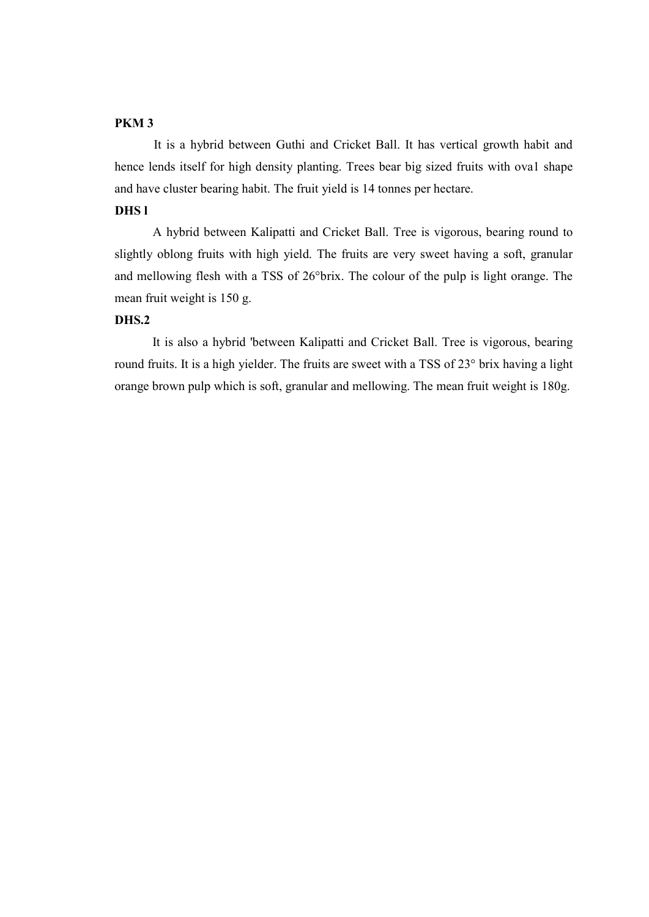**PKM 3**

It is a hybrid between Guthi and Cricket Ball. It has vertical growth habit and hence lends itself for high density planting. Trees bear big sized fruits with ova1 shape and have cluster bearing habit. The fruit yield is 14 tonnes per hectare.

**DHS l**

A hybrid between Kalipatti and Cricket Ball. Tree is vigorous, bearing round to slightly oblong fruits with high yield. The fruits are very sweet having a soft, granular and mellowing flesh with a TSS of 26°brix. The colour of the pulp is light orange. The mean fruit weight is 150 g.

**DHS.2**

It is also a hybrid 'between Kalipatti and Cricket Ball. Tree is vigorous, bearing round fruits. It is a high yielder. The fruits are sweet with a TSS of 23° brix having a light orange brown pulp which is soft, granular and mellowing. The mean fruit weight is 180g.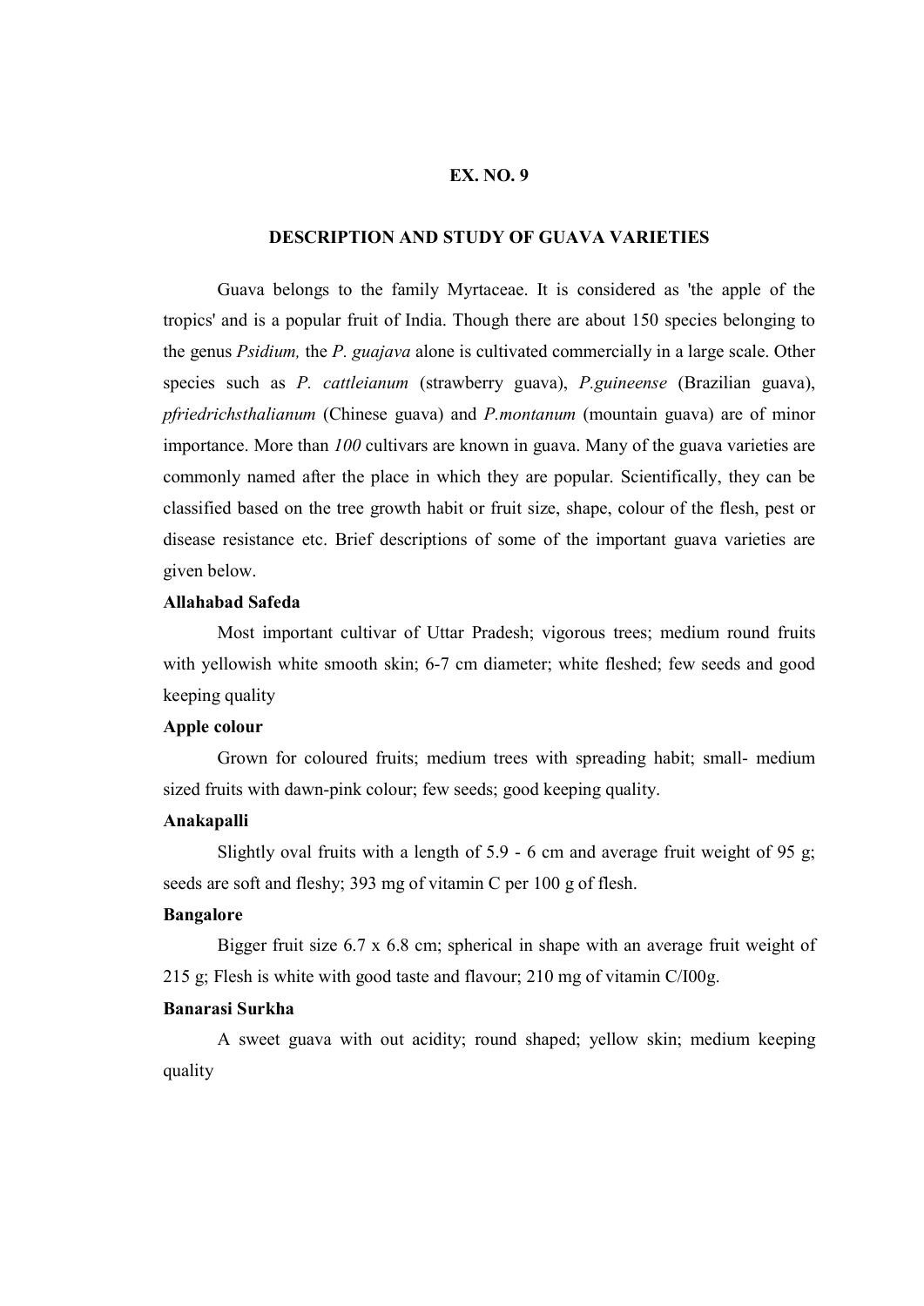## EX. NO. 9

## DESCRIPTION AND STUDY OF GUAVA VARIETIES

Guava belongs to the family Myrtaceae. It is considered as 'the apple of the tropics' and is a popular fruit of India. Though there are about 150 species belonging to the genus *Psidium,* the *P. guajava* alone is cultivated commercially in a large scale. Other species such as *P. cattleianum* (strawberry guava), *P.guineense* (Brazilian guava), *pfriedrichsthalianum* (Chinese guava) and *P.montanum* (mountain guava) are of minor importance. More than *100* cultivars are known in guava. Many of the guava varieties are commonly named after the place in which they are popular. Scientifically, they can be classified based on the tree growth habit or fruit size, shape, colour of the flesh, pest or disease resistance etc. Brief descriptions of some of the important guava varieties are given below.

**Allahabad Safeda**

Most important cultivar of Uttar Pradesh; vigorous trees; medium round fruits with yellowish white smooth skin; 6-7 cm diameter; white fleshed; few seeds and good keeping quality

**Apple colour**

Grown for coloured fruits; medium trees with spreading habit; small- medium sized fruits with dawn-pink colour; few seeds; good keeping quality.

**Anakapalli**

Slightly oval fruits with a length of 5.9 - 6 cm and average fruit weight of 95 g; seeds are soft and fleshy; 393 mg of vitamin C per 100 g of flesh.

**Bangalore**

Bigger fruit size 6.7 x 6.8 cm; spherical in shape with an average fruit weight of 215 g; Flesh is white with good taste and flavour; 210 mg of vitamin C/I00g.

**Banarasi Surkha**

A sweet guava with out acidity; round shaped; yellow skin; medium keeping quality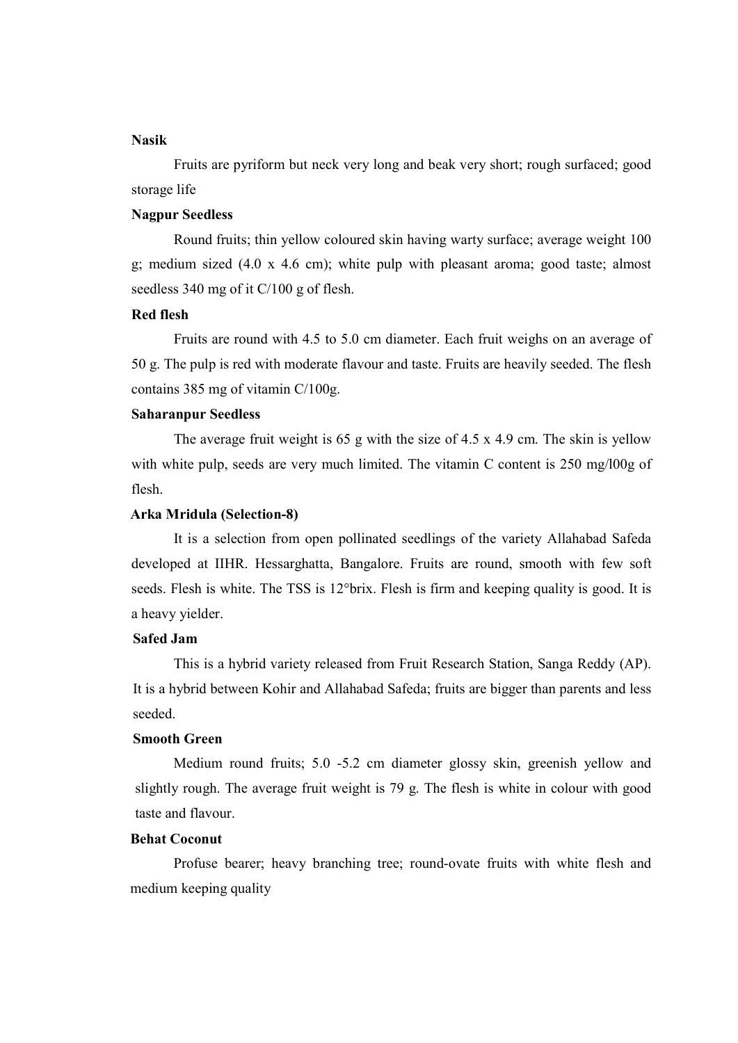**Nasik**

Fruits are pyriform but neck very long and beak very short; rough surfaced; good storage life

**Nagpur Seedless**

Round fruits; thin yellow coloured skin having warty surface; average weight 100 g; medium sized (4.0 x 4.6 cm); white pulp with pleasant aroma; good taste; almost seedless 340 mg of it C/100 g of flesh.

**Red flesh**

Fruits are round with 4.5 to 5.0 cm diameter. Each fruit weighs on an average of 50 g. The pulp is red with moderate flavour and taste. Fruits are heavily seeded. The flesh contains 385 mg of vitamin C/100g.

**Saharanpur Seedless**

The average fruit weight is 65 g with the size of 4.5 x 4.9 cm. The skin is yellow with white pulp, seeds are very much limited. The vitamin C content is 250 mg/l00g of flesh.

**Arka Mridula (Selection-8)**

It is a selection from open pollinated seedlings of the variety Allahabad Safeda developed at IIHR. Hessarghatta, Bangalore. Fruits are round, smooth with few soft seeds. Flesh is white. The TSS is 12°brix. Flesh is firm and keeping quality is good. It is a heavy yielder.

**Safed Jam**

This is a hybrid variety released from Fruit Research Station, Sanga Reddy (AP). It is a hybrid between Kohir and Allahabad Safeda; fruits are bigger than parents and less seeded.

**Smooth Green**

Medium round fruits; 5.0 -5.2 cm diameter glossy skin, greenish yellow and slightly rough. The average fruit weight is 79 g. The flesh is white in colour with good taste and flavour.

**Behat Coconut**

Profuse bearer; heavy branching tree; round-ovate fruits with white flesh and medium keeping quality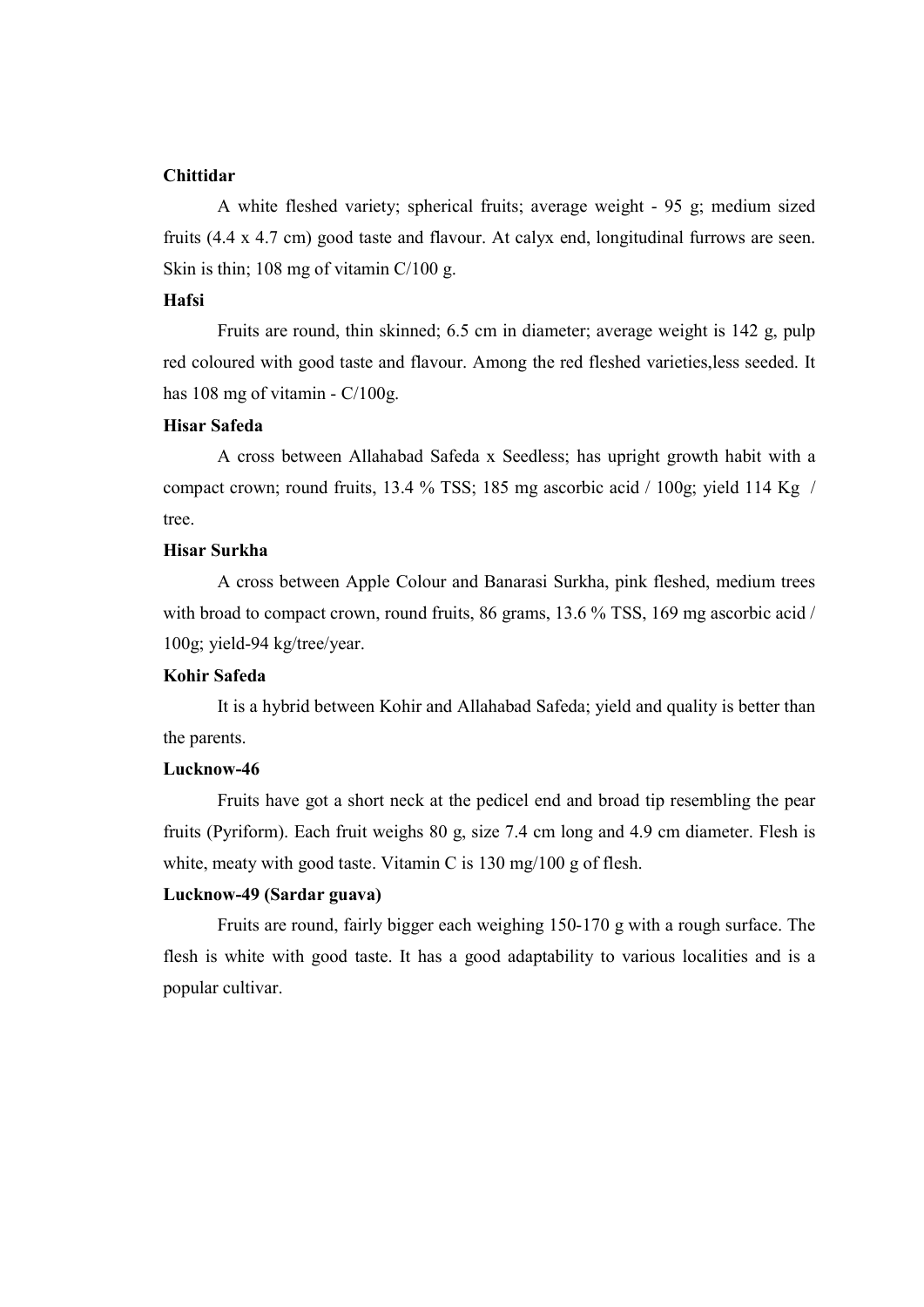**Chittidar**

A white fleshed variety; spherical fruits; average weight - 95 g; medium sized fruits (4.4 x 4.7 cm) good taste and flavour. At calyx end, longitudinal furrows are seen. Skin is thin; 108 mg of vitamin C/100 g.

**Hafsi**

Fruits are round, thin skinned; 6.5 cm in diameter; average weight is 142 g, pulp red coloured with good taste and flavour. Among the red fleshed varieties,less seeded. It has 108 mg of vitamin - C/100g.

**Hisar Safeda**

A cross between Allahabad Safeda x Seedless; has upright growth habit with a compact crown; round fruits, 13.4 % TSS; 185 mg ascorbic acid / 100g; yield 114 Kg / tree.

**Hisar Surkha**

A cross between Apple Colour and Banarasi Surkha, pink fleshed, medium trees with broad to compact crown, round fruits, 86 grams, 13.6 % TSS, 169 mg ascorbic acid / 100g; yield-94 kg/tree/year.

**Kohir Safeda**

It is a hybrid between Kohir and Allahabad Safeda; yield and quality is better than the parents.

**Lucknow-46**

Fruits have got a short neck at the pedicel end and broad tip resembling the pear fruits (Pyriform). Each fruit weighs 80 g, size 7.4 cm long and 4.9 cm diameter. Flesh is white, meaty with good taste. Vitamin C is 130 mg/100 g of flesh.

**Lucknow-49 (Sardar guava)**

Fruits are round, fairly bigger each weighing 150-170 g with a rough surface. The flesh is white with good taste. It has a good adaptability to various localities and is a popular cultivar.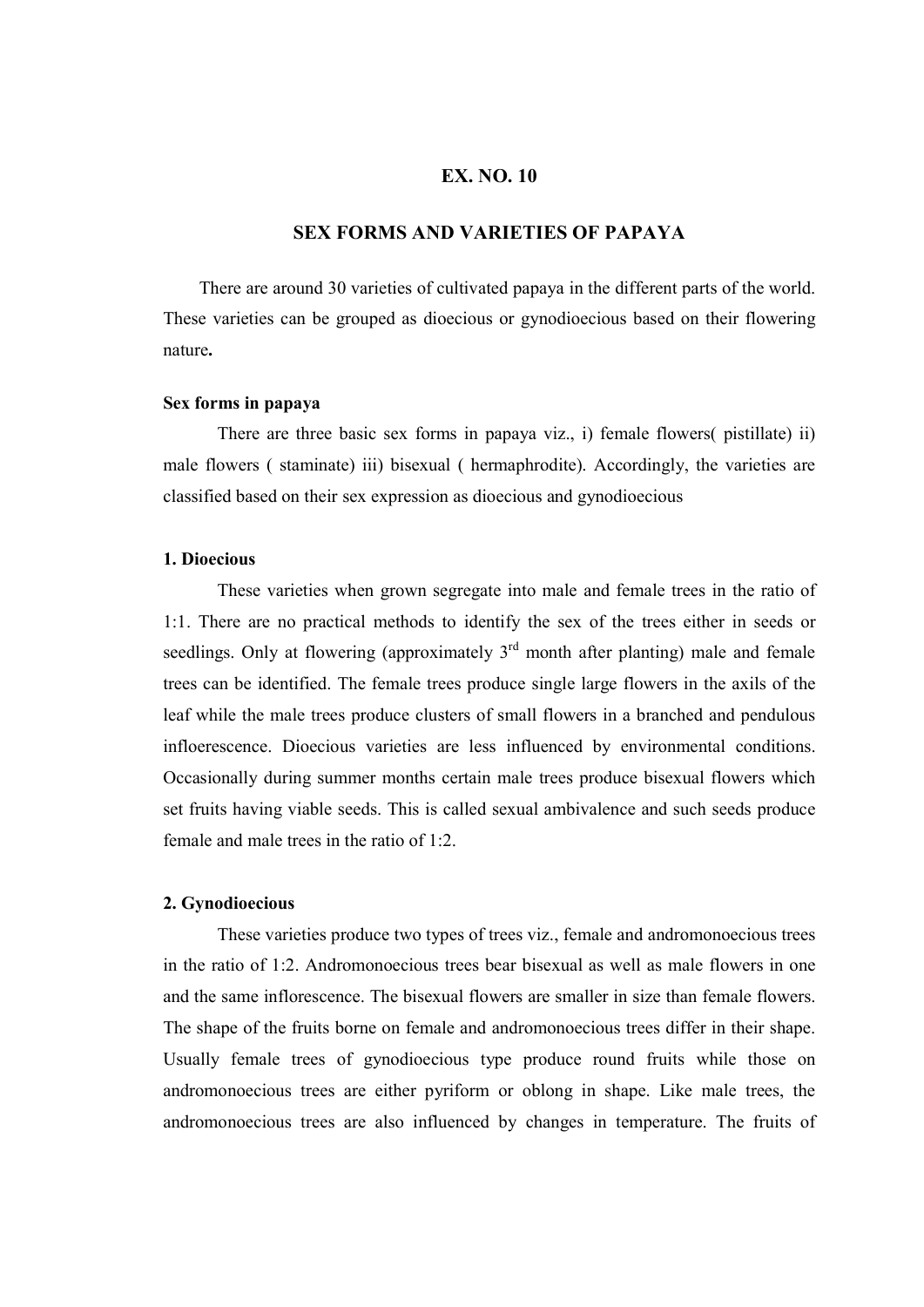# EX. NO. 10

## SEX FORMS AND VARIETIES OF PAPAYA

There are around 30 varieties of cultivated papaya in the different parts of the world. These varieties can be grouped as dioecious or gynodioecious based on their flowering nature**.**

### Sex forms in papaya

There are three basic sex forms in papaya viz., i) female flowers( pistillate) ii) male flowers ( staminate) iii) bisexual ( hermaphrodite). Accordingly, the varieties are classified based on their sex expression as dioecious and gynodioecious

### 1. Dioecious

These varieties when grown segregate into male and female trees in the ratio of 1:1. There are no practical methods to identify the sex of the trees either in seeds or seedlings. Only at flowering (approximately 3rd month after planting) male and female trees can be identified. The female trees produce single large flowers in the axils of the leaf while the male trees produce clusters of small flowers in a branched and pendulous infloerescence. Dioecious varieties are less influenced by environmental conditions. Occasionally during summer months certain male trees produce bisexual flowers which set fruits having viable seeds. This is called sexual ambivalence and such seeds produce female and male trees in the ratio of 1:2.

### 2. Gynodioecious

These varieties produce two types of trees viz., female and andromonoecious trees in the ratio of 1:2. Andromonoecious trees bear bisexual as well as male flowers in one and the same inflorescence. The bisexual flowers are smaller in size than female flowers. The shape of the fruits borne on female and andromonoecious trees differ in their shape. Usually female trees of gynodioecious type produce round fruits while those on andromonoecious trees are either pyriform or oblong in shape. Like male trees, the andromonoecious trees are also influenced by changes in temperature. The fruits of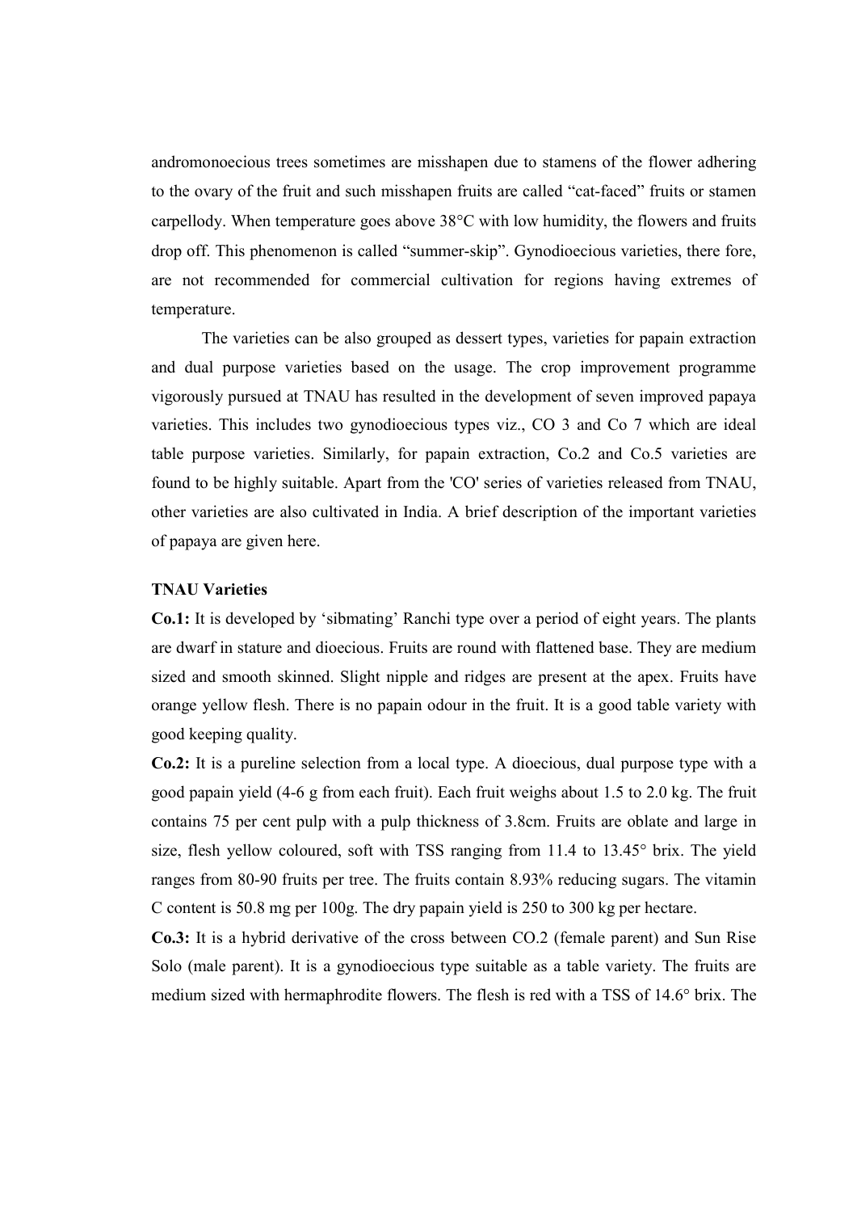andromonoecious trees sometimes are misshapen due to stamens of the flower adhering to the ovary of the fruit and such misshapen fruits are called "cat-faced" fruits or stamen carpellody. When temperature goes above 38°C with low humidity, the flowers and fruits drop off. This phenomenon is called "summer-skip". Gynodioecious varieties, there fore, are not recommended for commercial cultivation for regions having extremes of temperature.

The varieties can be also grouped as dessert types, varieties for papain extraction and dual purpose varieties based on the usage. The crop improvement programme vigorously pursued at TNAU has resulted in the development of seven improved papaya varieties. This includes two gynodioecious types viz., CO 3 and Co 7 which are ideal table purpose varieties. Similarly, for papain extraction, Co.2 and Co.5 varieties are found to be highly suitable. Apart from the 'CO' series of varieties released from TNAU, other varieties are also cultivated in India. A brief description of the important varieties of papaya are given here.

**TNAU Varieties**

**Co.1:** It is developed by 'sibmating' Ranchi type over a period of eight years. The plants are dwarf in stature and dioecious. Fruits are round with flattened base. They are medium sized and smooth skinned. Slight nipple and ridges are present at the apex. Fruits have orange yellow flesh. There is no papain odour in the fruit. It is a good table variety with good keeping quality.

**Co.2:** It is a pureline selection from a local type. A dioecious, dual purpose type with a good papain yield (4-6 g from each fruit). Each fruit weighs about 1.5 to 2.0 kg. The fruit contains 75 per cent pulp with a pulp thickness of 3.8cm. Fruits are oblate and large in size, flesh yellow coloured, soft with TSS ranging from 11.4 to 13.45° brix. The yield ranges from 80-90 fruits per tree. The fruits contain 8.93% reducing sugars. The vitamin C content is 50.8 mg per 100g. The dry papain yield is 250 to 300 kg per hectare.

**Co.3:** It is a hybrid derivative of the cross between CO.2 (female parent) and Sun Rise Solo (male parent). It is a gynodioecious type suitable as a table variety. The fruits are medium sized with hermaphrodite flowers. The flesh is red with a TSS of 14.6° brix. The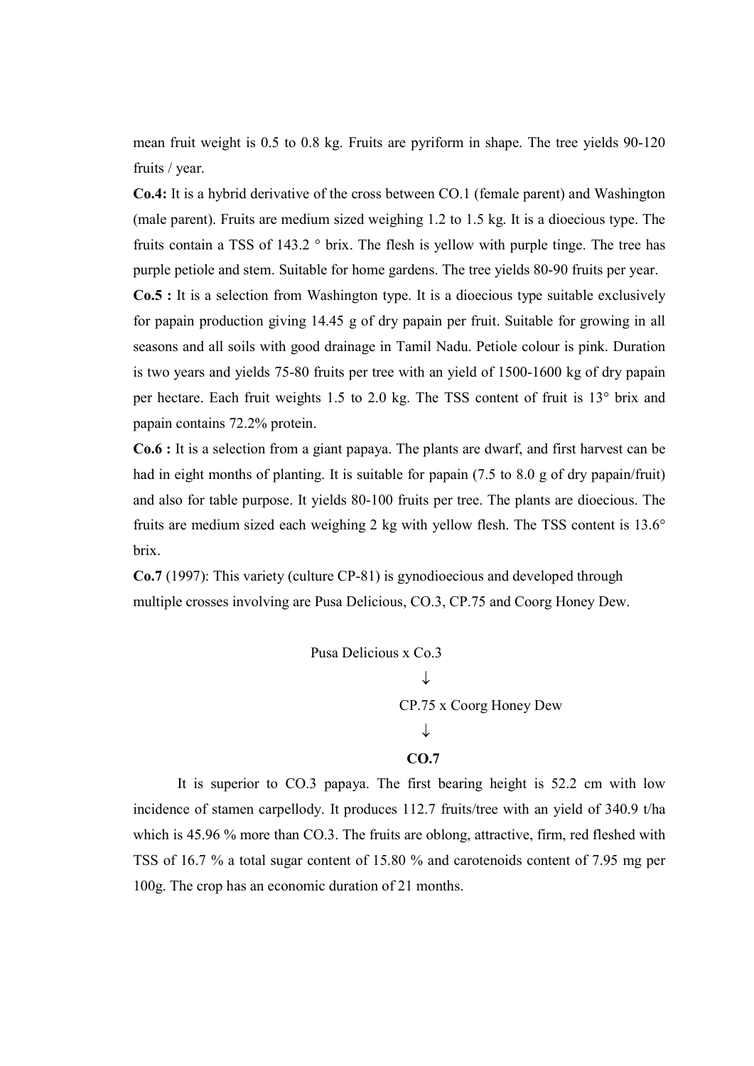mean fruit weight is 0.5 to 0.8 kg. Fruits are pyriform in shape. The tree yields 90-120 fruits / year.

**Co.4:** It is a hybrid derivative of the cross between CO.1 (female parent) and Washington (male parent). Fruits are medium sized weighing 1.2 to 1.5 kg. It is a dioecious type. The fruits contain a TSS of 143.2 ° brix. The flesh is yellow with purple tinge. The tree has purple petiole and stem. Suitable for home gardens. The tree yields 80-90 fruits per year.

**Co.5 :** It is a selection from Washington type. It is a dioecious type suitable exclusively for papain production giving 14.45 g of dry papain per fruit. Suitable for growing in all seasons and all soils with good drainage in Tamil Nadu. Petiole colour is pink. Duration is two years and yields 75-80 fruits per tree with an yield of 1500-1600 kg of dry papain per hectare. Each fruit weights 1.5 to 2.0 kg. The TSS content of fruit is 13° brix and papain contains 72.2% protein.

**Co.6 :** It is a selection from a giant papaya. The plants are dwarf, and first harvest can be had in eight months of planting. It is suitable for papain (7.5 to 8.0 g of dry papain/fruit) and also for table purpose. It yields 80-100 fruits per tree. The plants are dioecious. The fruits are medium sized each weighing 2 kg with yellow flesh. The TSS content is 13.6° brix.

**Co.7** (1997): This variety (culture CP-81) is gynodioecious and developed through multiple crosses involving are Pusa Delicious, CO.3, CP.75 and Coorg Honey Dew.

Pusa Delicious x Co.3

↓

CP.75 x Coorg Honey Dew

↓

**CO.7**

It is superior to CO.3 papaya. The first bearing height is 52.2 cm with low incidence of stamen carpellody. It produces 112.7 fruits/tree with an yield of 340.9 t/ha which is 45.96 % more than CO.3. The fruits are oblong, attractive, firm, red fleshed with TSS of 16.7 % a total sugar content of 15.80 % and carotenoids content of 7.95 mg per 100g. The crop has an economic duration of 21 months.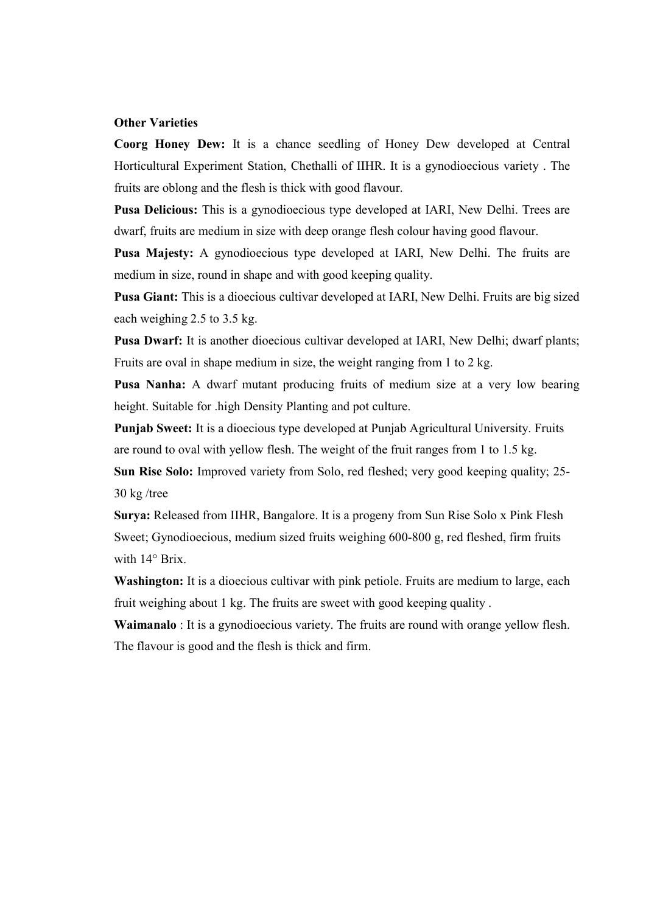**Other Varieties**

**Coorg Honey Dew:** It is a chance seedling of Honey Dew developed at Central Horticultural Experiment Station, Chethalli of IIHR. It is a gynodioecious variety . The fruits are oblong and the flesh is thick with good flavour.

**Pusa Delicious:** This is a gynodioecious type developed at IARI, New Delhi. Trees are dwarf, fruits are medium in size with deep orange flesh colour having good flavour.

**Pusa Majesty:** A gynodioecious type developed at IARI, New Delhi. The fruits are medium in size, round in shape and with good keeping quality.

**Pusa Giant:** This is a dioecious cultivar developed at IARI, New Delhi. Fruits are big sized each weighing 2.5 to 3.5 kg.

**Pusa Dwarf:** It is another dioecious cultivar developed at IARI, New Delhi; dwarf plants; Fruits are oval in shape medium in size, the weight ranging from 1 to 2 kg.

**Pusa Nanha:** A dwarf mutant producing fruits of medium size at a very low bearing height. Suitable for .high Density Planting and pot culture.

**Punjab Sweet:** It is a dioecious type developed at Punjab Agricultural University. Fruits are round to oval with yellow flesh. The weight of the fruit ranges from 1 to 1.5 kg.

**Sun Rise Solo:** Improved variety from Solo, red fleshed; very good keeping quality; 25-30 kg /tree

**Surya:** Released from IIHR, Bangalore. It is a progeny from Sun Rise Solo x Pink Flesh Sweet; Gynodioecious, medium sized fruits weighing 600-800 g, red fleshed, firm fruits with 14° Brix.

**Washington:** It is a dioecious cultivar with pink petiole. Fruits are medium to large, each fruit weighing about 1 kg. The fruits are sweet with good keeping quality .

**Waimanalo** : It is a gynodioecious variety. The fruits are round with orange yellow flesh. The flavour is good and the flesh is thick and firm.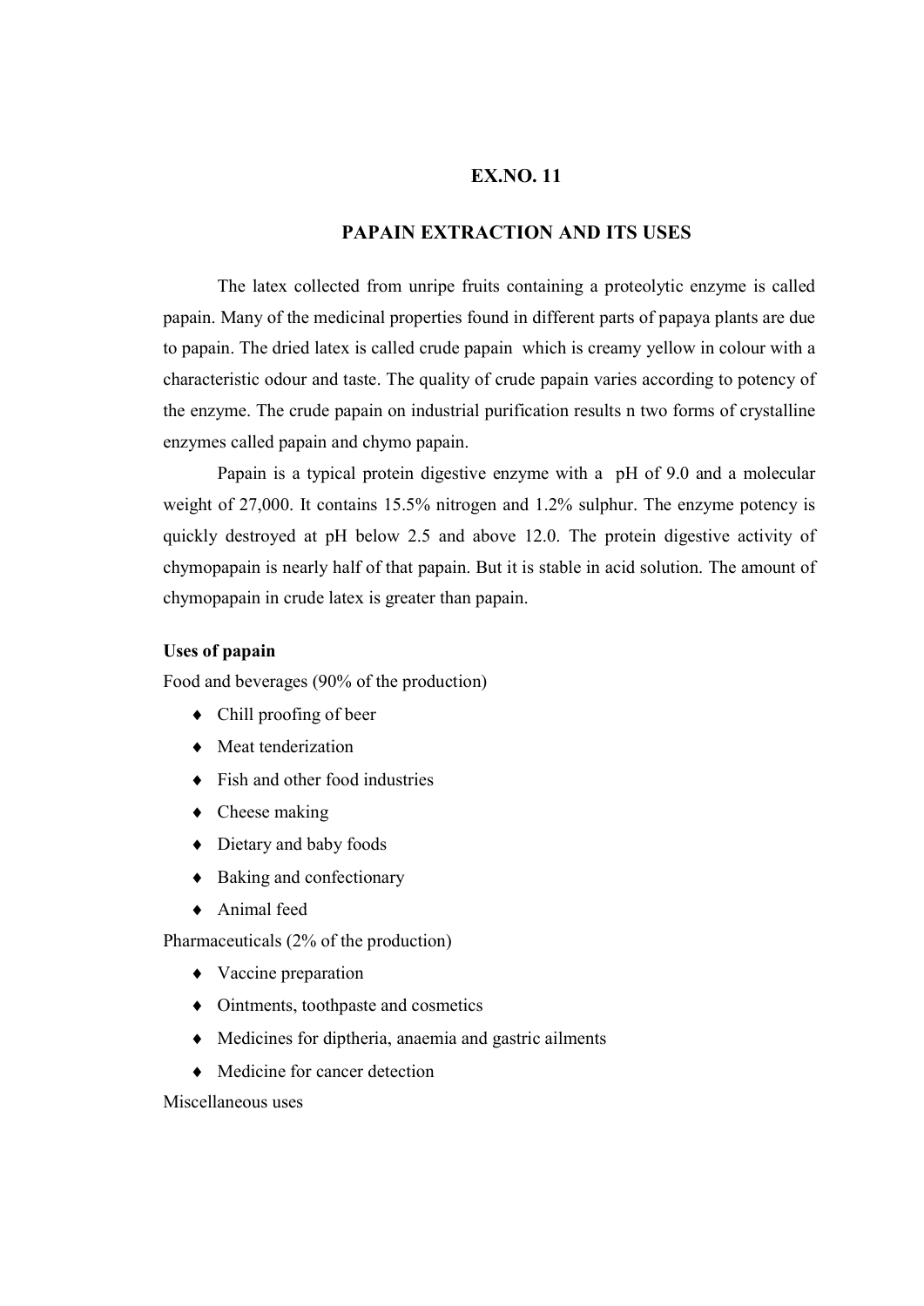## EX.NO. 11

## PAPAIN EXTRACTION AND ITS USES

The latex collected from unripe fruits containing a proteolytic enzyme is called papain. Many of the medicinal properties found in different parts of papaya plants are due to papain. The dried latex is called crude papain which is creamy yellow in colour with a characteristic odour and taste. The quality of crude papain varies according to potency of the enzyme. The crude papain on industrial purification results n two forms of crystalline enzymes called papain and chymo papain.

Papain is a typical protein digestive enzyme with a pH of 9.0 and a molecular weight of 27,000. It contains 15.5% nitrogen and 1.2% sulphur. The enzyme potency is quickly destroyed at pH below 2.5 and above 12.0. The protein digestive activity of chymopapain is nearly half of that papain. But it is stable in acid solution. The amount of chymopapain in crude latex is greater than papain.

**Uses of papain**

Food and beverages (90% of the production)

- Chill proofing of beer
- Meat tenderization
- Fish and other food industries
- Cheese making
- Dietary and baby foods
- Baking and confectionary
- Animal feed

Pharmaceuticals (2% of the production)

- Vaccine preparation
- Ointments, toothpaste and cosmetics
- Medicines for diptheria, anaemia and gastric ailments
- Medicine for cancer detection

Miscellaneous uses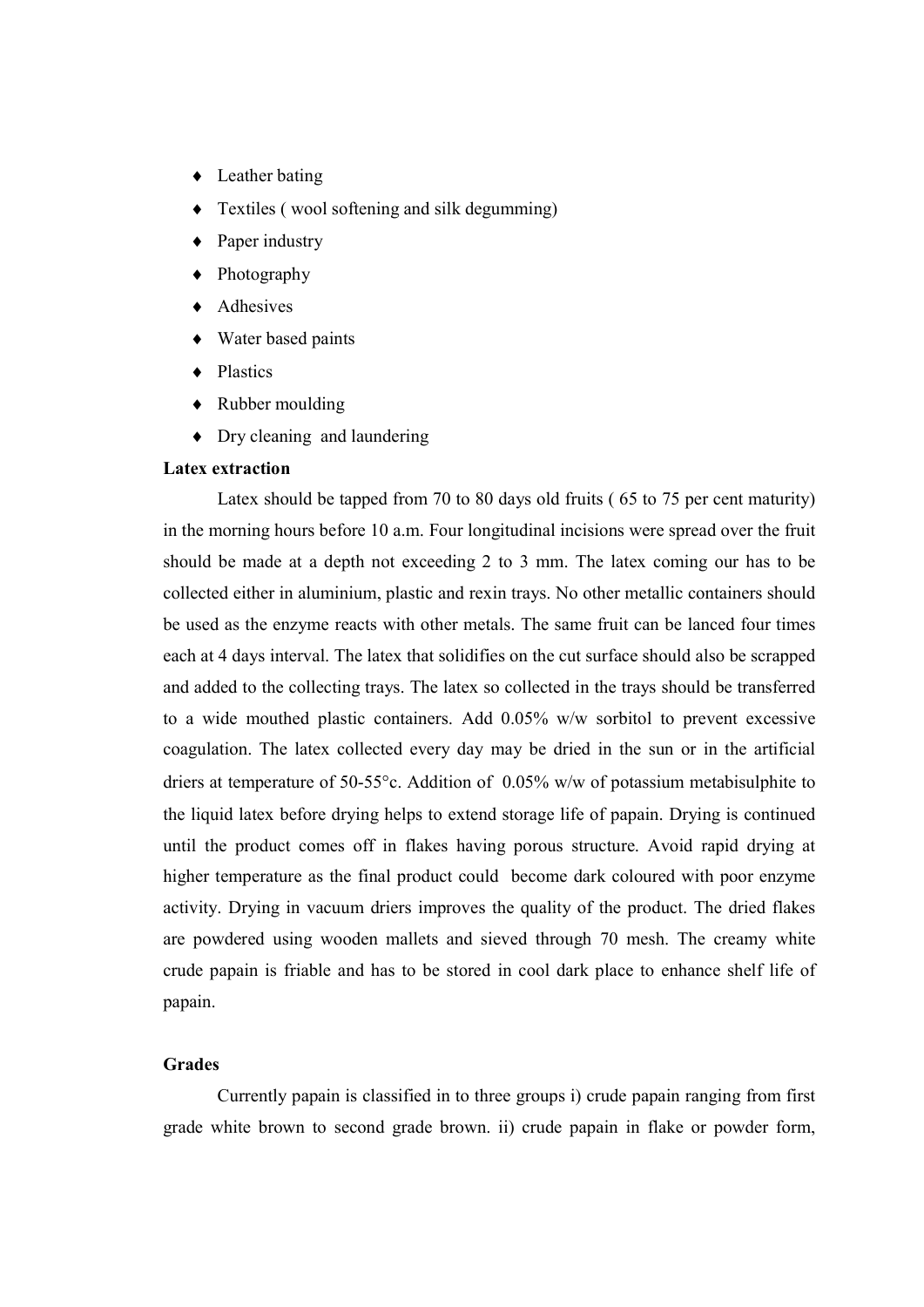- Leather bating
- Textiles ( wool softening and silk degumming)
- Paper industry
- Photography
- Adhesives
- Water based paints
- Plastics
- Rubber moulding
- Dry cleaning and laundering

**Latex extraction**

Latex should be tapped from 70 to 80 days old fruits ( 65 to 75 per cent maturity) in the morning hours before 10 a.m. Four longitudinal incisions were spread over the fruit should be made at a depth not exceeding 2 to 3 mm. The latex coming our has to be collected either in aluminium, plastic and rexin trays. No other metallic containers should be used as the enzyme reacts with other metals. The same fruit can be lanced four times each at 4 days interval. The latex that solidifies on the cut surface should also be scrapped and added to the collecting trays. The latex so collected in the trays should be transferred to a wide mouthed plastic containers. Add 0.05% w/w sorbitol to prevent excessive coagulation. The latex collected every day may be dried in the sun or in the artificial driers at temperature of 50-55°c. Addition of 0.05% w/w of potassium metabisulphite to the liquid latex before drying helps to extend storage life of papain. Drying is continued until the product comes off in flakes having porous structure. Avoid rapid drying at higher temperature as the final product could become dark coloured with poor enzyme activity. Drying in vacuum driers improves the quality of the product. The dried flakes are powdered using wooden mallets and sieved through 70 mesh. The creamy white crude papain is friable and has to be stored in cool dark place to enhance shelf life of papain.

**Grades**

Currently papain is classified in to three groups i) crude papain ranging from first grade white brown to second grade brown. ii) crude papain in flake or powder form,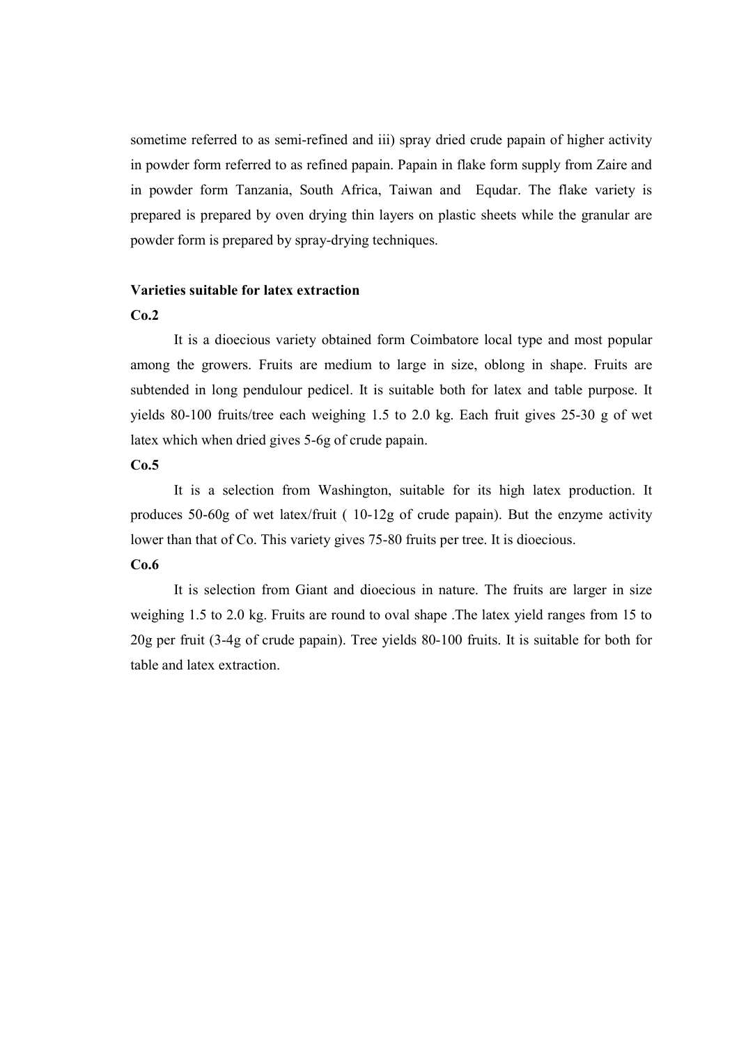sometime referred to as semi-refined and iii) spray dried crude papain of higher activity in powder form referred to as refined papain. Papain in flake form supply from Zaire and in powder form Tanzania, South Africa, Taiwan and Equdar. The flake variety is prepared is prepared by oven drying thin layers on plastic sheets while the granular are powder form is prepared by spray-drying techniques.

**Varieties suitable for latex extraction**

**Co.2**

It is a dioecious variety obtained form Coimbatore local type and most popular among the growers. Fruits are medium to large in size, oblong in shape. Fruits are subtended in long pendulour pedicel. It is suitable both for latex and table purpose. It yields 80-100 fruits/tree each weighing 1.5 to 2.0 kg. Each fruit gives 25-30 g of wet latex which when dried gives 5-6g of crude papain.

**Co.5**

It is a selection from Washington, suitable for its high latex production. It produces 50-60g of wet latex/fruit ( 10-12g of crude papain). But the enzyme activity lower than that of Co. This variety gives 75-80 fruits per tree. It is dioecious.

**Co.6**

It is selection from Giant and dioecious in nature. The fruits are larger in size weighing 1.5 to 2.0 kg. Fruits are round to oval shape .The latex yield ranges from 15 to 20g per fruit (3-4g of crude papain). Tree yields 80-100 fruits. It is suitable for both for table and latex extraction.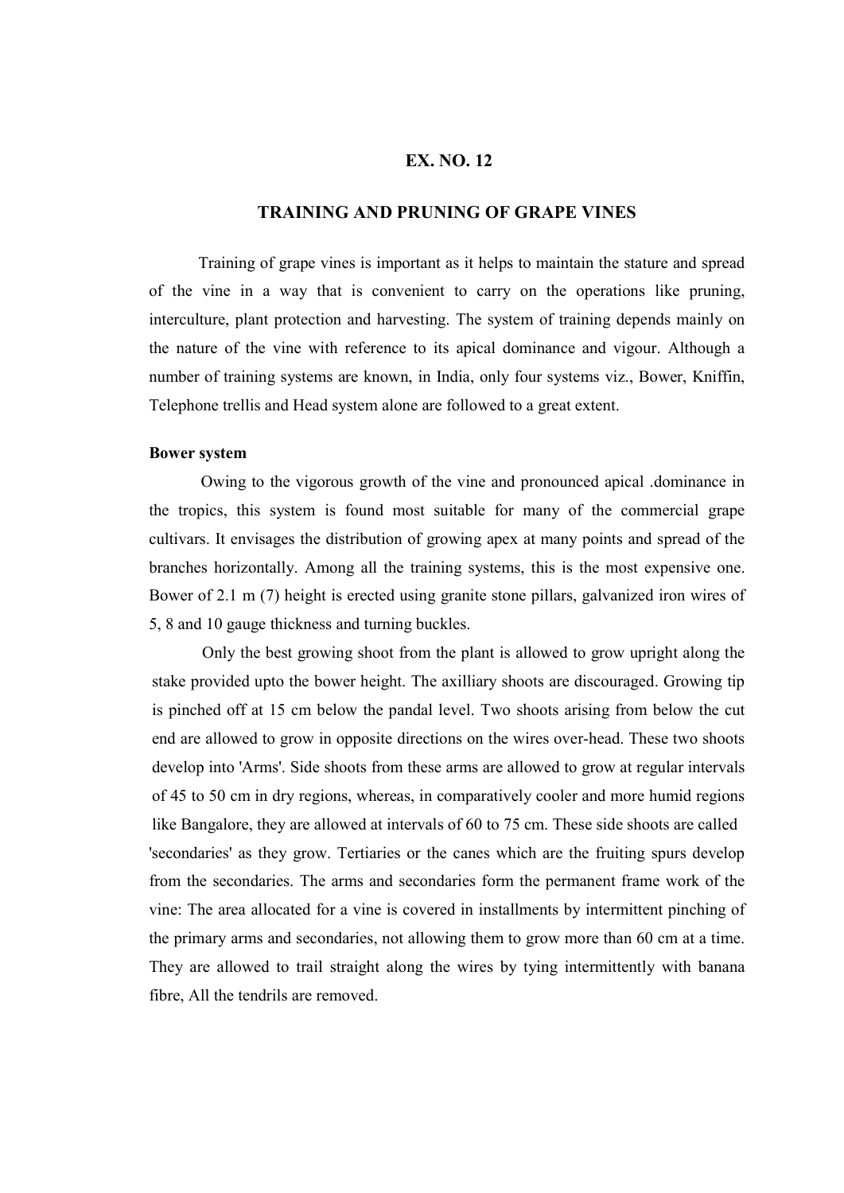## EX. NO. 12

## TRAINING AND PRUNING OF GRAPE VINES

Training of grape vines is important as it helps to maintain the stature and spread of the vine in a way that is convenient to carry on the operations like pruning, interculture, plant protection and harvesting. The system of training depends mainly on the nature of the vine with reference to its apical dominance and vigour. Although a number of training systems are known, in India, only four systems viz., Bower, Kniffin, Telephone trellis and Head system alone are followed to a great extent.

**Bower system**

Owing to the vigorous growth of the vine and pronounced apical .dominance in the tropics, this system is found most suitable for many of the commercial grape cultivars. It envisages the distribution of growing apex at many points and spread of the branches horizontally. Among all the training systems, this is the most expensive one. Bower of 2.1 m (7) height is erected using granite stone pillars, galvanized iron wires of 5, 8 and 10 gauge thickness and turning buckles.

Only the best growing shoot from the plant is allowed to grow upright along the stake provided upto the bower height. The axilliary shoots are discouraged. Growing tip is pinched off at 15 cm below the pandal level. Two shoots arising from below the cut end are allowed to grow in opposite directions on the wires over-head. These two shoots develop into 'Arms'. Side shoots from these arms are allowed to grow at regular intervals of 45 to 50 cm in dry regions, whereas, in comparatively cooler and more humid regions like Bangalore, they are allowed at intervals of 60 to 75 cm. These side shoots are called 'secondaries' as they grow. Tertiaries or the canes which are the fruiting spurs develop from the secondaries. The arms and secondaries form the permanent frame work of the vine: The area allocated for a vine is covered in installments by intermittent pinching of the primary arms and secondaries, not allowing them to grow more than 60 cm at a time. They are allowed to trail straight along the wires by tying intermittently with banana fibre, All the tendrils are removed.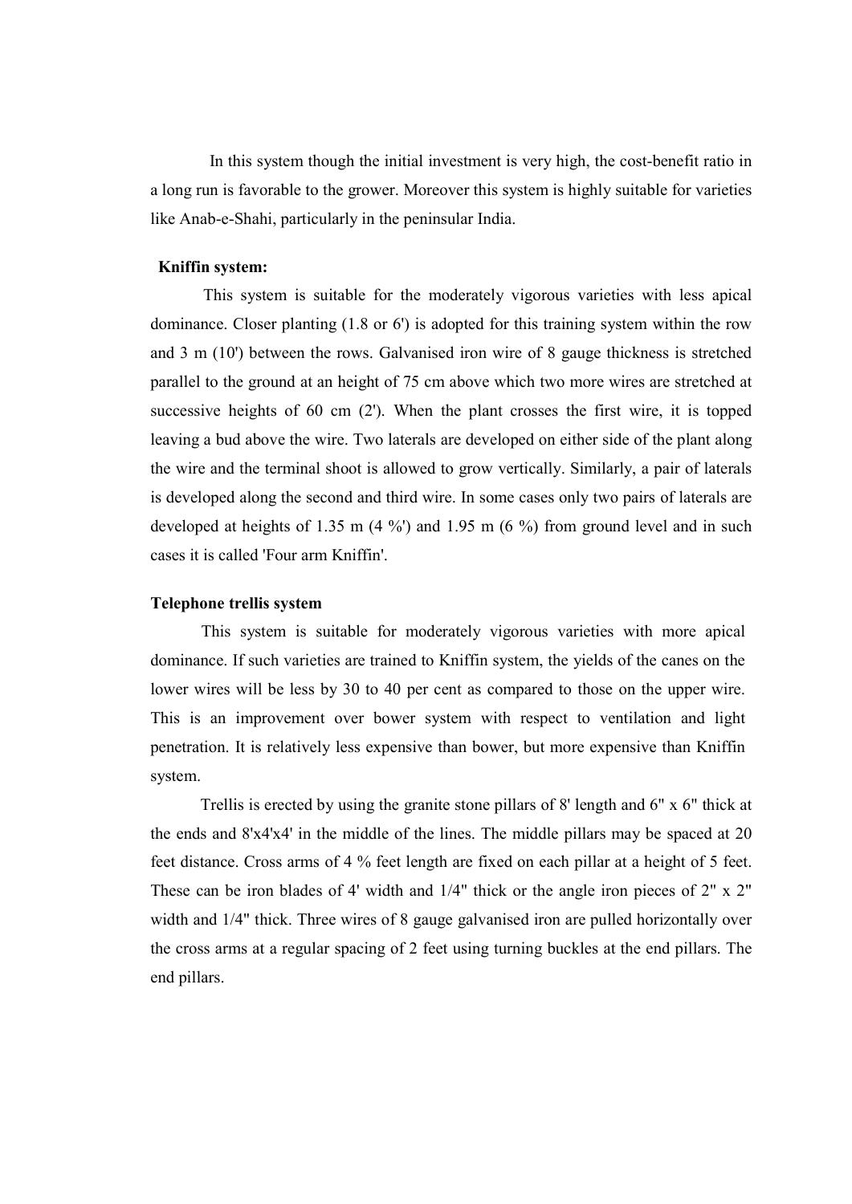In this system though the initial investment is very high, the cost-benefit ratio in a long run is favorable to the grower. Moreover this system is highly suitable for varieties like Anab-e-Shahi, particularly in the peninsular India.

**Kniffin system:**

This system is suitable for the moderately vigorous varieties with less apical dominance. Closer planting (1.8 or 6') is adopted for this training system within the row and 3 m (10') between the rows. Galvanised iron wire of 8 gauge thickness is stretched parallel to the ground at an height of 75 cm above which two more wires are stretched at successive heights of 60 cm (2'). When the plant crosses the first wire, it is topped leaving a bud above the wire. Two laterals are developed on either side of the plant along the wire and the terminal shoot is allowed to grow vertically. Similarly, a pair of laterals is developed along the second and third wire. In some cases only two pairs of laterals are developed at heights of 1.35 m (4 %') and 1.95 m (6 %) from ground level and in such cases it is called 'Four arm Kniffin'.

**Telephone trellis system**

This system is suitable for moderately vigorous varieties with more apical dominance. If such varieties are trained to Kniffin system, the yields of the canes on the lower wires will be less by 30 to 40 per cent as compared to those on the upper wire. This is an improvement over bower system with respect to ventilation and light penetration. It is relatively less expensive than bower, but more expensive than Kniffin system.

Trellis is erected by using the granite stone pillars of 8' length and 6" x 6" thick at the ends and 8'x4'x4' in the middle of the lines. The middle pillars may be spaced at 20 feet distance. Cross arms of 4 % feet length are fixed on each pillar at a height of 5 feet. These can be iron blades of 4' width and 1/4" thick or the angle iron pieces of 2" x 2" width and 1/4" thick. Three wires of 8 gauge galvanised iron are pulled horizontally over the cross arms at a regular spacing of 2 feet using turning buckles at the end pillars. The end pillars.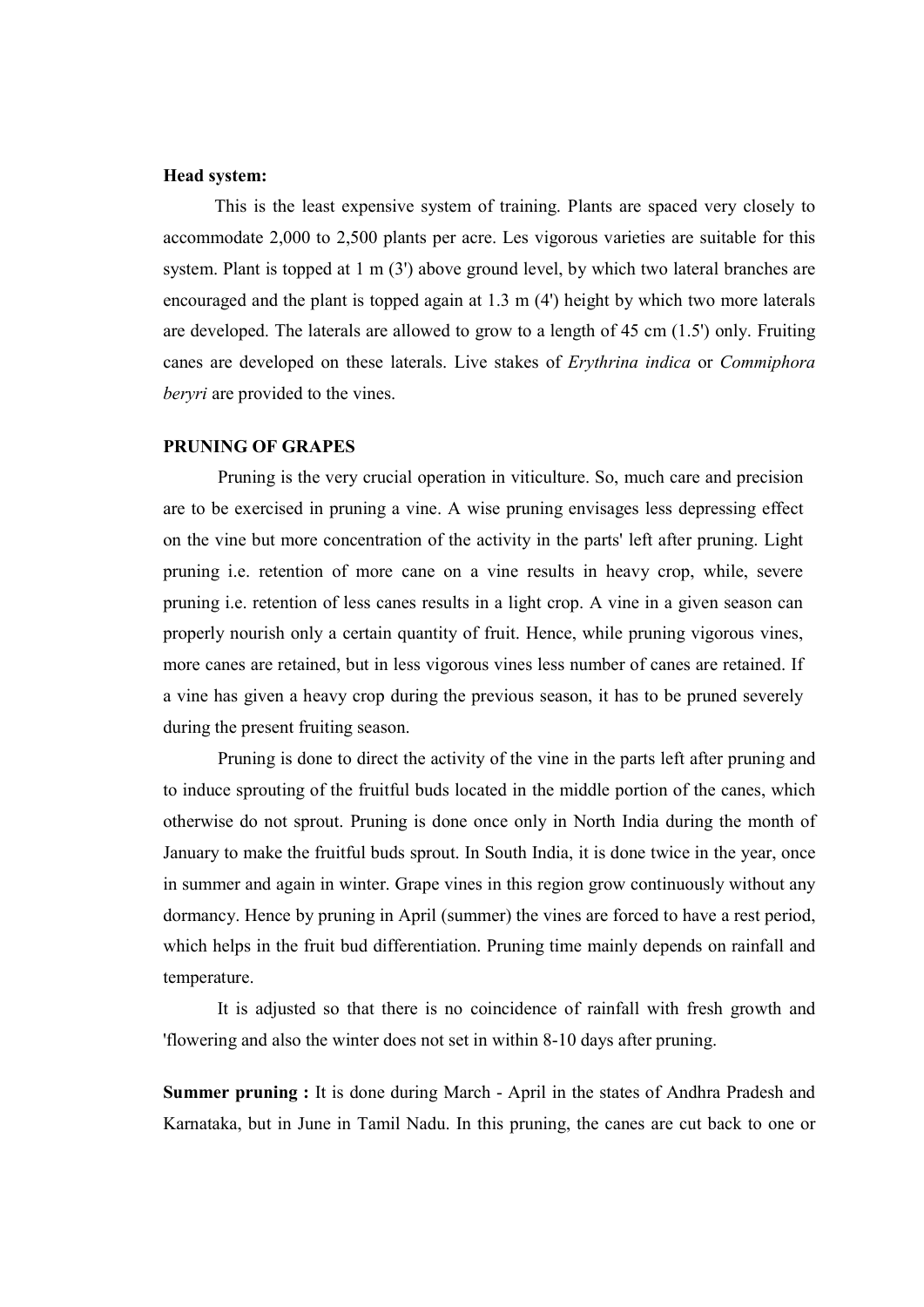**Head system:**

This is the least expensive system of training. Plants are spaced very closely to accommodate 2,000 to 2,500 plants per acre. Les vigorous varieties are suitable for this system. Plant is topped at 1 m (3') above ground level, by which two lateral branches are encouraged and the plant is topped again at 1.3 m (4') height by which two more laterals are developed. The laterals are allowed to grow to a length of 45 cm (1.5') only. Fruiting canes are developed on these laterals. Live stakes of *Erythrina indica* or *Commiphora beryri* are provided to the vines.

**PRUNING OF GRAPES**

Pruning is the very crucial operation in viticulture. So, much care and precision are to be exercised in pruning a vine. A wise pruning envisages less depressing effect on the vine but more concentration of the activity in the parts' left after pruning. Light pruning i.e. retention of more cane on a vine results in heavy crop, while, severe pruning i.e. retention of less canes results in a light crop. A vine in a given season can properly nourish only a certain quantity of fruit. Hence, while pruning vigorous vines, more canes are retained, but in less vigorous vines less number of canes are retained. If a vine has given a heavy crop during the previous season, it has to be pruned severely during the present fruiting season.

Pruning is done to direct the activity of the vine in the parts left after pruning and to induce sprouting of the fruitful buds located in the middle portion of the canes, which otherwise do not sprout. Pruning is done once only in North India during the month of January to make the fruitful buds sprout. In South India, it is done twice in the year, once in summer and again in winter. Grape vines in this region grow continuously without any dormancy. Hence by pruning in April (summer) the vines are forced to have a rest period, which helps in the fruit bud differentiation. Pruning time mainly depends on rainfall and temperature.

It is adjusted so that there is no coincidence of rainfall with fresh growth and 'flowering and also the winter does not set in within 8-10 days after pruning.

**Summer pruning :** It is done during March - April in the states of Andhra Pradesh and Karnataka, but in June in Tamil Nadu. In this pruning, the canes are cut back to one or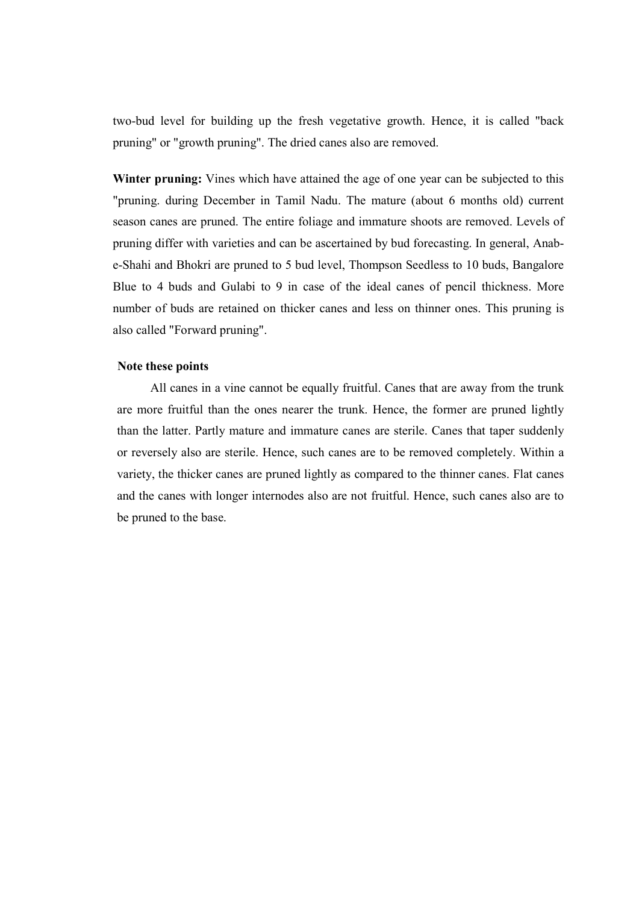two-bud level for building up the fresh vegetative growth. Hence, it is called "back pruning" or "growth pruning". The dried canes also are removed.

**Winter pruning:** Vines which have attained the age of one year can be subjected to this "pruning. during December in Tamil Nadu. The mature (about 6 months old) current season canes are pruned. The entire foliage and immature shoots are removed. Levels of pruning differ with varieties and can be ascertained by bud forecasting. In general, Anab-e-Shahi and Bhokri are pruned to 5 bud level, Thompson Seedless to 10 buds, Bangalore Blue to 4 buds and Gulabi to 9 in case of the ideal canes of pencil thickness. More number of buds are retained on thicker canes and less on thinner ones. This pruning is also called "Forward pruning".

**Note these points**

All canes in a vine cannot be equally fruitful. Canes that are away from the trunk are more fruitful than the ones nearer the trunk. Hence, the former are pruned lightly than the latter. Partly mature and immature canes are sterile. Canes that taper suddenly or reversely also are sterile. Hence, such canes are to be removed completely. Within a variety, the thicker canes are pruned lightly as compared to the thinner canes. Flat canes and the canes with longer internodes also are not fruitful. Hence, such canes also are to be pruned to the base.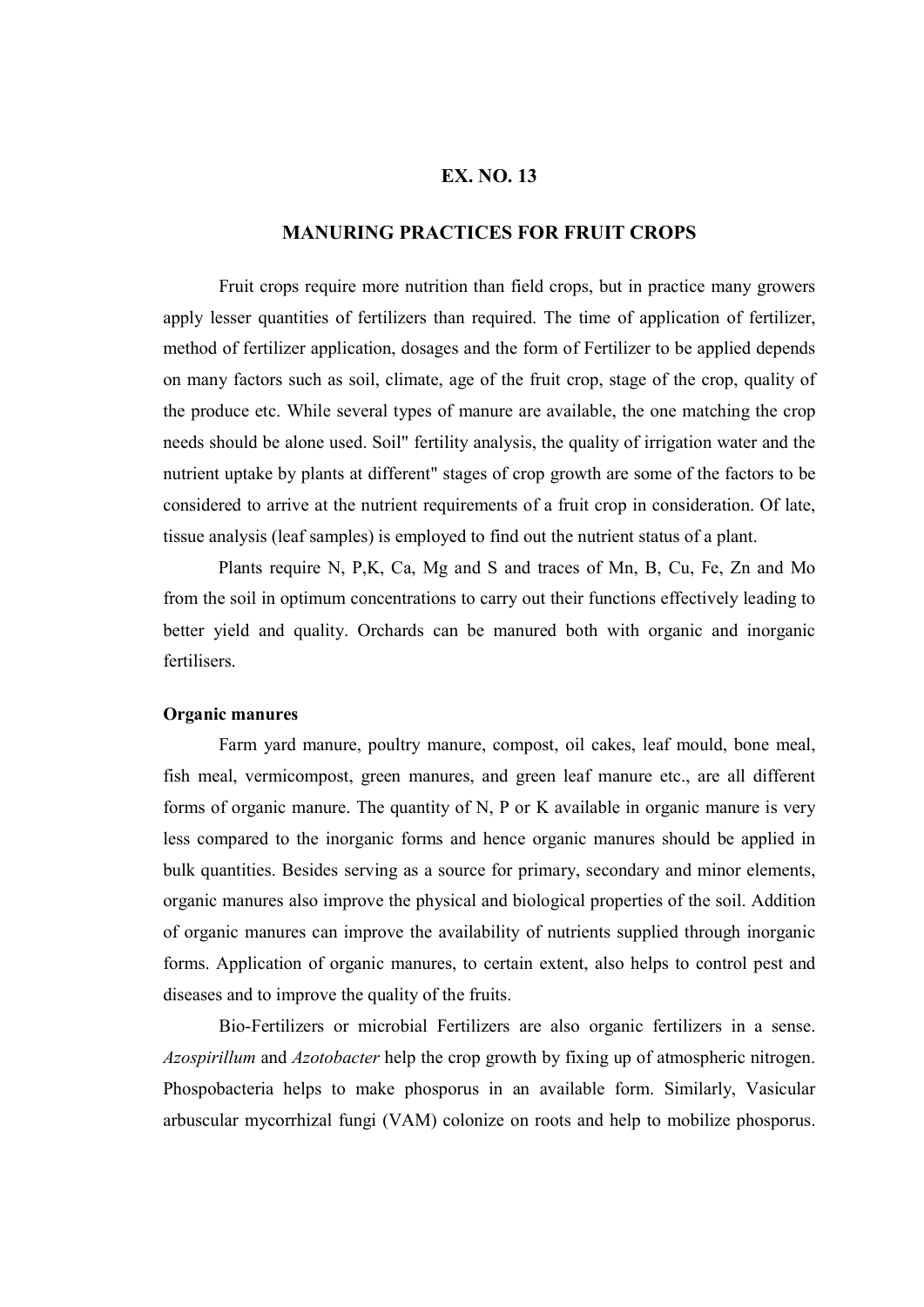## EX. NO. 13

## MANURING PRACTICES FOR FRUIT CROPS

Fruit crops require more nutrition than field crops, but in practice many growers apply lesser quantities of fertilizers than required. The time of application of fertilizer, method of fertilizer application, dosages and the form of Fertilizer to be applied depends on many factors such as soil, climate, age of the fruit crop, stage of the crop, quality of the produce etc. While several types of manure are available, the one matching the crop needs should be alone used. Soil" fertility analysis, the quality of irrigation water and the nutrient uptake by plants at different" stages of crop growth are some of the factors to be considered to arrive at the nutrient requirements of a fruit crop in consideration. Of late, tissue analysis (leaf samples) is employed to find out the nutrient status of a plant.

Plants require N, P,K, Ca, Mg and S and traces of Mn, B, Cu, Fe, Zn and Mo from the soil in optimum concentrations to carry out their functions effectively leading to better yield and quality. Orchards can be manured both with organic and inorganic fertilisers.

**Organic manures**

Farm yard manure, poultry manure, compost, oil cakes, leaf mould, bone meal, fish meal, vermicompost, green manures, and green leaf manure etc., are all different forms of organic manure. The quantity of N, P or K available in organic manure is very less compared to the inorganic forms and hence organic manures should be applied in bulk quantities. Besides serving as a source for primary, secondary and minor elements, organic manures also improve the physical and biological properties of the soil. Addition of organic manures can improve the availability of nutrients supplied through inorganic forms. Application of organic manures, to certain extent, also helps to control pest and diseases and to improve the quality of the fruits.

Bio-Fertilizers or microbial Fertilizers are also organic fertilizers in a sense. *Azospirillum* and *Azotobacter* help the crop growth by fixing up of atmospheric nitrogen. Phospobacteria helps to make phosporus in an available form. Similarly, Vasicular arbuscular mycorrhizal fungi (VAM) colonize on roots and help to mobilize phosporus.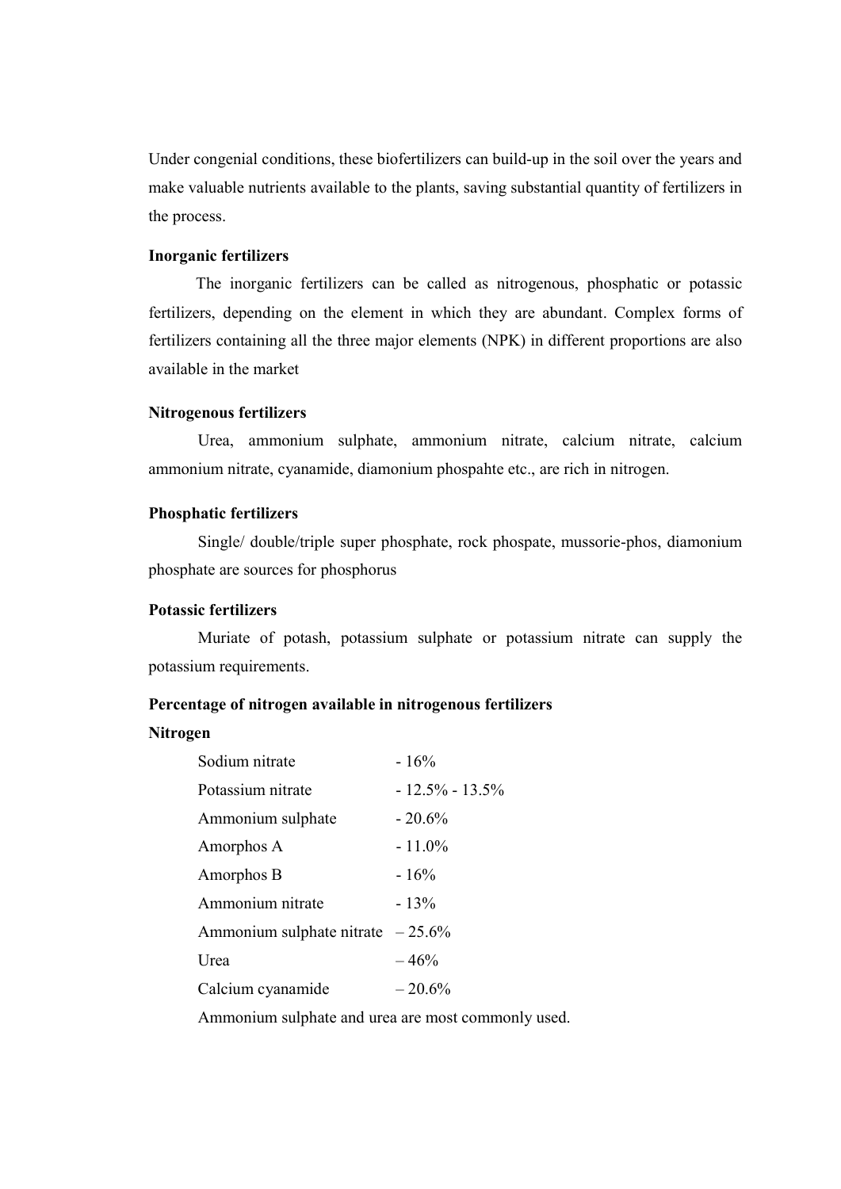Under congenial conditions, these biofertilizers can build-up in the soil over the years and make valuable nutrients available to the plants, saving substantial quantity of fertilizers in the process.

**Inorganic fertilizers**

The inorganic fertilizers can be called as nitrogenous, phosphatic or potassic fertilizers, depending on the element in which they are abundant. Complex forms of fertilizers containing all the three major elements (NPK) in different proportions are also available in the market

**Nitrogenous fertilizers**

Urea, ammonium sulphate, ammonium nitrate, calcium nitrate, calcium ammonium nitrate, cyanamide, diamonium phospahte etc., are rich in nitrogen.

**Phosphatic fertilizers**

Single/ double/triple super phosphate, rock phospate, mussorie-phos, diamonium phosphate are sources for phosphorus

**Potassic fertilizers**

Muriate of potash, potassium sulphate or potassium nitrate can supply the potassium requirements.

**Percentage of nitrogen available in nitrogenous fertilizers**

**Nitrogen**

Sodium nitrate - 16%
Potassium nitrate - 12.5% - 13.5%
Ammonium sulphate - 20.6%
Amorphos A - 11.0%
Amorphos B - 16%
Ammonium nitrate - 13%
Ammonium sulphate nitrate – 25.6%
Urea – 46%
Calcium cyanamide – 20.6%

Ammonium sulphate and urea are most commonly used.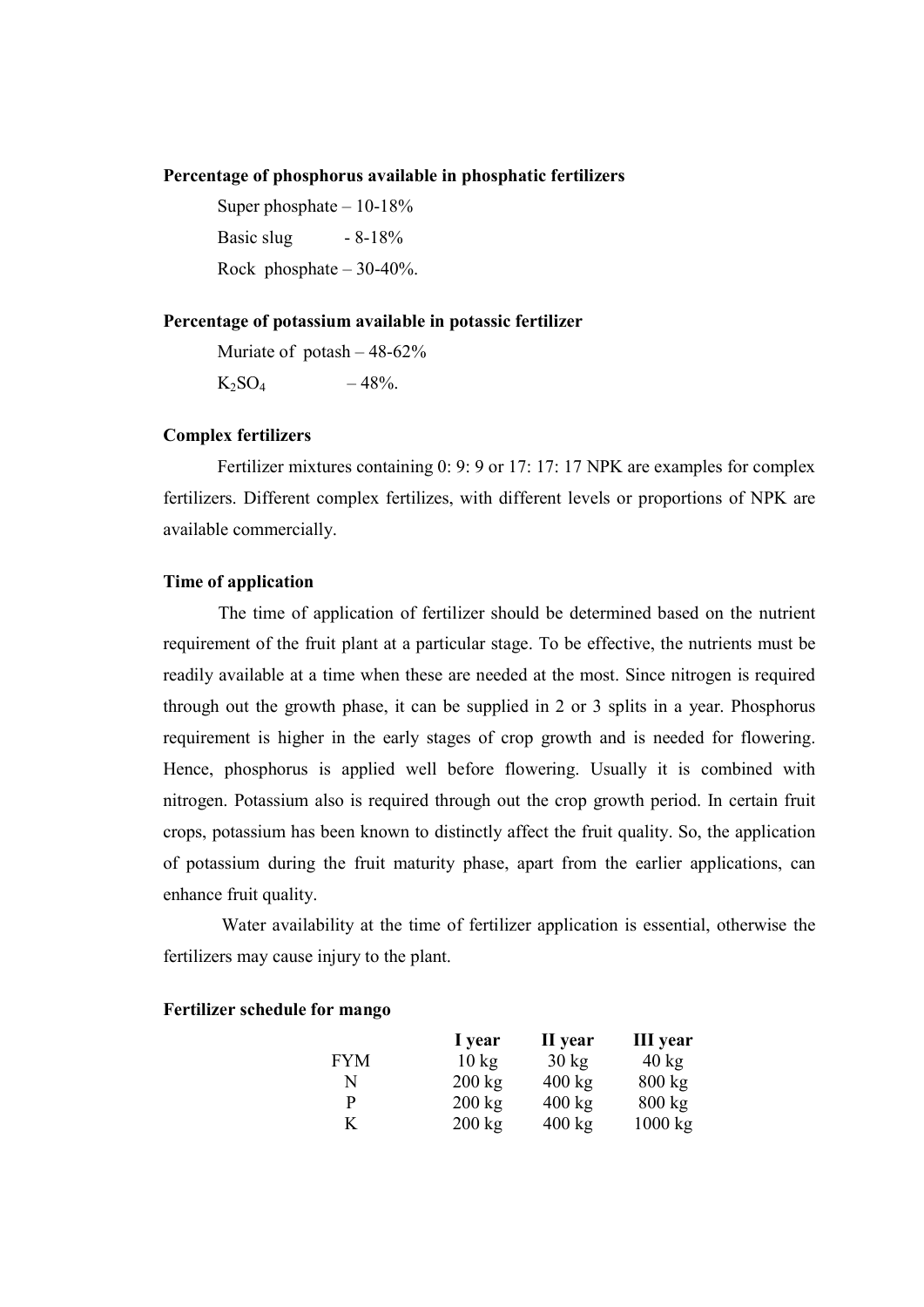**Percentage of phosphorus available in phosphatic fertilizers**

Super phosphate – 10-18%

Basic slug - 8-18%

Rock phosphate – 30-40%.

**Percentage of potassium available in potassic fertilizer**

Muriate of potash – 48-62%

$K_2SO_4$ – 48%.

**Complex fertilizers**

Fertilizer mixtures containing 0: 9: 9 or 17: 17: 17 NPK are examples for complex fertilizers. Different complex fertilizes, with different levels or proportions of NPK are available commercially.

**Time of application**

The time of application of fertilizer should be determined based on the nutrient requirement of the fruit plant at a particular stage. To be effective, the nutrients must be readily available at a time when these are needed at the most. Since nitrogen is required through out the growth phase, it can be supplied in 2 or 3 splits in a year. Phosphorus requirement is higher in the early stages of crop growth and is needed for flowering. Hence, phosphorus is applied well before flowering. Usually it is combined with nitrogen. Potassium also is required through out the crop growth period. In certain fruit crops, potassium has been known to distinctly affect the fruit quality. So, the application of potassium during the fruit maturity phase, apart from the earlier applications, can enhance fruit quality.

Water availability at the time of fertilizer application is essential, otherwise the fertilizers may cause injury to the plant.

**Fertilizer schedule for mango**

| | I year | II year | III year |
|---|---|---|---|
| FYM | 10 kg | 30 kg | 40 kg |
| N | 200 kg | 400 kg | 800 kg |
| P | 200 kg | 400 kg | 800 kg |
| K | 200 kg | 400 kg | 1000 kg |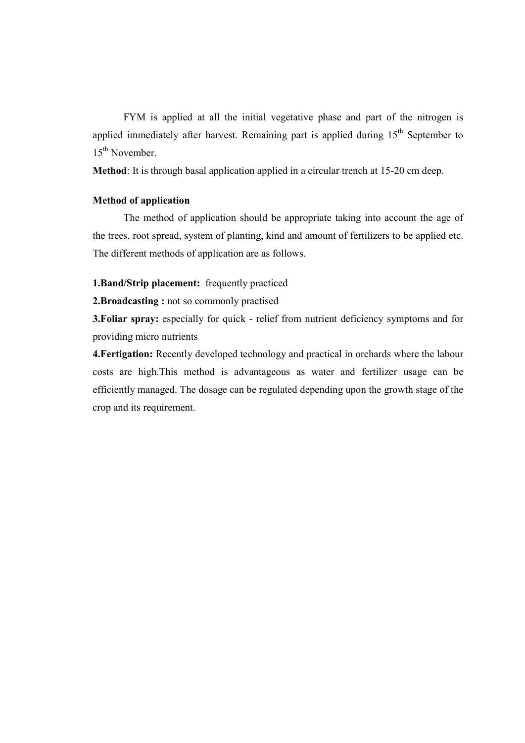FYM is applied at all the initial vegetative phase and part of the nitrogen is applied immediately after harvest. Remaining part is applied during 15$^{th}$ September to 15$^{th}$ November.

**Method**: It is through basal application applied in a circular trench at 15-20 cm deep.

**Method of application**

The method of application should be appropriate taking into account the age of the trees, root spread, system of planting, kind and amount of fertilizers to be applied etc. The different methods of application are as follows.

**1.Band/Strip placement:** frequently practiced

**2.Broadcasting :** not so commonly practised

**3.Foliar spray:** especially for quick - relief from nutrient deficiency symptoms and for providing micro nutrients

**4.Fertigation:** Recently developed technology and practical in orchards where the labour costs are high.This method is advantageous as water and fertilizer usage can be efficiently managed. The dosage can be regulated depending upon the growth stage of the crop and its requirement.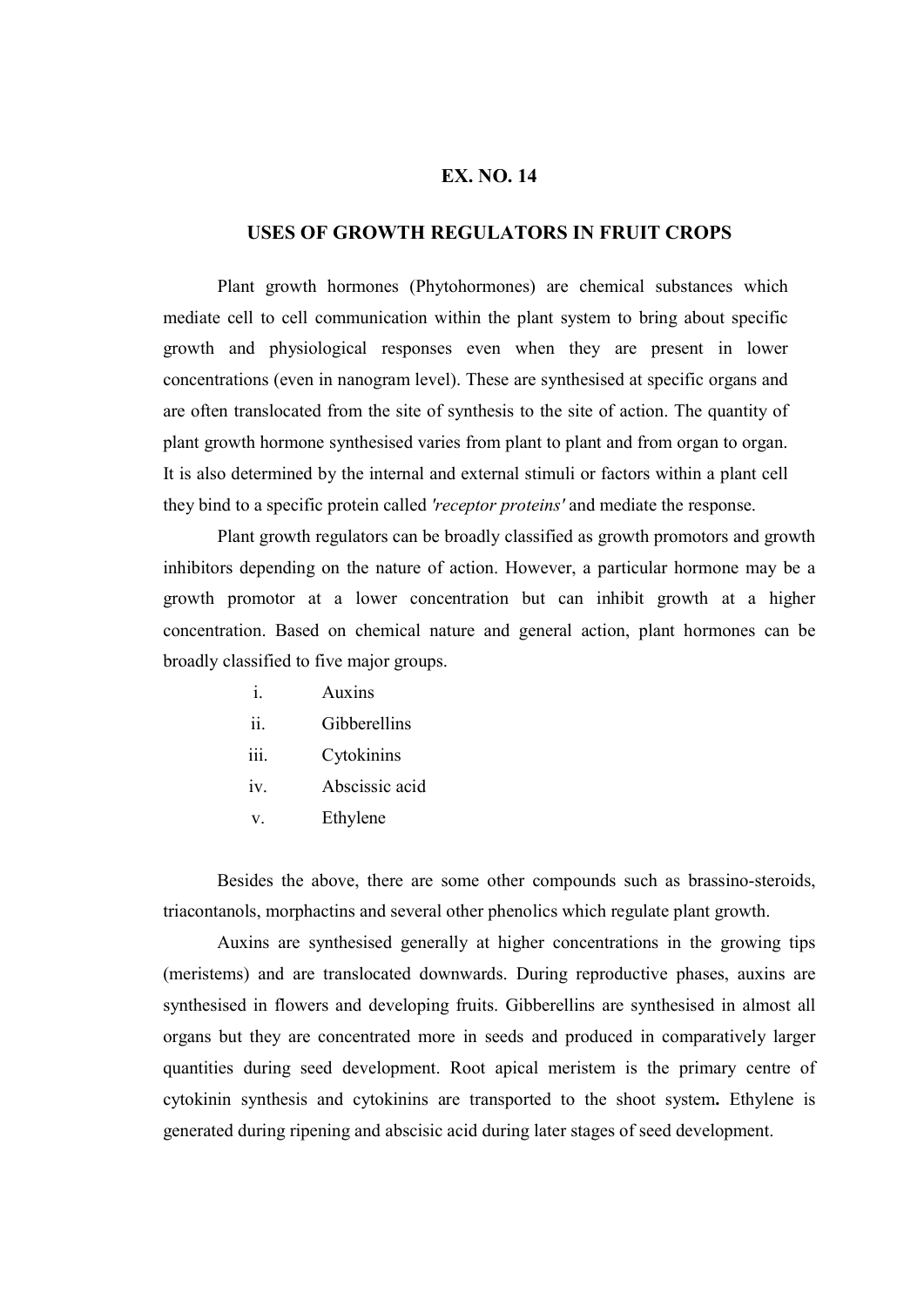# EX. NO. 14

## USES OF GROWTH REGULATORS IN FRUIT CROPS

Plant growth hormones (Phytohormones) are chemical substances which mediate cell to cell communication within the plant system to bring about specific growth and physiological responses even when they are present in lower concentrations (even in nanogram level). These are synthesised at specific organs and are often translocated from the site of synthesis to the site of action. The quantity of plant growth hormone synthesised varies from plant to plant and from organ to organ. It is also determined by the internal and external stimuli or factors within a plant cell they bind to a specific protein called *'receptor proteins'* and mediate the response.

Plant growth regulators can be broadly classified as growth promotors and growth inhibitors depending on the nature of action. However, a particular hormone may be a growth promotor at a lower concentration but can inhibit growth at a higher concentration. Based on chemical nature and general action, plant hormones can be broadly classified to five major groups.

i. Auxins
ii. Gibberellins
iii. Cytokinins
iv. Abscissic acid
v. Ethylene

Besides the above, there are some other compounds such as brassino-steroids, triacontanols, morphactins and several other phenolics which regulate plant growth.

Auxins are synthesised generally at higher concentrations in the growing tips (meristems) and are translocated downwards. During reproductive phases, auxins are synthesised in flowers and developing fruits. Gibberellins are synthesised in almost all organs but they are concentrated more in seeds and produced in comparatively larger quantities during seed development. Root apical meristem is the primary centre of cytokinin synthesis and cytokinins are transported to the shoot system**.** Ethylene is generated during ripening and abscisic acid during later stages of seed development.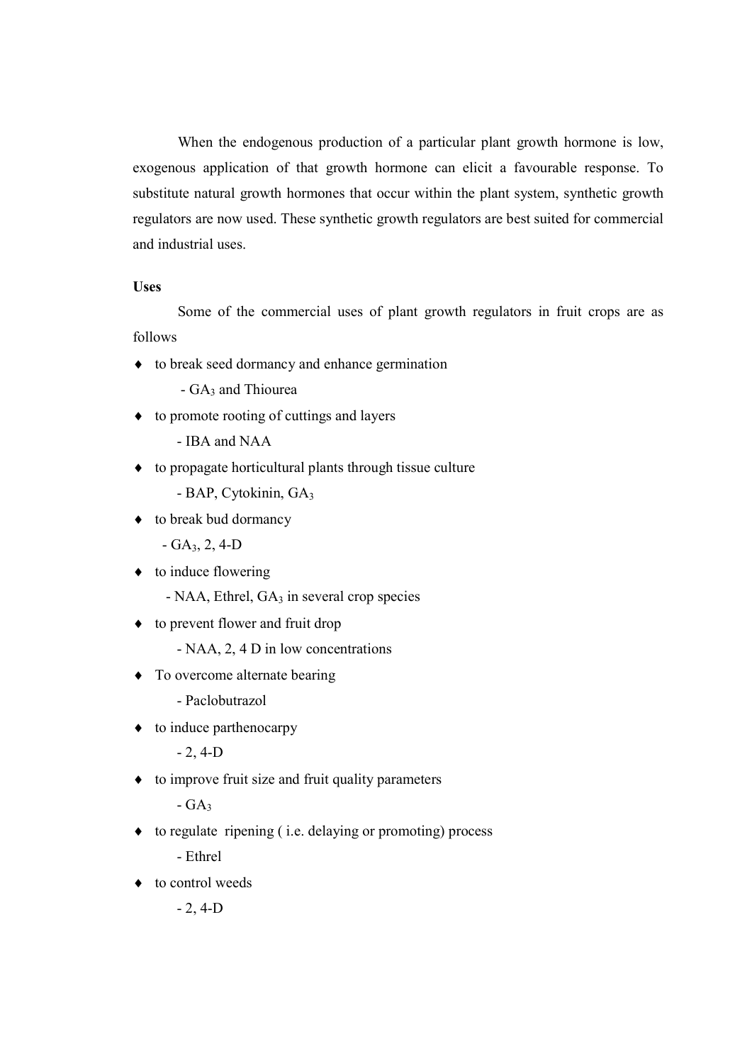When the endogenous production of a particular plant growth hormone is low, exogenous application of that growth hormone can elicit a favourable response. To substitute natural growth hormones that occur within the plant system, synthetic growth regulators are now used. These synthetic growth regulators are best suited for commercial and industrial uses.

**Uses**

Some of the commercial uses of plant growth regulators in fruit crops are as follows

- to break seed dormancy and enhance germination
  - $GA_3$ and Thiourea
- to promote rooting of cuttings and layers
  - IBA and NAA
- to propagate horticultural plants through tissue culture
  - BAP, Cytokinin, $GA_3$
- to break bud dormancy
  - $GA_3$, 2, 4-D
- to induce flowering
  - NAA, Ethrel, $GA_3$ in several crop species
- to prevent flower and fruit drop
  - NAA, 2, 4 D in low concentrations
- To overcome alternate bearing
  - Paclobutrazol
- to induce parthenocarpy
  - 2, 4-D
- to improve fruit size and fruit quality parameters
  - $GA_3$
- to regulate ripening ( i.e. delaying or promoting) process
  - Ethrel
- to control weeds
  - 2, 4-D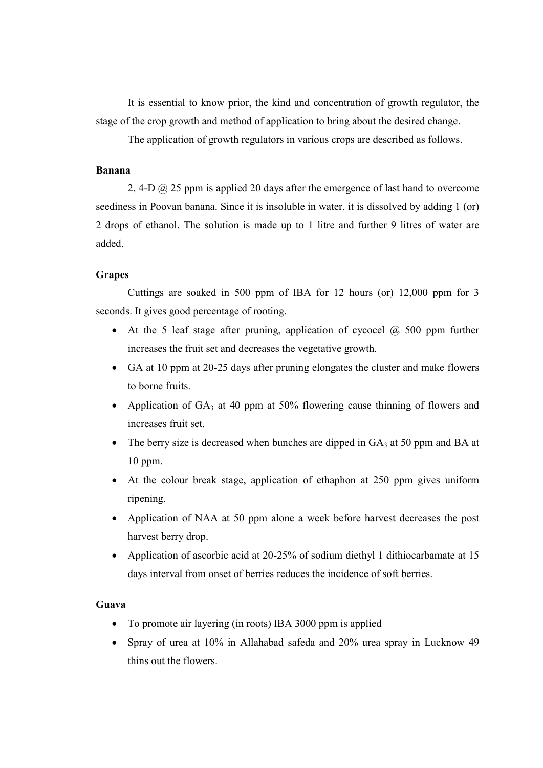It is essential to know prior, the kind and concentration of growth regulator, the stage of the crop growth and method of application to bring about the desired change.

The application of growth regulators in various crops are described as follows.

**Banana**

2, 4-D @ 25 ppm is applied 20 days after the emergence of last hand to overcome seediness in Poovan banana. Since it is insoluble in water, it is dissolved by adding 1 (or) 2 drops of ethanol. The solution is made up to 1 litre and further 9 litres of water are added.

**Grapes**

Cuttings are soaked in 500 ppm of IBA for 12 hours (or) 12,000 ppm for 3 seconds. It gives good percentage of rooting.

- At the 5 leaf stage after pruning, application of cycocel @ 500 ppm further increases the fruit set and decreases the vegetative growth.
- GA at 10 ppm at 20-25 days after pruning elongates the cluster and make flowers to borne fruits.
- Application of $GA_3$ at 40 ppm at 50% flowering cause thinning of flowers and increases fruit set.
- The berry size is decreased when bunches are dipped in $GA_3$ at 50 ppm and BA at 10 ppm.
- At the colour break stage, application of ethaphon at 250 ppm gives uniform ripening.
- Application of NAA at 50 ppm alone a week before harvest decreases the post harvest berry drop.
- Application of ascorbic acid at 20-25% of sodium diethyl 1 dithiocarbamate at 15 days interval from onset of berries reduces the incidence of soft berries.

**Guava**

- To promote air layering (in roots) IBA 3000 ppm is applied
- Spray of urea at 10% in Allahabad safeda and 20% urea spray in Lucknow 49 thins out the flowers.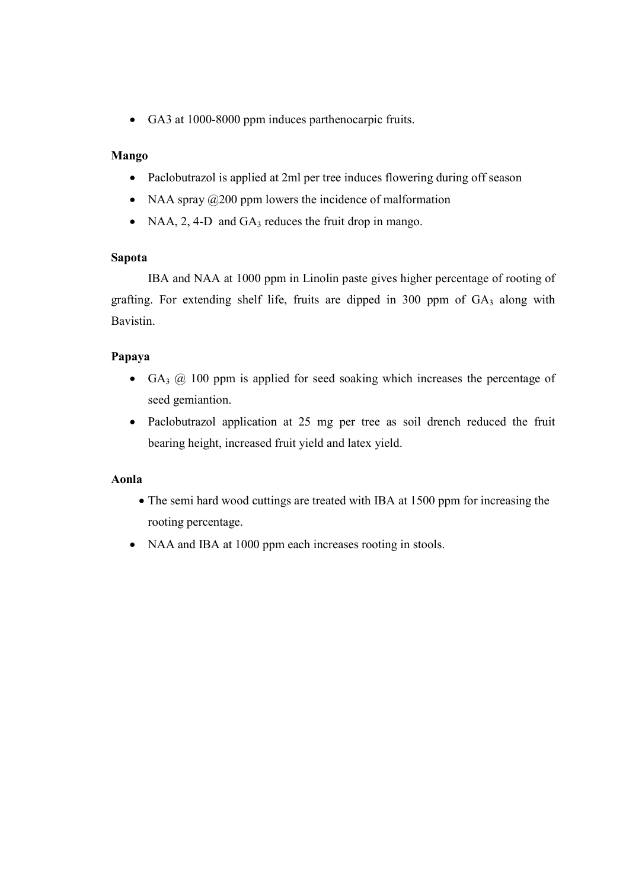- GA3 at 1000-8000 ppm induces parthenocarpic fruits.

**Mango**

- Paclobutrazol is applied at 2ml per tree induces flowering during off season
- NAA spray @200 ppm lowers the incidence of malformation
- NAA, 2, 4-D and $GA_3$ reduces the fruit drop in mango.

**Sapota**

IBA and NAA at 1000 ppm in Linolin paste gives higher percentage of rooting of grafting. For extending shelf life, fruits are dipped in 300 ppm of $GA_3$ along with Bavistin.

**Papaya**

- $GA_3$ @ 100 ppm is applied for seed soaking which increases the percentage of seed gemiantion.
- Paclobutrazol application at 25 mg per tree as soil drench reduced the fruit bearing height, increased fruit yield and latex yield.

**Aonla**

- The semi hard wood cuttings are treated with IBA at 1500 ppm for increasing the rooting percentage.
- NAA and IBA at 1000 ppm each increases rooting in stools.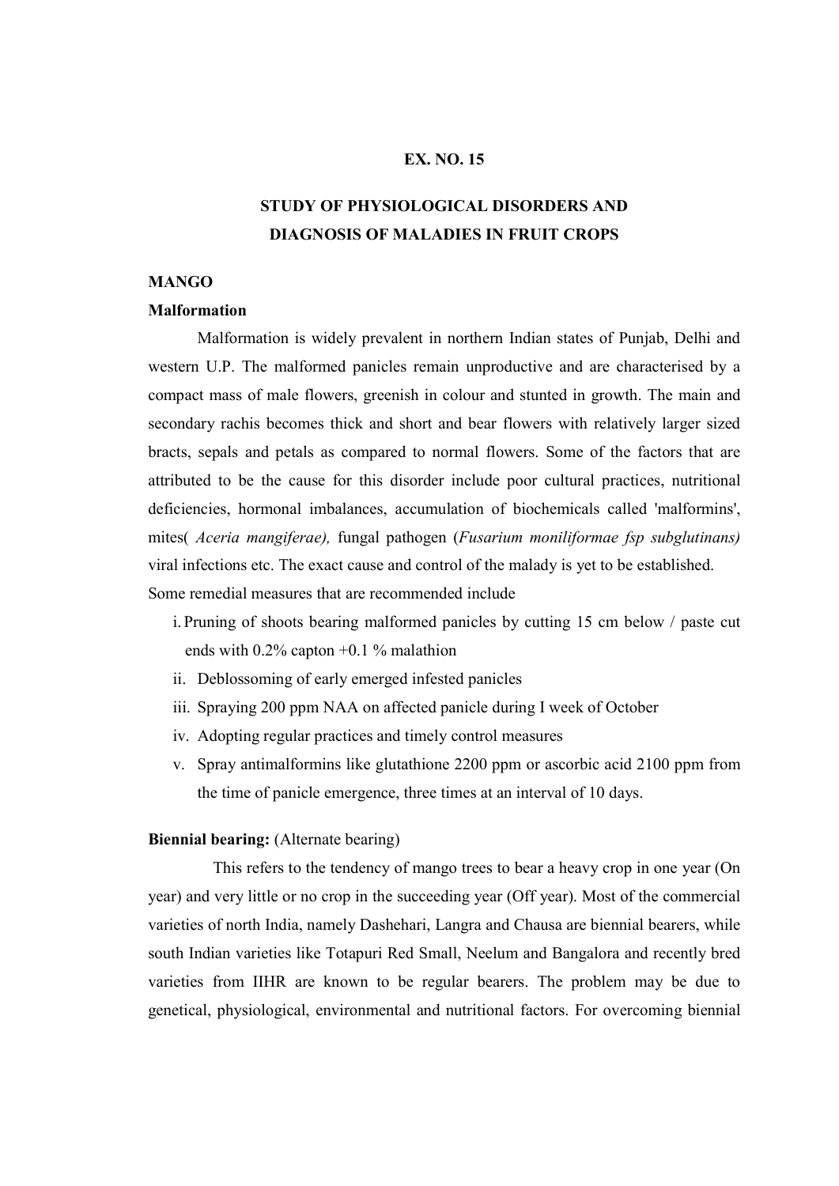**EX. NO. 15**

# STUDY OF PHYSIOLOGICAL DISORDERS AND DIAGNOSIS OF MALADIES IN FRUIT CROPS

## MANGO

### Malformation

Malformation is widely prevalent in northern Indian states of Punjab, Delhi and western U.P. The malformed panicles remain unproductive and are characterised by a compact mass of male flowers, greenish in colour and stunted in growth. The main and secondary rachis becomes thick and short and bear flowers with relatively larger sized bracts, sepals and petals as compared to normal flowers. Some of the factors that are attributed to be the cause for this disorder include poor cultural practices, nutritional deficiencies, hormonal imbalances, accumulation of biochemicals called 'malformins', mites( *Aceria mangiferae),* fungal pathogen (*Fusarium moniliformae fsp subglutinans)* viral infections etc. The exact cause and control of the malady is yet to be established.

Some remedial measures that are recommended include

i. Pruning of shoots bearing malformed panicles by cutting 15 cm below / paste cut ends with 0.2% capton +0.1 % malathion
ii. Deblossoming of early emerged infested panicles
iii. Spraying 200 ppm NAA on affected panicle during I week of October
iv. Adopting regular practices and timely control measures
v. Spray antimalformins like glutathione 2200 ppm or ascorbic acid 2100 ppm from the time of panicle emergence, three times at an interval of 10 days.

**Biennial bearing:** (Alternate bearing)

This refers to the tendency of mango trees to bear a heavy crop in one year (On year) and very little or no crop in the succeeding year (Off year). Most of the commercial varieties of north India, namely Dashehari, Langra and Chausa are biennial bearers, while south Indian varieties like Totapuri Red Small, Neelum and Bangalora and recently bred varieties from IIHR are known to be regular bearers. The problem may be due to genetical, physiological, environmental and nutritional factors. For overcoming biennial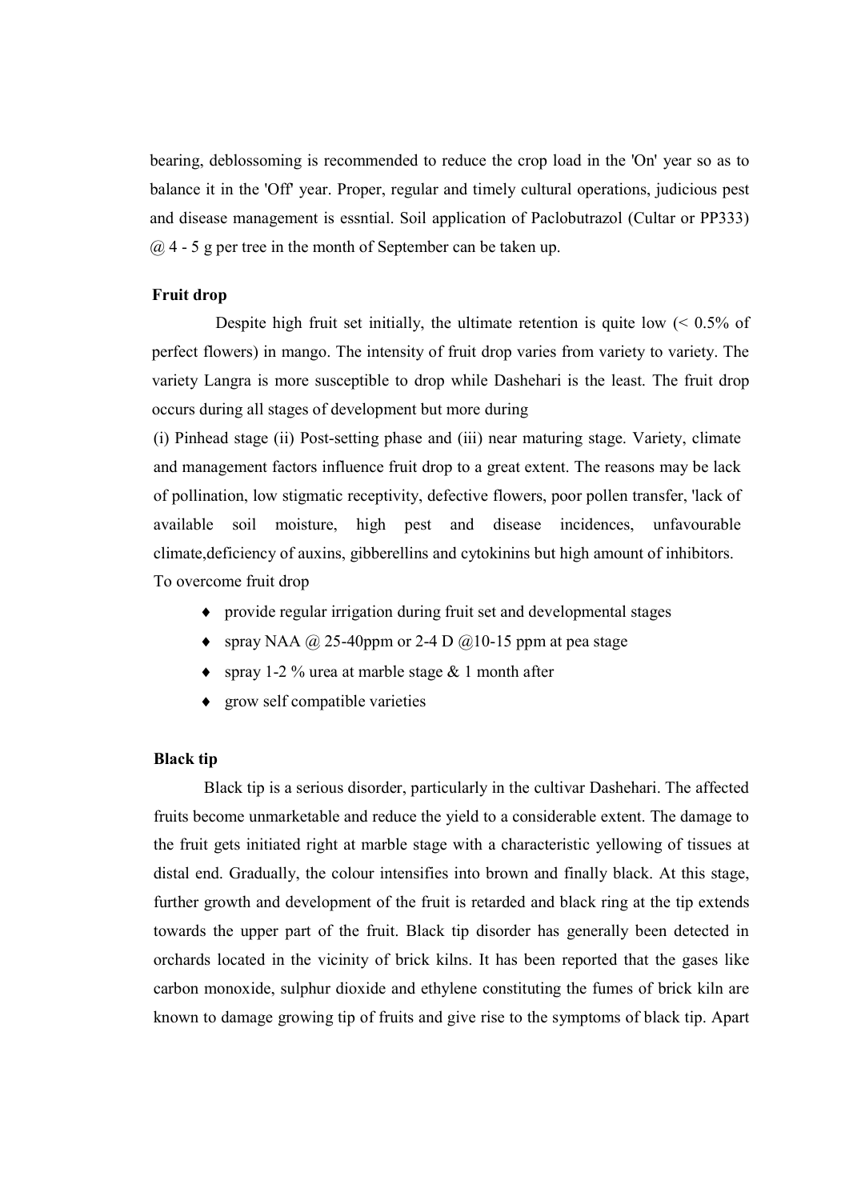bearing, deblossoming is recommended to reduce the crop load in the 'On' year so as to balance it in the 'Off' year. Proper, regular and timely cultural operations, judicious pest and disease management is essntial. Soil application of Paclobutrazol (Cultar or PP333) @ 4 - 5 g per tree in the month of September can be taken up.

**Fruit drop**

Despite high fruit set initially, the ultimate retention is quite low (< 0.5% of perfect flowers) in mango. The intensity of fruit drop varies from variety to variety. The variety Langra is more susceptible to drop while Dashehari is the least. The fruit drop occurs during all stages of development but more during

(i) Pinhead stage (ii) Post-setting phase and (iii) near maturing stage. Variety, climate and management factors influence fruit drop to a great extent. The reasons may be lack of pollination, low stigmatic receptivity, defective flowers, poor pollen transfer, 'lack of available soil moisture, high pest and disease incidences, unfavourable climate,deficiency of auxins, gibberellins and cytokinins but high amount of inhibitors.

To overcome fruit drop

- provide regular irrigation during fruit set and developmental stages
- spray NAA @ 25-40ppm or 2-4 D @10-15 ppm at pea stage
- spray 1-2 % urea at marble stage & 1 month after
- grow self compatible varieties

**Black tip**

Black tip is a serious disorder, particularly in the cultivar Dashehari. The affected fruits become unmarketable and reduce the yield to a considerable extent. The damage to the fruit gets initiated right at marble stage with a characteristic yellowing of tissues at distal end. Gradually, the colour intensifies into brown and finally black. At this stage, further growth and development of the fruit is retarded and black ring at the tip extends towards the upper part of the fruit. Black tip disorder has generally been detected in orchards located in the vicinity of brick kilns. It has been reported that the gases like carbon monoxide, sulphur dioxide and ethylene constituting the fumes of brick kiln are known to damage growing tip of fruits and give rise to the symptoms of black tip. Apart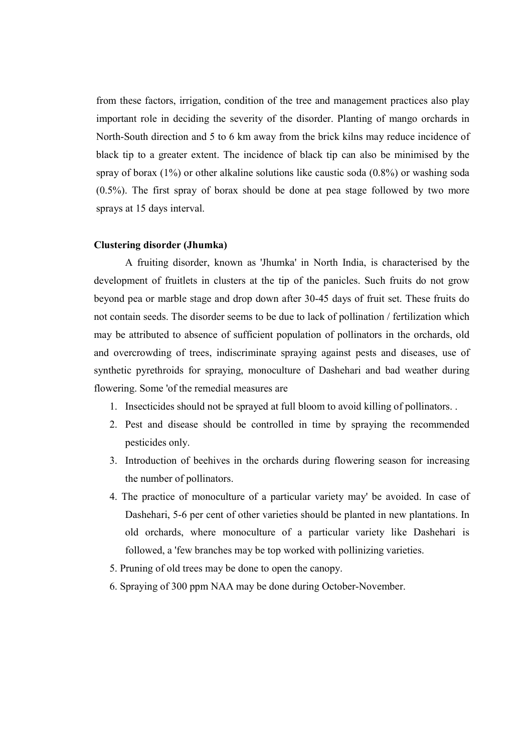from these factors, irrigation, condition of the tree and management practices also play important role in deciding the severity of the disorder. Planting of mango orchards in North-South direction and 5 to 6 km away from the brick kilns may reduce incidence of black tip to a greater extent. The incidence of black tip can also be minimised by the spray of borax (1%) or other alkaline solutions like caustic soda (0.8%) or washing soda (0.5%). The first spray of borax should be done at pea stage followed by two more sprays at 15 days interval.

**Clustering disorder (Jhumka)**

A fruiting disorder, known as 'Jhumka' in North India, is characterised by the development of fruitlets in clusters at the tip of the panicles. Such fruits do not grow beyond pea or marble stage and drop down after 30-45 days of fruit set. These fruits do not contain seeds. The disorder seems to be due to lack of pollination / fertilization which may be attributed to absence of sufficient population of pollinators in the orchards, old and overcrowding of trees, indiscriminate spraying against pests and diseases, use of synthetic pyrethroids for spraying, monoculture of Dashehari and bad weather during flowering. Some 'of the remedial measures are

1. Insecticides should not be sprayed at full bloom to avoid killing of pollinators. .
2. Pest and disease should be controlled in time by spraying the recommended pesticides only.
3. Introduction of beehives in the orchards during flowering season for increasing the number of pollinators.
4. The practice of monoculture of a particular variety may' be avoided. In case of Dashehari, 5-6 per cent of other varieties should be planted in new plantations. In old orchards, where monoculture of a particular variety like Dashehari is followed, a 'few branches may be top worked with pollinizing varieties.
5. Pruning of old trees may be done to open the canopy.
6. Spraying of 300 ppm NAA may be done during October-November.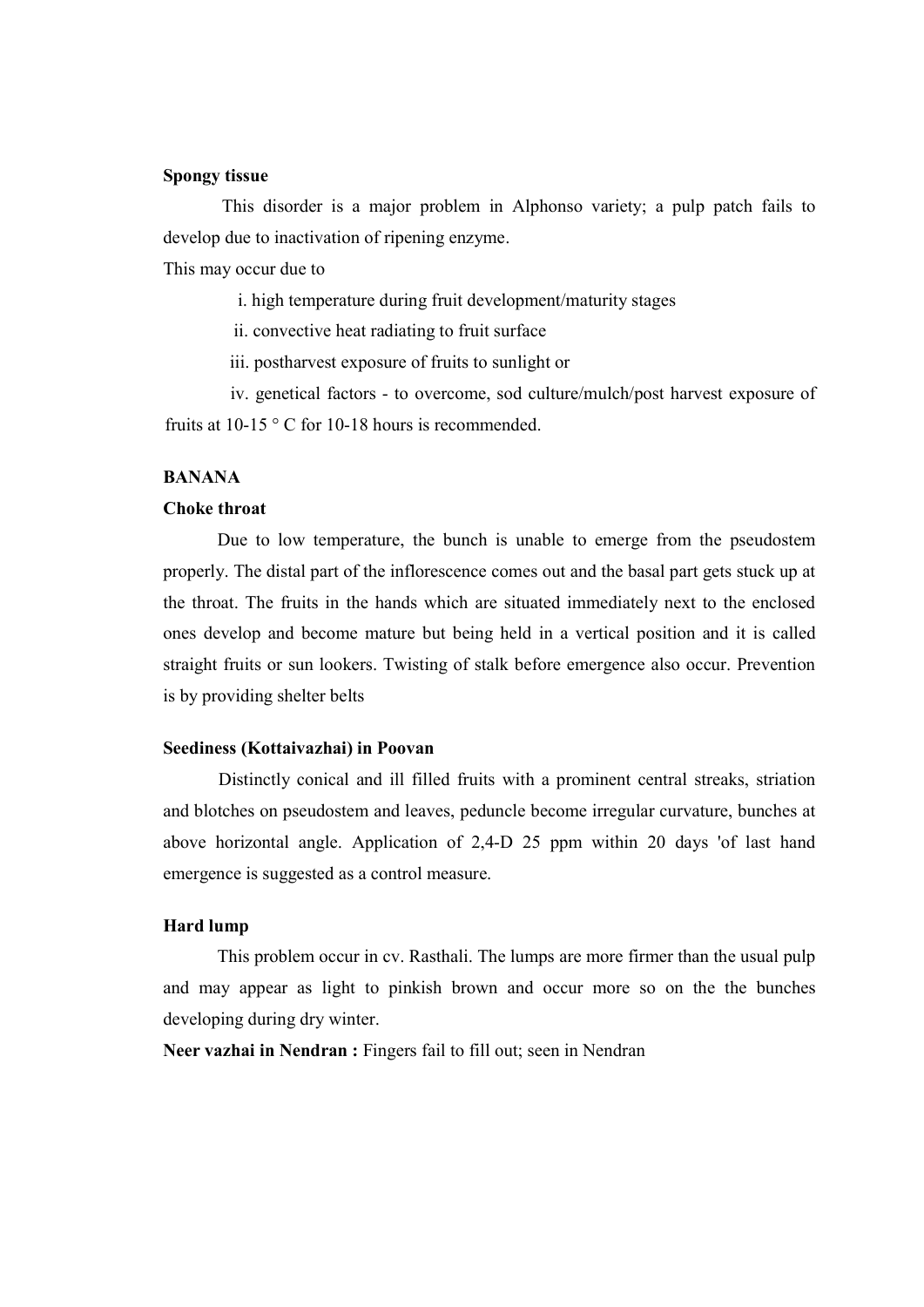**Spongy tissue**

This disorder is a major problem in Alphonso variety; a pulp patch fails to develop due to inactivation of ripening enzyme.

This may occur due to

i. high temperature during fruit development/maturity stages

ii. convective heat radiating to fruit surface

iii. postharvest exposure of fruits to sunlight or

iv. genetical factors - to overcome, sod culture/mulch/post harvest exposure of fruits at 10-15 ° C for 10-18 hours is recommended.

**BANANA**

**Choke throat**

Due to low temperature, the bunch is unable to emerge from the pseudostem properly. The distal part of the inflorescence comes out and the basal part gets stuck up at the throat. The fruits in the hands which are situated immediately next to the enclosed ones develop and become mature but being held in a vertical position and it is called straight fruits or sun lookers. Twisting of stalk before emergence also occur. Prevention is by providing shelter belts

**Seediness (Kottaivazhai) in Poovan**

Distinctly conical and ill filled fruits with a prominent central streaks, striation and blotches on pseudostem and leaves, peduncle become irregular curvature, bunches at above horizontal angle. Application of 2,4-D 25 ppm within 20 days 'of last hand emergence is suggested as a control measure.

**Hard lump**

This problem occur in cv. Rasthali. The lumps are more firmer than the usual pulp and may appear as light to pinkish brown and occur more so on the the bunches developing during dry winter.

**Neer vazhai in Nendran :** Fingers fail to fill out; seen in Nendran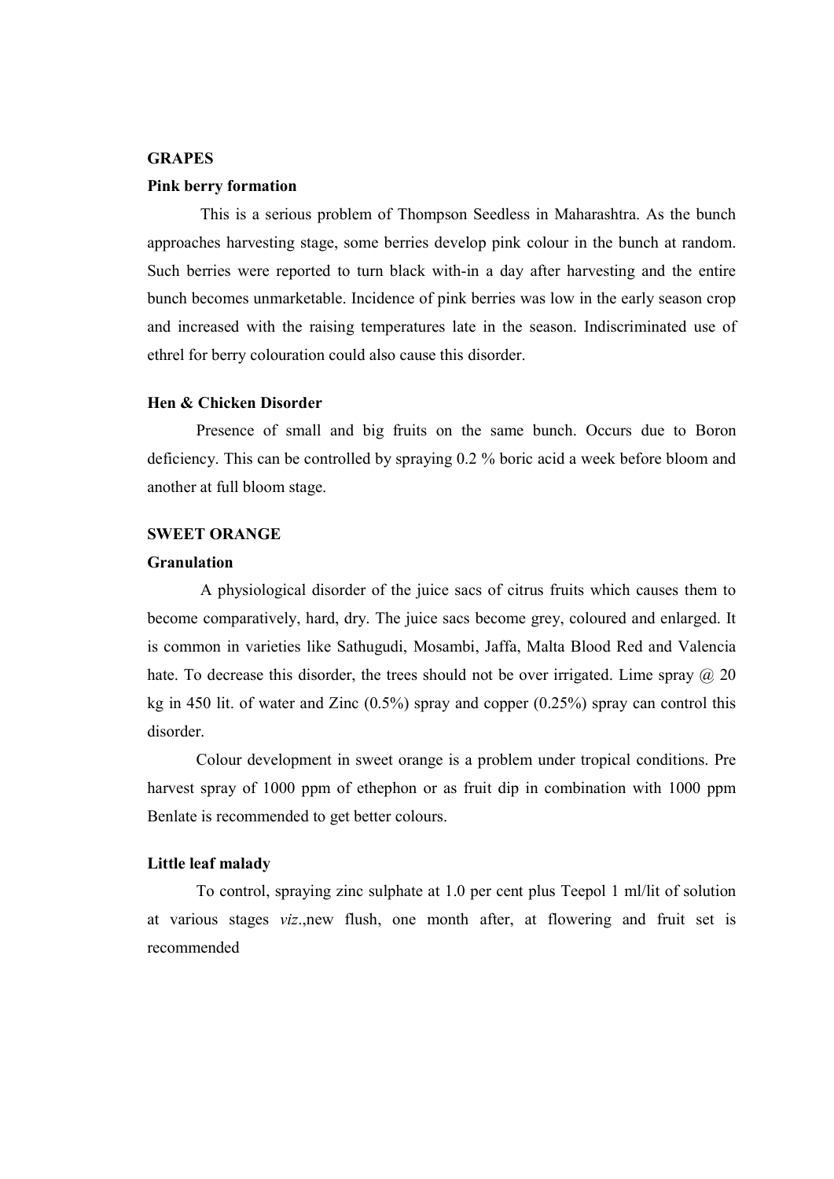**GRAPES**

**Pink berry formation**

This is a serious problem of Thompson Seedless in Maharashtra. As the bunch approaches harvesting stage, some berries develop pink colour in the bunch at random. Such berries were reported to turn black with-in a day after harvesting and the entire bunch becomes unmarketable. Incidence of pink berries was low in the early season crop and increased with the raising temperatures late in the season. Indiscriminated use of ethrel for berry colouration could also cause this disorder.

**Hen & Chicken Disorder**

Presence of small and big fruits on the same bunch. Occurs due to Boron deficiency. This can be controlled by spraying 0.2 % boric acid a week before bloom and another at full bloom stage.

**SWEET ORANGE**

**Granulation**

A physiological disorder of the juice sacs of citrus fruits which causes them to become comparatively, hard, dry. The juice sacs become grey, coloured and enlarged. It is common in varieties like Sathugudi, Mosambi, Jaffa, Malta Blood Red and Valencia hate. To decrease this disorder, the trees should not be over irrigated. Lime spray @ 20 kg in 450 lit. of water and Zinc (0.5%) spray and copper (0.25%) spray can control this disorder.

Colour development in sweet orange is a problem under tropical conditions. Pre harvest spray of 1000 ppm of ethephon or as fruit dip in combination with 1000 ppm Benlate is recommended to get better colours.

**Little leaf malady**

To control, spraying zinc sulphate at 1.0 per cent plus Teepol 1 ml/lit of solution at various stages *viz*.,new flush, one month after, at flowering and fruit set is recommended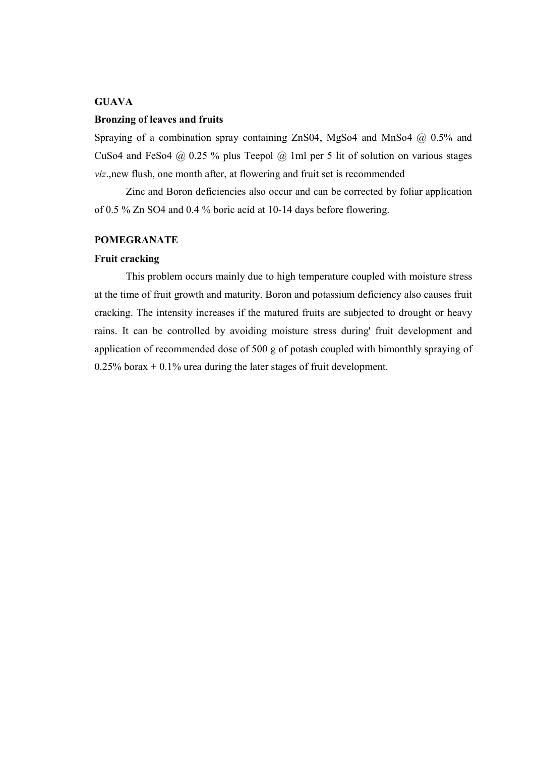**GUAVA**

**Bronzing of leaves and fruits**

Spraying of a combination spray containing ZnS04, MgSo4 and MnSo4 @ 0.5% and CuSo4 and FeSo4 @ 0.25 % plus Teepol @ 1ml per 5 lit of solution on various stages *viz*.,new flush, one month after, at flowering and fruit set is recommended

Zinc and Boron deficiencies also occur and can be corrected by foliar application of 0.5 % Zn SO4 and 0.4 % boric acid at 10-14 days before flowering.

**POMEGRANATE**

**Fruit cracking**

This problem occurs mainly due to high temperature coupled with moisture stress at the time of fruit growth and maturity. Boron and potassium deficiency also causes fruit cracking. The intensity increases if the matured fruits are subjected to drought or heavy rains. It can be controlled by avoiding moisture stress during' fruit development and application of recommended dose of 500 g of potash coupled with bimonthly spraying of 0.25% borax + 0.1% urea during the later stages of fruit development.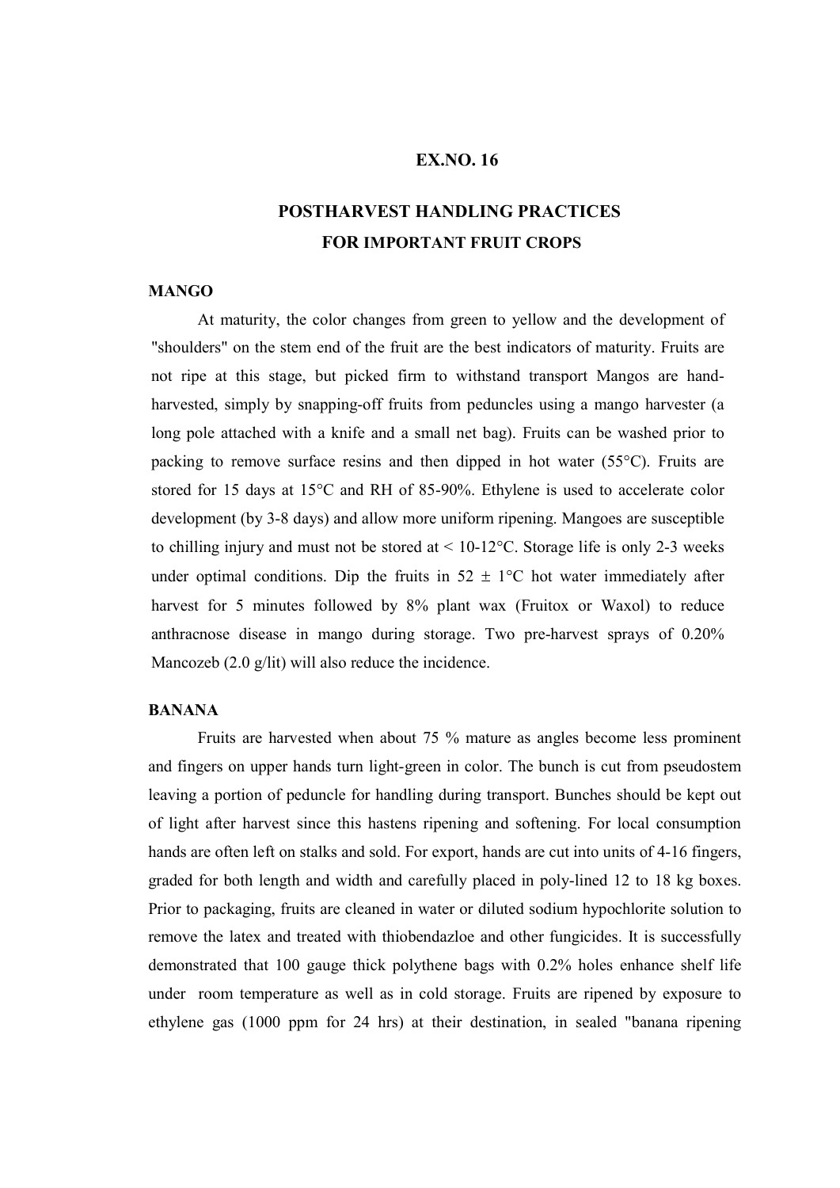# EX.NO. 16

# POSTHARVEST HANDLING PRACTICES FOR IMPORTANT FRUIT CROPS

## MANGO

At maturity, the color changes from green to yellow and the development of "shoulders" on the stem end of the fruit are the best indicators of maturity. Fruits are not ripe at this stage, but picked firm to withstand transport Mangos are hand-harvested, simply by snapping-off fruits from peduncles using a mango harvester (a long pole attached with a knife and a small net bag). Fruits can be washed prior to packing to remove surface resins and then dipped in hot water (55°C). Fruits are stored for 15 days at 15°C and RH of 85-90%. Ethylene is used to accelerate color development (by 3-8 days) and allow more uniform ripening. Mangoes are susceptible to chilling injury and must not be stored at < 10-12°C. Storage life is only 2-3 weeks under optimal conditions. Dip the fruits in 52 ± 1°C hot water immediately after harvest for 5 minutes followed by 8% plant wax (Fruitox or Waxol) to reduce anthracnose disease in mango during storage. Two pre-harvest sprays of 0.20% Mancozeb (2.0 g/lit) will also reduce the incidence.

## BANANA

Fruits are harvested when about 75 % mature as angles become less prominent and fingers on upper hands turn light-green in color. The bunch is cut from pseudostem leaving a portion of peduncle for handling during transport. Bunches should be kept out of light after harvest since this hastens ripening and softening. For local consumption hands are often left on stalks and sold. For export, hands are cut into units of 4-16 fingers, graded for both length and width and carefully placed in poly-lined 12 to 18 kg boxes. Prior to packaging, fruits are cleaned in water or diluted sodium hypochlorite solution to remove the latex and treated with thiobendazloe and other fungicides. It is successfully demonstrated that 100 gauge thick polythene bags with 0.2% holes enhance shelf life under room temperature as well as in cold storage. Fruits are ripened by exposure to ethylene gas (1000 ppm for 24 hrs) at their destination, in sealed "banana ripening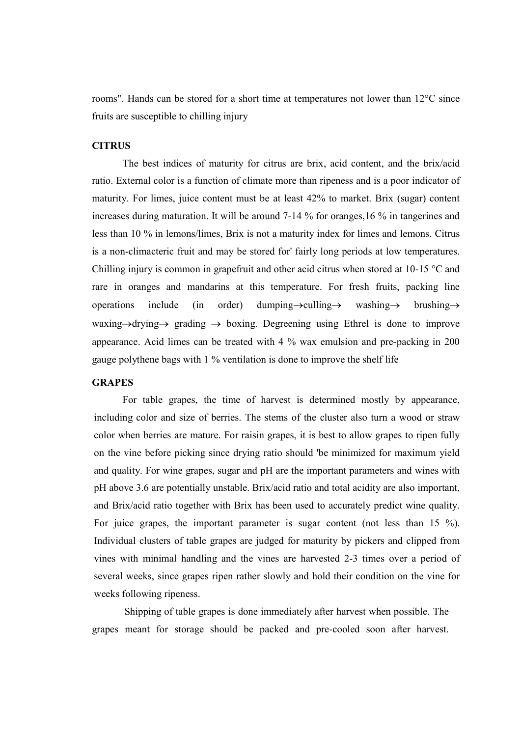rooms". Hands can be stored for a short time at temperatures not lower than 12°C since fruits are susceptible to chilling injury

### CITRUS

The best indices of maturity for citrus are brix, acid content, and the brix/acid ratio. External color is a function of climate more than ripeness and is a poor indicator of maturity. For limes, juice content must be at least 42% to market. Brix (sugar) content increases during maturation. It will be around 7-14 % for oranges,16 % in tangerines and less than 10 % in lemons/limes, Brix is not a maturity index for limes and lemons. Citrus is a non-climacteric fruit and may be stored for' fairly long periods at low temperatures. Chilling injury is common in grapefruit and other acid citrus when stored at 10-15 °C and rare in oranges and mandarins at this temperature. For fresh fruits, packing line operations include (in order) dumping→culling→ washing→ brushing→ waxing→drying→ grading → boxing. Degreening using Ethrel is done to improve appearance. Acid limes can be treated with 4 % wax emulsion and pre-packing in 200 gauge polythene bags with 1 % ventilation is done to improve the shelf life

### GRAPES

For table grapes, the time of harvest is determined mostly by appearance, including color and size of berries. The stems of the cluster also turn a wood or straw color when berries are mature. For raisin grapes, it is best to allow grapes to ripen fully on the vine before picking since drying ratio should 'be minimized for maximum yield and quality. For wine grapes, sugar and pH are the important parameters and wines with pH above 3.6 are potentially unstable. Brix/acid ratio and total acidity are also important, and Brix/acid ratio together with Brix has been used to accurately predict wine quality. For juice grapes, the important parameter is sugar content (not less than 15 %). Individual clusters of table grapes are judged for maturity by pickers and clipped from vines with minimal handling and the vines are harvested 2-3 times over a period of several weeks, since grapes ripen rather slowly and hold their condition on the vine for weeks following ripeness.

Shipping of table grapes is done immediately after harvest when possible. The grapes meant for storage should be packed and pre-cooled soon after harvest.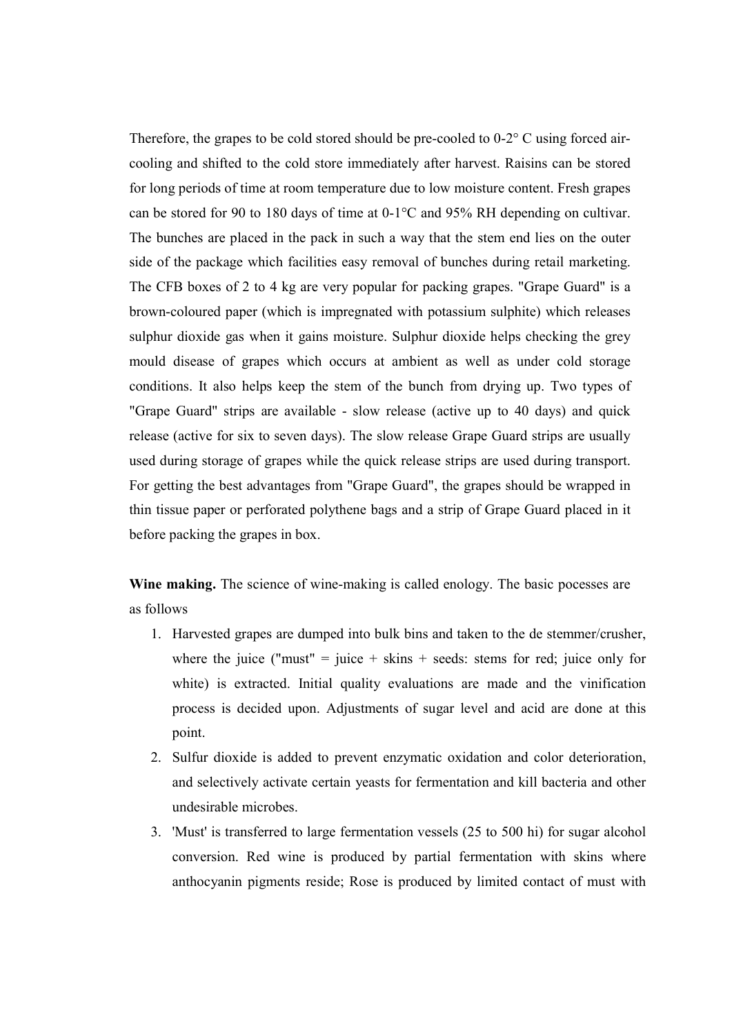Therefore, the grapes to be cold stored should be pre-cooled to 0-2° C using forced air-cooling and shifted to the cold store immediately after harvest. Raisins can be stored for long periods of time at room temperature due to low moisture content. Fresh grapes can be stored for 90 to 180 days of time at 0-1°C and 95% RH depending on cultivar. The bunches are placed in the pack in such a way that the stem end lies on the outer side of the package which facilities easy removal of bunches during retail marketing. The CFB boxes of 2 to 4 kg are very popular for packing grapes. "Grape Guard" is a brown-coloured paper (which is impregnated with potassium sulphite) which releases sulphur dioxide gas when it gains moisture. Sulphur dioxide helps checking the grey mould disease of grapes which occurs at ambient as well as under cold storage conditions. It also helps keep the stem of the bunch from drying up. Two types of "Grape Guard" strips are available - slow release (active up to 40 days) and quick release (active for six to seven days). The slow release Grape Guard strips are usually used during storage of grapes while the quick release strips are used during transport. For getting the best advantages from "Grape Guard", the grapes should be wrapped in thin tissue paper or perforated polythene bags and a strip of Grape Guard placed in it before packing the grapes in box.

**Wine making.** The science of wine-making is called enology. The basic pocesses are as follows

1. Harvested grapes are dumped into bulk bins and taken to the de stemmer/crusher, where the juice ("must" = juice + skins + seeds: stems for red; juice only for white) is extracted. Initial quality evaluations are made and the vinification process is decided upon. Adjustments of sugar level and acid are done at this point.
2. Sulfur dioxide is added to prevent enzymatic oxidation and color deterioration, and selectively activate certain yeasts for fermentation and kill bacteria and other undesirable microbes.
3. 'Must' is transferred to large fermentation vessels (25 to 500 hi) for sugar alcohol conversion. Red wine is produced by partial fermentation with skins where anthocyanin pigments reside; Rose is produced by limited contact of must with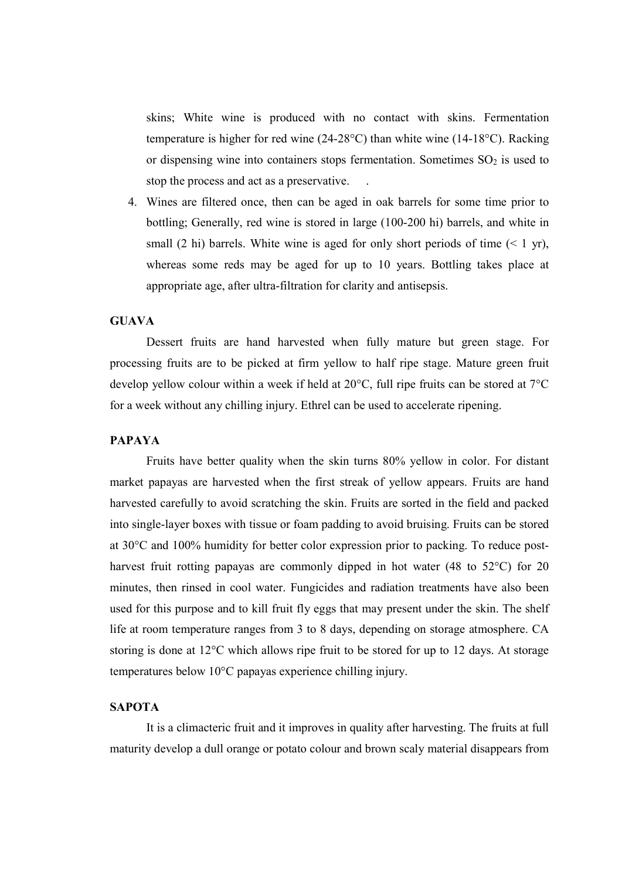skins; White wine is produced with no contact with skins. Fermentation temperature is higher for red wine (24-28°C) than white wine (14-18°C). Racking or dispensing wine into containers stops fermentation. Sometimes $SO_2$ is used to stop the process and act as a preservative. .

4. Wines are filtered once, then can be aged in oak barrels for some time prior to bottling; Generally, red wine is stored in large (100-200 hi) barrels, and white in small (2 hi) barrels. White wine is aged for only short periods of time (< 1 yr), whereas some reds may be aged for up to 10 years. Bottling takes place at appropriate age, after ultra-filtration for clarity and antisepsis.

**GUAVA**

Dessert fruits are hand harvested when fully mature but green stage. For processing fruits are to be picked at firm yellow to half ripe stage. Mature green fruit develop yellow colour within a week if held at 20°C, full ripe fruits can be stored at 7°C for a week without any chilling injury. Ethrel can be used to accelerate ripening.

**PAPAYA**

Fruits have better quality when the skin turns 80% yellow in color. For distant market papayas are harvested when the first streak of yellow appears. Fruits are hand harvested carefully to avoid scratching the skin. Fruits are sorted in the field and packed into single-layer boxes with tissue or foam padding to avoid bruising. Fruits can be stored at 30°C and 100% humidity for better color expression prior to packing. To reduce post-harvest fruit rotting papayas are commonly dipped in hot water (48 to 52°C) for 20 minutes, then rinsed in cool water. Fungicides and radiation treatments have also been used for this purpose and to kill fruit fly eggs that may present under the skin. The shelf life at room temperature ranges from 3 to 8 days, depending on storage atmosphere. CA storing is done at 12°C which allows ripe fruit to be stored for up to 12 days. At storage temperatures below 10°C papayas experience chilling injury.

**SAPOTA**

It is a climacteric fruit and it improves in quality after harvesting. The fruits at full maturity develop a dull orange or potato colour and brown scaly material disappears from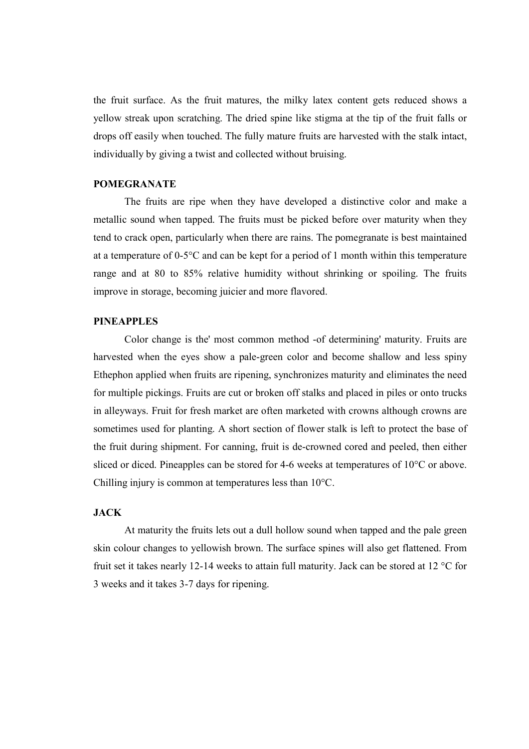the fruit surface. As the fruit matures, the milky latex content gets reduced shows a yellow streak upon scratching. The dried spine like stigma at the tip of the fruit falls or drops off easily when touched. The fully mature fruits are harvested with the stalk intact, individually by giving a twist and collected without bruising.

**POMEGRANATE**

The fruits are ripe when they have developed a distinctive color and make a metallic sound when tapped. The fruits must be picked before over maturity when they tend to crack open, particularly when there are rains. The pomegranate is best maintained at a temperature of 0-5°C and can be kept for a period of 1 month within this temperature range and at 80 to 85% relative humidity without shrinking or spoiling. The fruits improve in storage, becoming juicier and more flavored.

**PINEAPPLES**

Color change is the' most common method -of determining' maturity. Fruits are harvested when the eyes show a pale-green color and become shallow and less spiny Ethephon applied when fruits are ripening, synchronizes maturity and eliminates the need for multiple pickings. Fruits are cut or broken off stalks and placed in piles or onto trucks in alleyways. Fruit for fresh market are often marketed with crowns although crowns are sometimes used for planting. A short section of flower stalk is left to protect the base of the fruit during shipment. For canning, fruit is de-crowned cored and peeled, then either sliced or diced. Pineapples can be stored for 4-6 weeks at temperatures of 10°C or above. Chilling injury is common at temperatures less than 10°C.

**JACK**

At maturity the fruits lets out a dull hollow sound when tapped and the pale green skin colour changes to yellowish brown. The surface spines will also get flattened. From fruit set it takes nearly 12-14 weeks to attain full maturity. Jack can be stored at 12 °C for 3 weeks and it takes 3-7 days for ripening.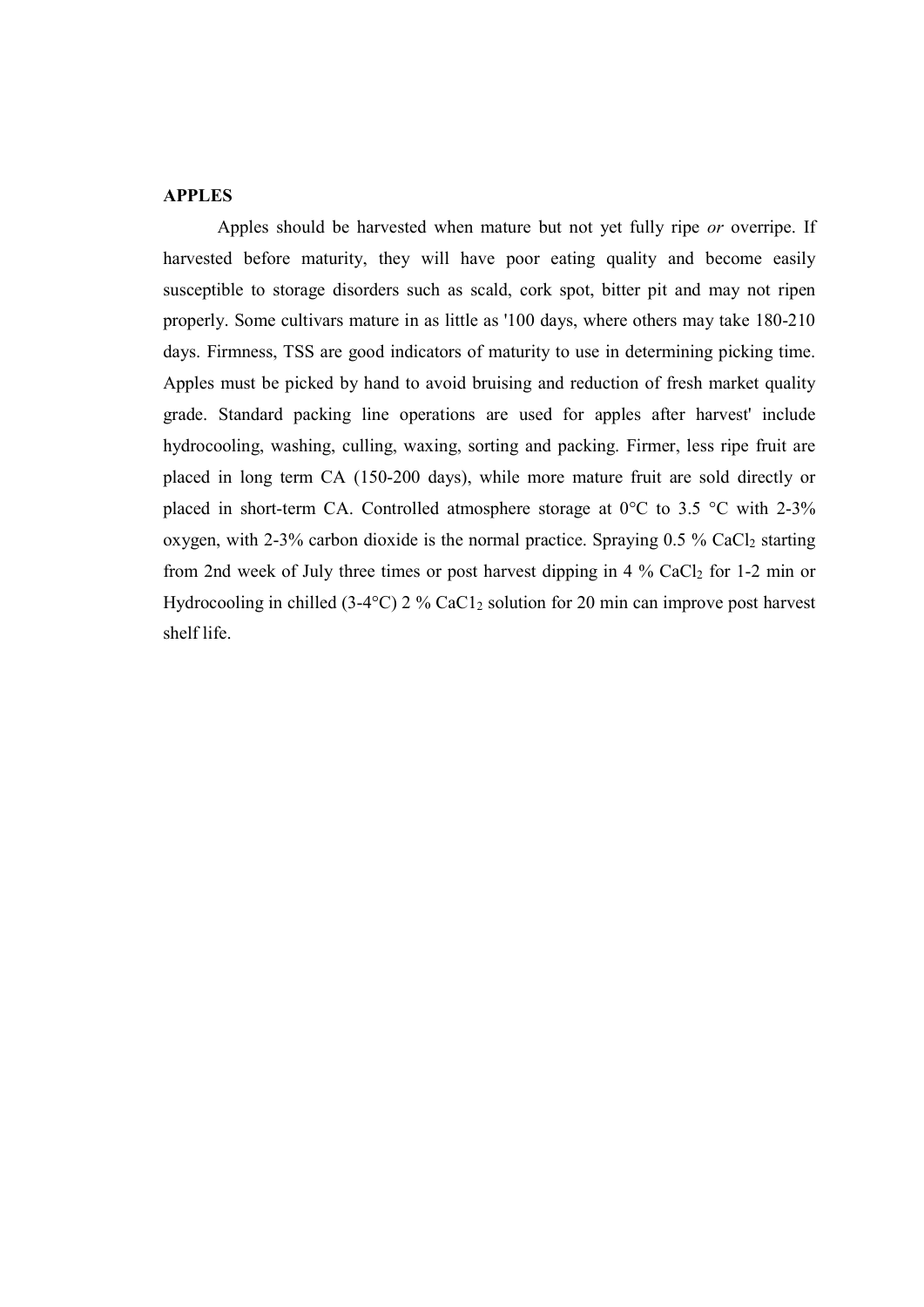**APPLES**

Apples should be harvested when mature but not yet fully ripe *or* overripe. If harvested before maturity, they will have poor eating quality and become easily susceptible to storage disorders such as scald, cork spot, bitter pit and may not ripen properly. Some cultivars mature in as little as '100 days, where others may take 180-210 days. Firmness, TSS are good indicators of maturity to use in determining picking time. Apples must be picked by hand to avoid bruising and reduction of fresh market quality grade. Standard packing line operations are used for apples after harvest' include hydrocooling, washing, culling, waxing, sorting and packing. Firmer, less ripe fruit are placed in long term CA (150-200 days), while more mature fruit are sold directly or placed in short-term CA. Controlled atmosphere storage at 0°C to 3.5 °C with 2-3% oxygen, with 2-3% carbon dioxide is the normal practice. Spraying 0.5 % $CaCl_2$ starting from 2nd week of July three times or post harvest dipping in 4 % $CaCl_2$ for 1-2 min or Hydrocooling in chilled (3-4°C) 2 % $CaC1_2$ solution for 20 min can improve post harvest shelf life.